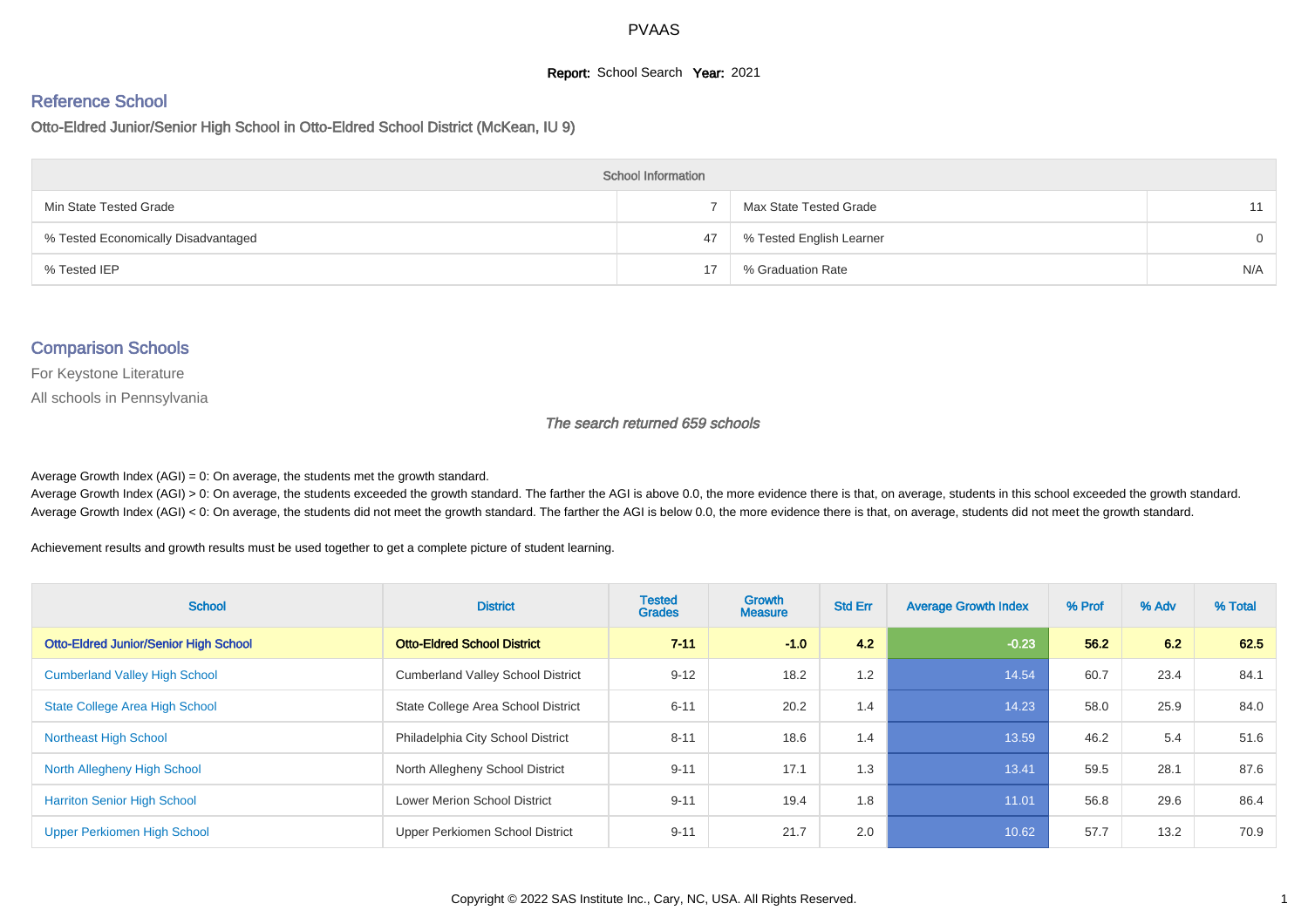# PVAAS

**Report:** School Search **Year:** 2021

## Reference School

Otto-Eldred Junior/Senior High School in Otto-Eldred School District (McKean, IU 9)

| School Information | | | |
|---|---|---|---|
| Min State Tested Grade | 7 | Max State Tested Grade | 11 |
| % Tested Economically Disadvantaged | 47 | % Tested English Learner | 0 |
| % Tested IEP | 17 | % Graduation Rate | N/A |

## Comparison Schools

For Keystone Literature

All schools in Pennsylvania

*The search returned 659 schools*

Average Growth Index (AGI) = 0: On average, the students met the growth standard.
Average Growth Index (AGI) > 0: On average, the students exceeded the growth standard. The farther the AGI is above 0.0, the more evidence there is that, on average, students in this school exceeded the growth standard.
Average Growth Index (AGI) < 0: On average, the students did not meet the growth standard. The farther the AGI is below 0.0, the more evidence there is that, on average, students did not meet the growth standard.

Achievement results and growth results must be used together to get a complete picture of student learning.

| School | District | Tested Grades | Growth Measure | Std Err | Average Growth Index | % Prof | % Adv | % Total |
|---|---|---|---|---|---|---|---|---|
| **Otto-Eldred Junior/Senior High School** | **Otto-Eldred School District** | **7-11** | **-1.0** | **4.2** | **-0.23** | **56.2** | **6.2** | **62.5** |
| Cumberland Valley High School | Cumberland Valley School District | 9-12 | 18.2 | 1.2 | 14.54 | 60.7 | 23.4 | 84.1 |
| State College Area High School | State College Area School District | 6-11 | 20.2 | 1.4 | 14.23 | 58.0 | 25.9 | 84.0 |
| Northeast High School | Philadelphia City School District | 8-11 | 18.6 | 1.4 | 13.59 | 46.2 | 5.4 | 51.6 |
| North Allegheny High School | North Allegheny School District | 9-11 | 17.1 | 1.3 | 13.41 | 59.5 | 28.1 | 87.6 |
| Harriton Senior High School | Lower Merion School District | 9-11 | 19.4 | 1.8 | 11.01 | 56.8 | 29.6 | 86.4 |
| Upper Perkiomen High School | Upper Perkiomen School District | 9-11 | 21.7 | 2.0 | 10.62 | 57.7 | 13.2 | 70.9 |

Copyright © 2022 SAS Institute Inc., Cary, NC, USA. All Rights Reserved.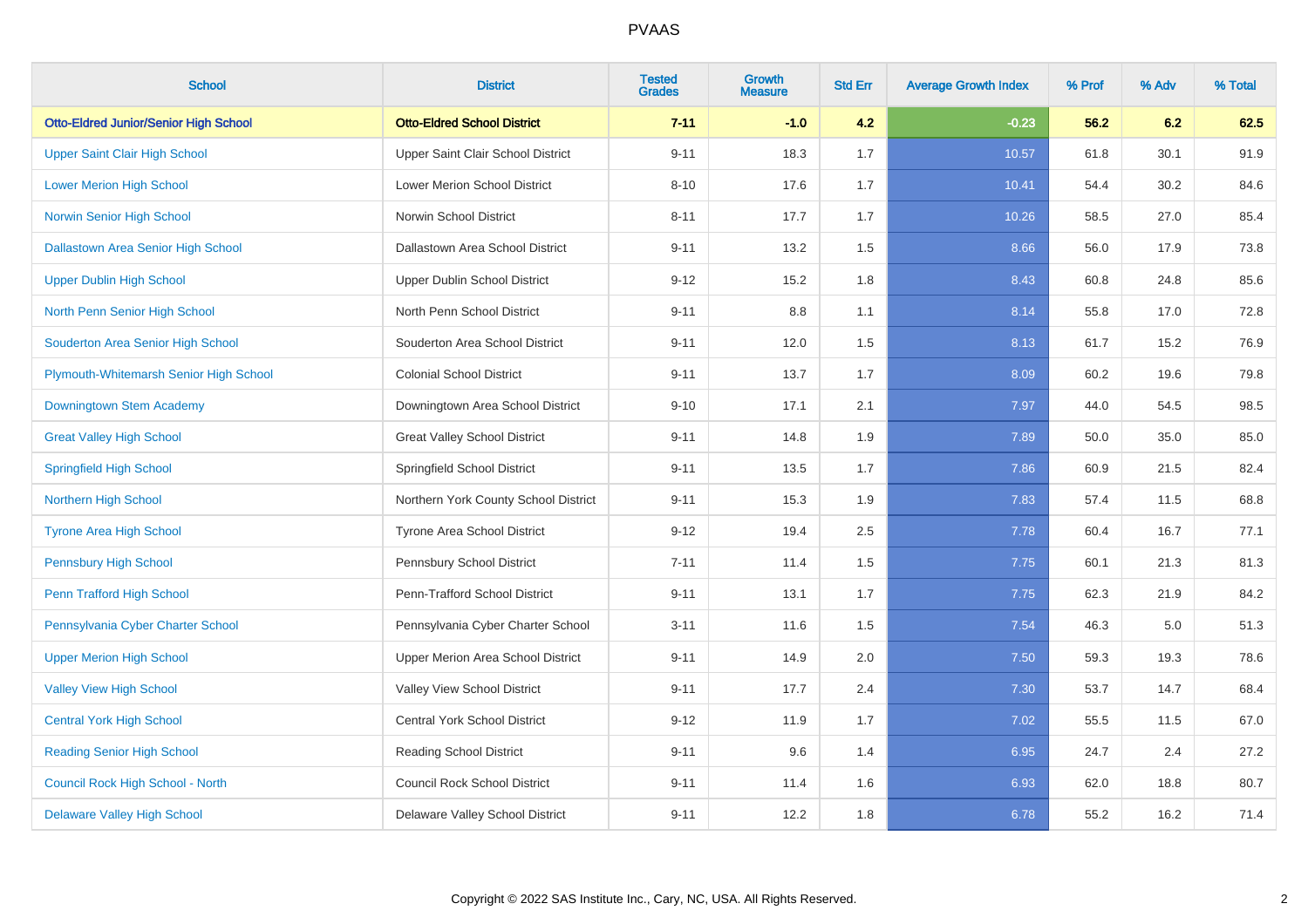| School | District | Tested Grades | Growth Measure | Std Err | Average Growth Index | % Prof | % Adv | % Total |
|---|---|---|---|---|---|---|---|---|
| **Otto-Eldred Junior/Senior High School** | **Otto-Eldred School District** | **7-11** | **-1.0** | **4.2** | **-0.23** | **56.2** | **6.2** | **62.5** |
| Upper Saint Clair High School | Upper Saint Clair School District | 9-11 | 18.3 | 1.7 | 10.57 | 61.8 | 30.1 | 91.9 |
| Lower Merion High School | Lower Merion School District | 8-10 | 17.6 | 1.7 | 10.41 | 54.4 | 30.2 | 84.6 |
| Norwin Senior High School | Norwin School District | 8-11 | 17.7 | 1.7 | 10.26 | 58.5 | 27.0 | 85.4 |
| Dallastown Area Senior High School | Dallastown Area School District | 9-11 | 13.2 | 1.5 | 8.66 | 56.0 | 17.9 | 73.8 |
| Upper Dublin High School | Upper Dublin School District | 9-12 | 15.2 | 1.8 | 8.43 | 60.8 | 24.8 | 85.6 |
| North Penn Senior High School | North Penn School District | 9-11 | 8.8 | 1.1 | 8.14 | 55.8 | 17.0 | 72.8 |
| Souderton Area Senior High School | Souderton Area School District | 9-11 | 12.0 | 1.5 | 8.13 | 61.7 | 15.2 | 76.9 |
| Plymouth-Whitemarsh Senior High School | Colonial School District | 9-11 | 13.7 | 1.7 | 8.09 | 60.2 | 19.6 | 79.8 |
| Downingtown Stem Academy | Downingtown Area School District | 9-10 | 17.1 | 2.1 | 7.97 | 44.0 | 54.5 | 98.5 |
| Great Valley High School | Great Valley School District | 9-11 | 14.8 | 1.9 | 7.89 | 50.0 | 35.0 | 85.0 |
| Springfield High School | Springfield School District | 9-11 | 13.5 | 1.7 | 7.86 | 60.9 | 21.5 | 82.4 |
| Northern High School | Northern York County School District | 9-11 | 15.3 | 1.9 | 7.83 | 57.4 | 11.5 | 68.8 |
| Tyrone Area High School | Tyrone Area School District | 9-12 | 19.4 | 2.5 | 7.78 | 60.4 | 16.7 | 77.1 |
| Pennsbury High School | Pennsbury School District | 7-11 | 11.4 | 1.5 | 7.75 | 60.1 | 21.3 | 81.3 |
| Penn Trafford High School | Penn-Trafford School District | 9-11 | 13.1 | 1.7 | 7.75 | 62.3 | 21.9 | 84.2 |
| Pennsylvania Cyber Charter School | Pennsylvania Cyber Charter School | 3-11 | 11.6 | 1.5 | 7.54 | 46.3 | 5.0 | 51.3 |
| Upper Merion High School | Upper Merion Area School District | 9-11 | 14.9 | 2.0 | 7.50 | 59.3 | 19.3 | 78.6 |
| Valley View High School | Valley View School District | 9-11 | 17.7 | 2.4 | 7.30 | 53.7 | 14.7 | 68.4 |
| Central York High School | Central York School District | 9-12 | 11.9 | 1.7 | 7.02 | 55.5 | 11.5 | 67.0 |
| Reading Senior High School | Reading School District | 9-11 | 9.6 | 1.4 | 6.95 | 24.7 | 2.4 | 27.2 |
| Council Rock High School - North | Council Rock School District | 9-11 | 11.4 | 1.6 | 6.93 | 62.0 | 18.8 | 80.7 |
| Delaware Valley High School | Delaware Valley School District | 9-11 | 12.2 | 1.8 | 6.78 | 55.2 | 16.2 | 71.4 |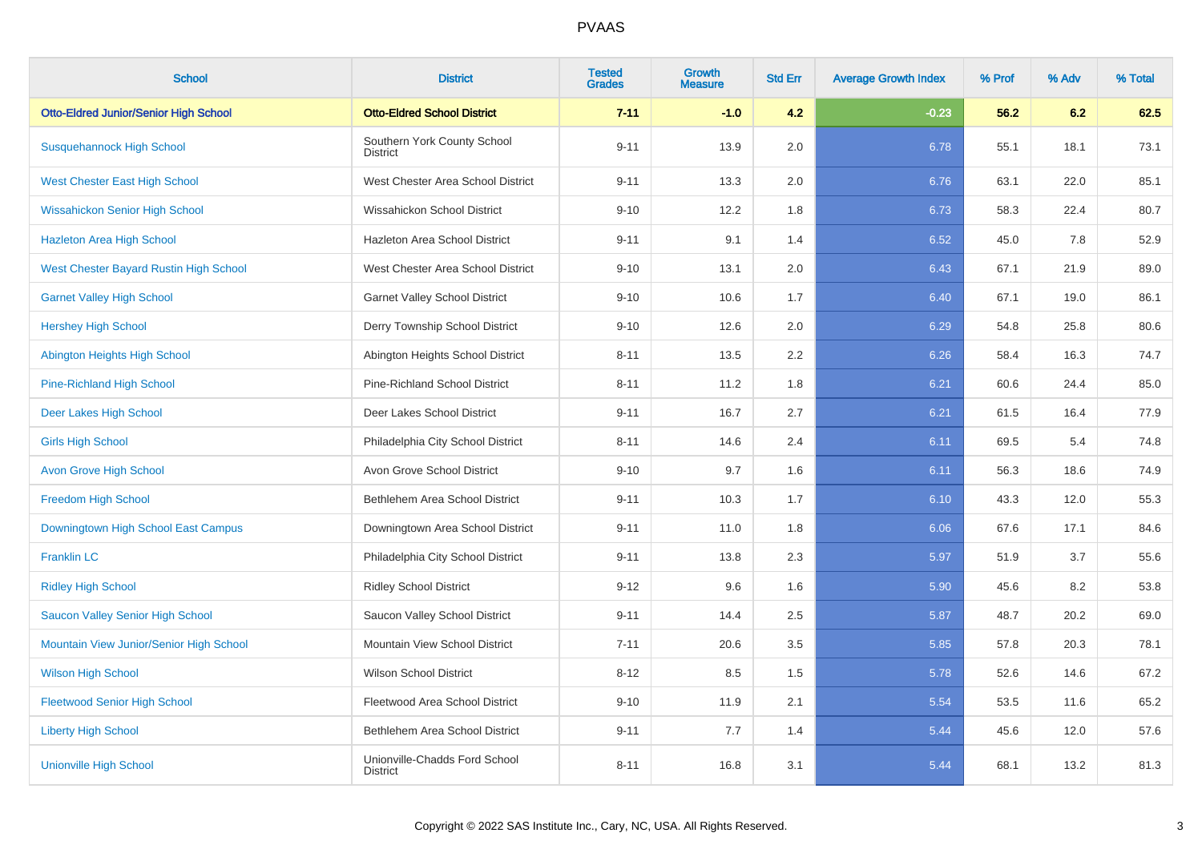| School | District | Tested Grades | Growth Measure | Std Err | Average Growth Index | % Prof | % Adv | % Total |
|---|---|---|---|---|---|---|---|---|
| **Otto-Eldred Junior/Senior High School** | **Otto-Eldred School District** | **7-11** | **-1.0** | **4.2** | **-0.23** | **56.2** | **6.2** | **62.5** |
| Susquehannock High School | Southern York County School District | 9-11 | 13.9 | 2.0 | 6.78 | 55.1 | 18.1 | 73.1 |
| West Chester East High School | West Chester Area School District | 9-11 | 13.3 | 2.0 | 6.76 | 63.1 | 22.0 | 85.1 |
| Wissahickon Senior High School | Wissahickon School District | 9-10 | 12.2 | 1.8 | 6.73 | 58.3 | 22.4 | 80.7 |
| Hazleton Area High School | Hazleton Area School District | 9-11 | 9.1 | 1.4 | 6.52 | 45.0 | 7.8 | 52.9 |
| West Chester Bayard Rustin High School | West Chester Area School District | 9-10 | 13.1 | 2.0 | 6.43 | 67.1 | 21.9 | 89.0 |
| Garnet Valley High School | Garnet Valley School District | 9-10 | 10.6 | 1.7 | 6.40 | 67.1 | 19.0 | 86.1 |
| Hershey High School | Derry Township School District | 9-10 | 12.6 | 2.0 | 6.29 | 54.8 | 25.8 | 80.6 |
| Abington Heights High School | Abington Heights School District | 8-11 | 13.5 | 2.2 | 6.26 | 58.4 | 16.3 | 74.7 |
| Pine-Richland High School | Pine-Richland School District | 8-11 | 11.2 | 1.8 | 6.21 | 60.6 | 24.4 | 85.0 |
| Deer Lakes High School | Deer Lakes School District | 9-11 | 16.7 | 2.7 | 6.21 | 61.5 | 16.4 | 77.9 |
| Girls High School | Philadelphia City School District | 8-11 | 14.6 | 2.4 | 6.11 | 69.5 | 5.4 | 74.8 |
| Avon Grove High School | Avon Grove School District | 9-10 | 9.7 | 1.6 | 6.11 | 56.3 | 18.6 | 74.9 |
| Freedom High School | Bethlehem Area School District | 9-11 | 10.3 | 1.7 | 6.10 | 43.3 | 12.0 | 55.3 |
| Downingtown High School East Campus | Downingtown Area School District | 9-11 | 11.0 | 1.8 | 6.06 | 67.6 | 17.1 | 84.6 |
| Franklin LC | Philadelphia City School District | 9-11 | 13.8 | 2.3 | 5.97 | 51.9 | 3.7 | 55.6 |
| Ridley High School | Ridley School District | 9-12 | 9.6 | 1.6 | 5.90 | 45.6 | 8.2 | 53.8 |
| Saucon Valley Senior High School | Saucon Valley School District | 9-11 | 14.4 | 2.5 | 5.87 | 48.7 | 20.2 | 69.0 |
| Mountain View Junior/Senior High School | Mountain View School District | 7-11 | 20.6 | 3.5 | 5.85 | 57.8 | 20.3 | 78.1 |
| Wilson High School | Wilson School District | 8-12 | 8.5 | 1.5 | 5.78 | 52.6 | 14.6 | 67.2 |
| Fleetwood Senior High School | Fleetwood Area School District | 9-10 | 11.9 | 2.1 | 5.54 | 53.5 | 11.6 | 65.2 |
| Liberty High School | Bethlehem Area School District | 9-11 | 7.7 | 1.4 | 5.44 | 45.6 | 12.0 | 57.6 |
| Unionville High School | Unionville-Chadds Ford School District | 8-11 | 16.8 | 3.1 | 5.44 | 68.1 | 13.2 | 81.3 |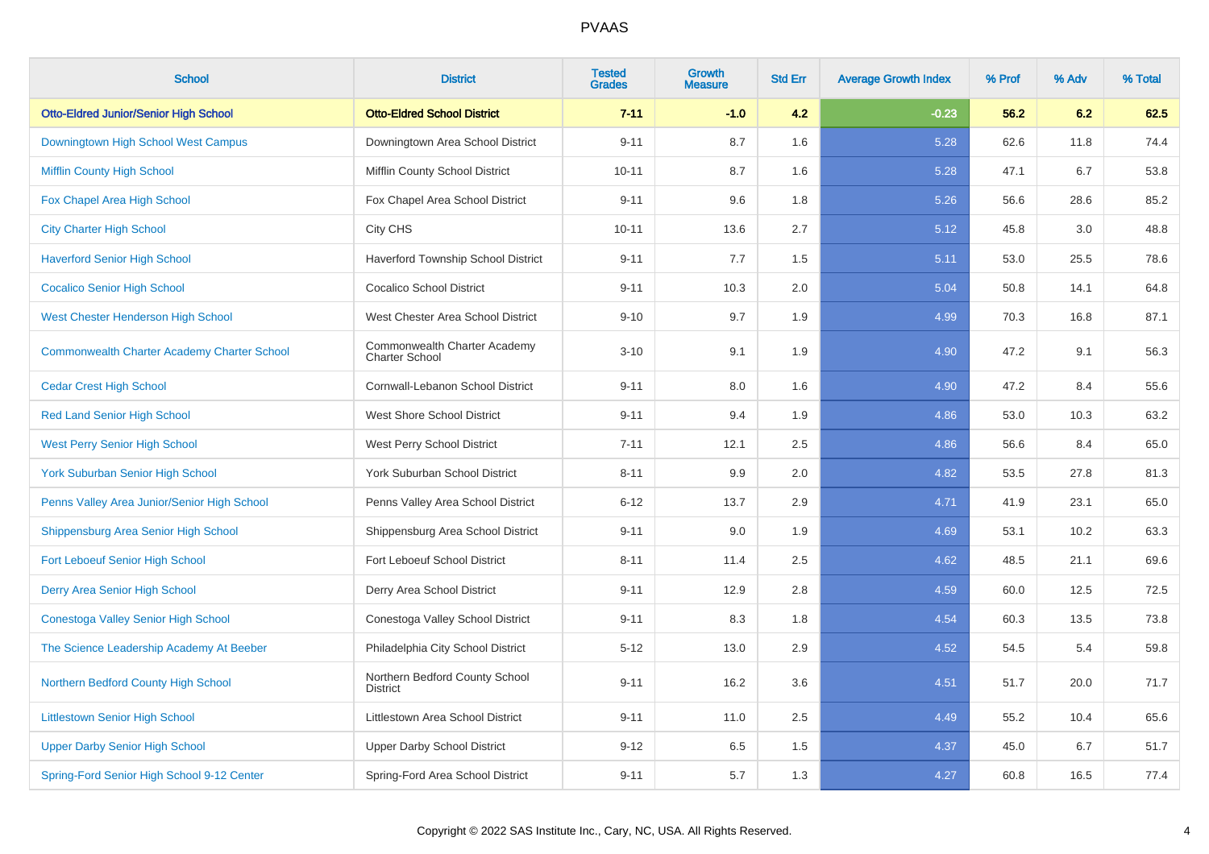# PVAAS

| School | District | Tested Grades | Growth Measure | Std Err | Average Growth Index | % Prof | % Adv | % Total |
|---|---|---|---|---|---|---|---|---|
| **Otto-Eldred Junior/Senior High School** | **Otto-Eldred School District** | **7-11** | **-1.0** | **4.2** | **-0.23** | **56.2** | **6.2** | **62.5** |
| Downingtown High School West Campus | Downingtown Area School District | 9-11 | 8.7 | 1.6 | 5.28 | 62.6 | 11.8 | 74.4 |
| Mifflin County High School | Mifflin County School District | 10-11 | 8.7 | 1.6 | 5.28 | 47.1 | 6.7 | 53.8 |
| Fox Chapel Area High School | Fox Chapel Area School District | 9-11 | 9.6 | 1.8 | 5.26 | 56.6 | 28.6 | 85.2 |
| City Charter High School | City CHS | 10-11 | 13.6 | 2.7 | 5.12 | 45.8 | 3.0 | 48.8 |
| Haverford Senior High School | Haverford Township School District | 9-11 | 7.7 | 1.5 | 5.11 | 53.0 | 25.5 | 78.6 |
| Cocalico Senior High School | Cocalico School District | 9-11 | 10.3 | 2.0 | 5.04 | 50.8 | 14.1 | 64.8 |
| West Chester Henderson High School | West Chester Area School District | 9-10 | 9.7 | 1.9 | 4.99 | 70.3 | 16.8 | 87.1 |
| Commonwealth Charter Academy Charter School | Commonwealth Charter Academy Charter School | 3-10 | 9.1 | 1.9 | 4.90 | 47.2 | 9.1 | 56.3 |
| Cedar Crest High School | Cornwall-Lebanon School District | 9-11 | 8.0 | 1.6 | 4.90 | 47.2 | 8.4 | 55.6 |
| Red Land Senior High School | West Shore School District | 9-11 | 9.4 | 1.9 | 4.86 | 53.0 | 10.3 | 63.2 |
| West Perry Senior High School | West Perry School District | 7-11 | 12.1 | 2.5 | 4.86 | 56.6 | 8.4 | 65.0 |
| York Suburban Senior High School | York Suburban School District | 8-11 | 9.9 | 2.0 | 4.82 | 53.5 | 27.8 | 81.3 |
| Penns Valley Area Junior/Senior High School | Penns Valley Area School District | 6-12 | 13.7 | 2.9 | 4.71 | 41.9 | 23.1 | 65.0 |
| Shippensburg Area Senior High School | Shippensburg Area School District | 9-11 | 9.0 | 1.9 | 4.69 | 53.1 | 10.2 | 63.3 |
| Fort Leboeuf Senior High School | Fort Leboeuf School District | 8-11 | 11.4 | 2.5 | 4.62 | 48.5 | 21.1 | 69.6 |
| Derry Area Senior High School | Derry Area School District | 9-11 | 12.9 | 2.8 | 4.59 | 60.0 | 12.5 | 72.5 |
| Conestoga Valley Senior High School | Conestoga Valley School District | 9-11 | 8.3 | 1.8 | 4.54 | 60.3 | 13.5 | 73.8 |
| The Science Leadership Academy At Beeber | Philadelphia City School District | 5-12 | 13.0 | 2.9 | 4.52 | 54.5 | 5.4 | 59.8 |
| Northern Bedford County High School | Northern Bedford County School District | 9-11 | 16.2 | 3.6 | 4.51 | 51.7 | 20.0 | 71.7 |
| Littlestown Senior High School | Littlestown Area School District | 9-11 | 11.0 | 2.5 | 4.49 | 55.2 | 10.4 | 65.6 |
| Upper Darby Senior High School | Upper Darby School District | 9-12 | 6.5 | 1.5 | 4.37 | 45.0 | 6.7 | 51.7 |
| Spring-Ford Senior High School 9-12 Center | Spring-Ford Area School District | 9-11 | 5.7 | 1.3 | 4.27 | 60.8 | 16.5 | 77.4 |

Copyright © 2022 SAS Institute Inc., Cary, NC, USA. All Rights Reserved.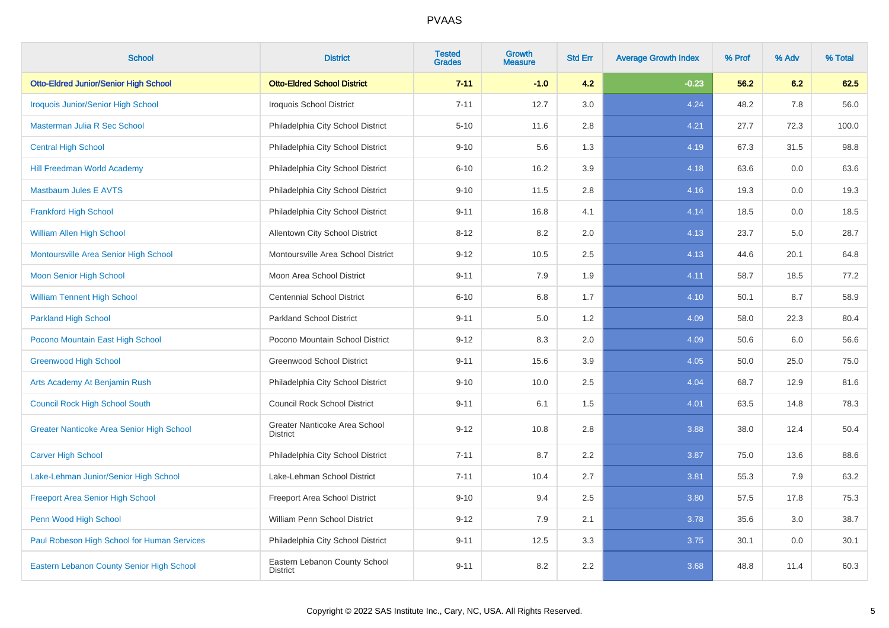# PVAAS

| School | District | Tested Grades | Growth Measure | Std Err | Average Growth Index | % Prof | % Adv | % Total |
|---|---|---|---|---|---|---|---|---|
| **Otto-Eldred Junior/Senior High School** | **Otto-Eldred School District** | **7-11** | **-1.0** | **4.2** | **-0.23** | **56.2** | **6.2** | **62.5** |
| Iroquois Junior/Senior High School | Iroquois School District | 7-11 | 12.7 | 3.0 | 4.24 | 48.2 | 7.8 | 56.0 |
| Masterman Julia R Sec School | Philadelphia City School District | 5-10 | 11.6 | 2.8 | 4.21 | 27.7 | 72.3 | 100.0 |
| Central High School | Philadelphia City School District | 9-10 | 5.6 | 1.3 | 4.19 | 67.3 | 31.5 | 98.8 |
| Hill Freedman World Academy | Philadelphia City School District | 6-10 | 16.2 | 3.9 | 4.18 | 63.6 | 0.0 | 63.6 |
| Mastbaum Jules E AVTS | Philadelphia City School District | 9-10 | 11.5 | 2.8 | 4.16 | 19.3 | 0.0 | 19.3 |
| Frankford High School | Philadelphia City School District | 9-11 | 16.8 | 4.1 | 4.14 | 18.5 | 0.0 | 18.5 |
| William Allen High School | Allentown City School District | 8-12 | 8.2 | 2.0 | 4.13 | 23.7 | 5.0 | 28.7 |
| Montoursville Area Senior High School | Montoursville Area School District | 9-12 | 10.5 | 2.5 | 4.13 | 44.6 | 20.1 | 64.8 |
| Moon Senior High School | Moon Area School District | 9-11 | 7.9 | 1.9 | 4.11 | 58.7 | 18.5 | 77.2 |
| William Tennent High School | Centennial School District | 6-10 | 6.8 | 1.7 | 4.10 | 50.1 | 8.7 | 58.9 |
| Parkland High School | Parkland School District | 9-11 | 5.0 | 1.2 | 4.09 | 58.0 | 22.3 | 80.4 |
| Pocono Mountain East High School | Pocono Mountain School District | 9-12 | 8.3 | 2.0 | 4.09 | 50.6 | 6.0 | 56.6 |
| Greenwood High School | Greenwood School District | 9-11 | 15.6 | 3.9 | 4.05 | 50.0 | 25.0 | 75.0 |
| Arts Academy At Benjamin Rush | Philadelphia City School District | 9-10 | 10.0 | 2.5 | 4.04 | 68.7 | 12.9 | 81.6 |
| Council Rock High School South | Council Rock School District | 9-11 | 6.1 | 1.5 | 4.01 | 63.5 | 14.8 | 78.3 |
| Greater Nanticoke Area Senior High School | Greater Nanticoke Area School District | 9-12 | 10.8 | 2.8 | 3.88 | 38.0 | 12.4 | 50.4 |
| Carver High School | Philadelphia City School District | 7-11 | 8.7 | 2.2 | 3.87 | 75.0 | 13.6 | 88.6 |
| Lake-Lehman Junior/Senior High School | Lake-Lehman School District | 7-11 | 10.4 | 2.7 | 3.81 | 55.3 | 7.9 | 63.2 |
| Freeport Area Senior High School | Freeport Area School District | 9-10 | 9.4 | 2.5 | 3.80 | 57.5 | 17.8 | 75.3 |
| Penn Wood High School | William Penn School District | 9-12 | 7.9 | 2.1 | 3.78 | 35.6 | 3.0 | 38.7 |
| Paul Robeson High School for Human Services | Philadelphia City School District | 9-11 | 12.5 | 3.3 | 3.75 | 30.1 | 0.0 | 30.1 |
| Eastern Lebanon County Senior High School | Eastern Lebanon County School District | 9-11 | 8.2 | 2.2 | 3.68 | 48.8 | 11.4 | 60.3 |

Copyright © 2022 SAS Institute Inc., Cary, NC, USA. All Rights Reserved.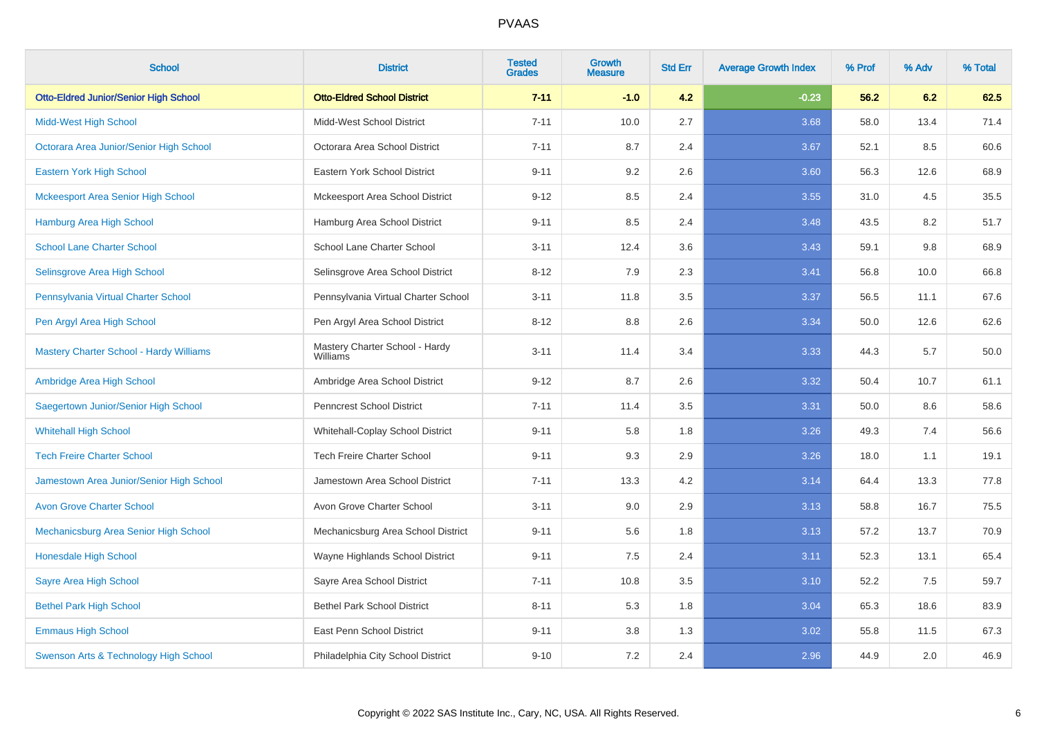| School | District | Tested Grades | Growth Measure | Std Err | Average Growth Index | % Prof | % Adv | % Total |
|---|---|---|---|---|---|---|---|---|
| **Otto-Eldred Junior/Senior High School** | **Otto-Eldred School District** | **7-11** | **-1.0** | **4.2** | **-0.23** | **56.2** | **6.2** | **62.5** |
| Midd-West High School | Midd-West School District | 7-11 | 10.0 | 2.7 | 3.68 | 58.0 | 13.4 | 71.4 |
| Octorara Area Junior/Senior High School | Octorara Area School District | 7-11 | 8.7 | 2.4 | 3.67 | 52.1 | 8.5 | 60.6 |
| Eastern York High School | Eastern York School District | 9-11 | 9.2 | 2.6 | 3.60 | 56.3 | 12.6 | 68.9 |
| Mckeesport Area Senior High School | Mckeesport Area School District | 9-12 | 8.5 | 2.4 | 3.55 | 31.0 | 4.5 | 35.5 |
| Hamburg Area High School | Hamburg Area School District | 9-11 | 8.5 | 2.4 | 3.48 | 43.5 | 8.2 | 51.7 |
| School Lane Charter School | School Lane Charter School | 3-11 | 12.4 | 3.6 | 3.43 | 59.1 | 9.8 | 68.9 |
| Selinsgrove Area High School | Selinsgrove Area School District | 8-12 | 7.9 | 2.3 | 3.41 | 56.8 | 10.0 | 66.8 |
| Pennsylvania Virtual Charter School | Pennsylvania Virtual Charter School | 3-11 | 11.8 | 3.5 | 3.37 | 56.5 | 11.1 | 67.6 |
| Pen Argyl Area High School | Pen Argyl Area School District | 8-12 | 8.8 | 2.6 | 3.34 | 50.0 | 12.6 | 62.6 |
| Mastery Charter School - Hardy Williams | Mastery Charter School - Hardy Williams | 3-11 | 11.4 | 3.4 | 3.33 | 44.3 | 5.7 | 50.0 |
| Ambridge Area High School | Ambridge Area School District | 9-12 | 8.7 | 2.6 | 3.32 | 50.4 | 10.7 | 61.1 |
| Saegertown Junior/Senior High School | Penncrest School District | 7-11 | 11.4 | 3.5 | 3.31 | 50.0 | 8.6 | 58.6 |
| Whitehall High School | Whitehall-Coplay School District | 9-11 | 5.8 | 1.8 | 3.26 | 49.3 | 7.4 | 56.6 |
| Tech Freire Charter School | Tech Freire Charter School | 9-11 | 9.3 | 2.9 | 3.26 | 18.0 | 1.1 | 19.1 |
| Jamestown Area Junior/Senior High School | Jamestown Area School District | 7-11 | 13.3 | 4.2 | 3.14 | 64.4 | 13.3 | 77.8 |
| Avon Grove Charter School | Avon Grove Charter School | 3-11 | 9.0 | 2.9 | 3.13 | 58.8 | 16.7 | 75.5 |
| Mechanicsburg Area Senior High School | Mechanicsburg Area School District | 9-11 | 5.6 | 1.8 | 3.13 | 57.2 | 13.7 | 70.9 |
| Honesdale High School | Wayne Highlands School District | 9-11 | 7.5 | 2.4 | 3.11 | 52.3 | 13.1 | 65.4 |
| Sayre Area High School | Sayre Area School District | 7-11 | 10.8 | 3.5 | 3.10 | 52.2 | 7.5 | 59.7 |
| Bethel Park High School | Bethel Park School District | 8-11 | 5.3 | 1.8 | 3.04 | 65.3 | 18.6 | 83.9 |
| Emmaus High School | East Penn School District | 9-11 | 3.8 | 1.3 | 3.02 | 55.8 | 11.5 | 67.3 |
| Swenson Arts & Technology High School | Philadelphia City School District | 9-10 | 7.2 | 2.4 | 2.96 | 44.9 | 2.0 | 46.9 |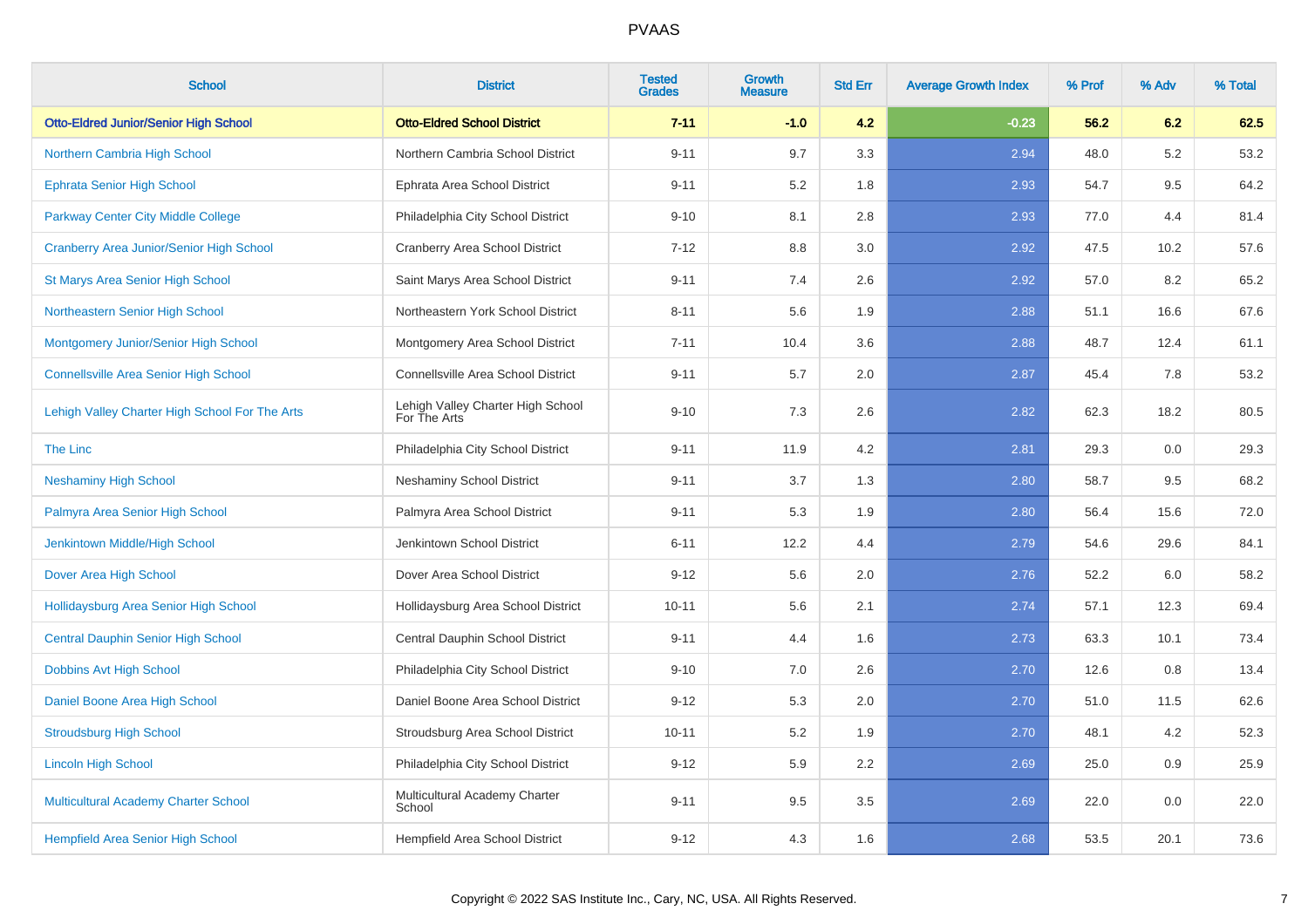# PVAAS

| School | District | Tested Grades | Growth Measure | Std Err | Average Growth Index | % Prof | % Adv | % Total |
|---|---|---|---|---|---|---|---|---|
| **Otto-Eldred Junior/Senior High School** | **Otto-Eldred School District** | **7-11** | **-1.0** | **4.2** | **-0.23** | **56.2** | **6.2** | **62.5** |
| Northern Cambria High School | Northern Cambria School District | 9-11 | 9.7 | 3.3 | 2.94 | 48.0 | 5.2 | 53.2 |
| Ephrata Senior High School | Ephrata Area School District | 9-11 | 5.2 | 1.8 | 2.93 | 54.7 | 9.5 | 64.2 |
| Parkway Center City Middle College | Philadelphia City School District | 9-10 | 8.1 | 2.8 | 2.93 | 77.0 | 4.4 | 81.4 |
| Cranberry Area Junior/Senior High School | Cranberry Area School District | 7-12 | 8.8 | 3.0 | 2.92 | 47.5 | 10.2 | 57.6 |
| St Marys Area Senior High School | Saint Marys Area School District | 9-11 | 7.4 | 2.6 | 2.92 | 57.0 | 8.2 | 65.2 |
| Northeastern Senior High School | Northeastern York School District | 8-11 | 5.6 | 1.9 | 2.88 | 51.1 | 16.6 | 67.6 |
| Montgomery Junior/Senior High School | Montgomery Area School District | 7-11 | 10.4 | 3.6 | 2.88 | 48.7 | 12.4 | 61.1 |
| Connellsville Area Senior High School | Connellsville Area School District | 9-11 | 5.7 | 2.0 | 2.87 | 45.4 | 7.8 | 53.2 |
| Lehigh Valley Charter High School For The Arts | Lehigh Valley Charter High School For The Arts | 9-10 | 7.3 | 2.6 | 2.82 | 62.3 | 18.2 | 80.5 |
| The Linc | Philadelphia City School District | 9-11 | 11.9 | 4.2 | 2.81 | 29.3 | 0.0 | 29.3 |
| Neshaminy High School | Neshaminy School District | 9-11 | 3.7 | 1.3 | 2.80 | 58.7 | 9.5 | 68.2 |
| Palmyra Area Senior High School | Palmyra Area School District | 9-11 | 5.3 | 1.9 | 2.80 | 56.4 | 15.6 | 72.0 |
| Jenkintown Middle/High School | Jenkintown School District | 6-11 | 12.2 | 4.4 | 2.79 | 54.6 | 29.6 | 84.1 |
| Dover Area High School | Dover Area School District | 9-12 | 5.6 | 2.0 | 2.76 | 52.2 | 6.0 | 58.2 |
| Hollidaysburg Area Senior High School | Hollidaysburg Area School District | 10-11 | 5.6 | 2.1 | 2.74 | 57.1 | 12.3 | 69.4 |
| Central Dauphin Senior High School | Central Dauphin School District | 9-11 | 4.4 | 1.6 | 2.73 | 63.3 | 10.1 | 73.4 |
| Dobbins Avt High School | Philadelphia City School District | 9-10 | 7.0 | 2.6 | 2.70 | 12.6 | 0.8 | 13.4 |
| Daniel Boone Area High School | Daniel Boone Area School District | 9-12 | 5.3 | 2.0 | 2.70 | 51.0 | 11.5 | 62.6 |
| Stroudsburg High School | Stroudsburg Area School District | 10-11 | 5.2 | 1.9 | 2.70 | 48.1 | 4.2 | 52.3 |
| Lincoln High School | Philadelphia City School District | 9-12 | 5.9 | 2.2 | 2.69 | 25.0 | 0.9 | 25.9 |
| Multicultural Academy Charter School | Multicultural Academy Charter School | 9-11 | 9.5 | 3.5 | 2.69 | 22.0 | 0.0 | 22.0 |
| Hempfield Area Senior High School | Hempfield Area School District | 9-12 | 4.3 | 1.6 | 2.68 | 53.5 | 20.1 | 73.6 |

Copyright © 2022 SAS Institute Inc., Cary, NC, USA. All Rights Reserved.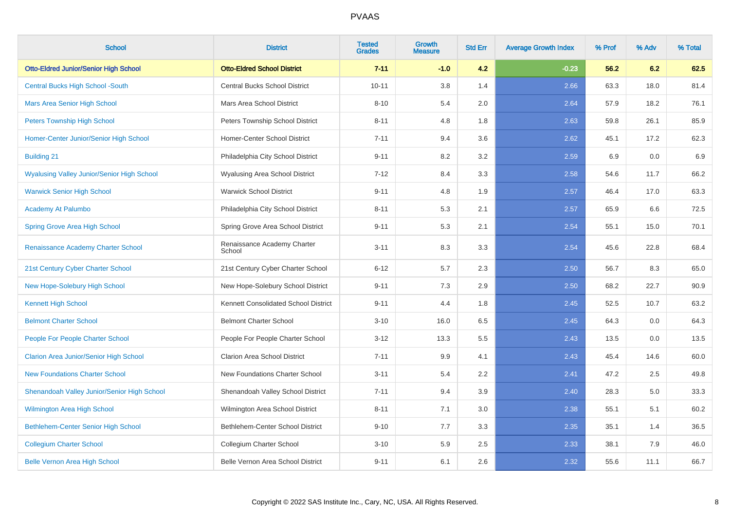PVAAS

| School | District | Tested Grades | Growth Measure | Std Err | Average Growth Index | % Prof | % Adv | % Total |
|---|---|---|---|---|---|---|---|---|
| **Otto-Eldred Junior/Senior High School** | **Otto-Eldred School District** | **7-11** | **-1.0** | **4.2** | **-0.23** | **56.2** | **6.2** | **62.5** |
| Central Bucks High School -South | Central Bucks School District | 10-11 | 3.8 | 1.4 | 2.66 | 63.3 | 18.0 | 81.4 |
| Mars Area Senior High School | Mars Area School District | 8-10 | 5.4 | 2.0 | 2.64 | 57.9 | 18.2 | 76.1 |
| Peters Township High School | Peters Township School District | 8-11 | 4.8 | 1.8 | 2.63 | 59.8 | 26.1 | 85.9 |
| Homer-Center Junior/Senior High School | Homer-Center School District | 7-11 | 9.4 | 3.6 | 2.62 | 45.1 | 17.2 | 62.3 |
| Building 21 | Philadelphia City School District | 9-11 | 8.2 | 3.2 | 2.59 | 6.9 | 0.0 | 6.9 |
| Wyalusing Valley Junior/Senior High School | Wyalusing Area School District | 7-12 | 8.4 | 3.3 | 2.58 | 54.6 | 11.7 | 66.2 |
| Warwick Senior High School | Warwick School District | 9-11 | 4.8 | 1.9 | 2.57 | 46.4 | 17.0 | 63.3 |
| Academy At Palumbo | Philadelphia City School District | 8-11 | 5.3 | 2.1 | 2.57 | 65.9 | 6.6 | 72.5 |
| Spring Grove Area High School | Spring Grove Area School District | 9-11 | 5.3 | 2.1 | 2.54 | 55.1 | 15.0 | 70.1 |
| Renaissance Academy Charter School | Renaissance Academy Charter School | 3-11 | 8.3 | 3.3 | 2.54 | 45.6 | 22.8 | 68.4 |
| 21st Century Cyber Charter School | 21st Century Cyber Charter School | 6-12 | 5.7 | 2.3 | 2.50 | 56.7 | 8.3 | 65.0 |
| New Hope-Solebury High School | New Hope-Solebury School District | 9-11 | 7.3 | 2.9 | 2.50 | 68.2 | 22.7 | 90.9 |
| Kennett High School | Kennett Consolidated School District | 9-11 | 4.4 | 1.8 | 2.45 | 52.5 | 10.7 | 63.2 |
| Belmont Charter School | Belmont Charter School | 3-10 | 16.0 | 6.5 | 2.45 | 64.3 | 0.0 | 64.3 |
| People For People Charter School | People For People Charter School | 3-12 | 13.3 | 5.5 | 2.43 | 13.5 | 0.0 | 13.5 |
| Clarion Area Junior/Senior High School | Clarion Area School District | 7-11 | 9.9 | 4.1 | 2.43 | 45.4 | 14.6 | 60.0 |
| New Foundations Charter School | New Foundations Charter School | 3-11 | 5.4 | 2.2 | 2.41 | 47.2 | 2.5 | 49.8 |
| Shenandoah Valley Junior/Senior High School | Shenandoah Valley School District | 7-11 | 9.4 | 3.9 | 2.40 | 28.3 | 5.0 | 33.3 |
| Wilmington Area High School | Wilmington Area School District | 8-11 | 7.1 | 3.0 | 2.38 | 55.1 | 5.1 | 60.2 |
| Bethlehem-Center Senior High School | Bethlehem-Center School District | 9-10 | 7.7 | 3.3 | 2.35 | 35.1 | 1.4 | 36.5 |
| Collegium Charter School | Collegium Charter School | 3-10 | 5.9 | 2.5 | 2.33 | 38.1 | 7.9 | 46.0 |
| Belle Vernon Area High School | Belle Vernon Area School District | 9-11 | 6.1 | 2.6 | 2.32 | 55.6 | 11.1 | 66.7 |

Copyright © 2022 SAS Institute Inc., Cary, NC, USA. All Rights Reserved.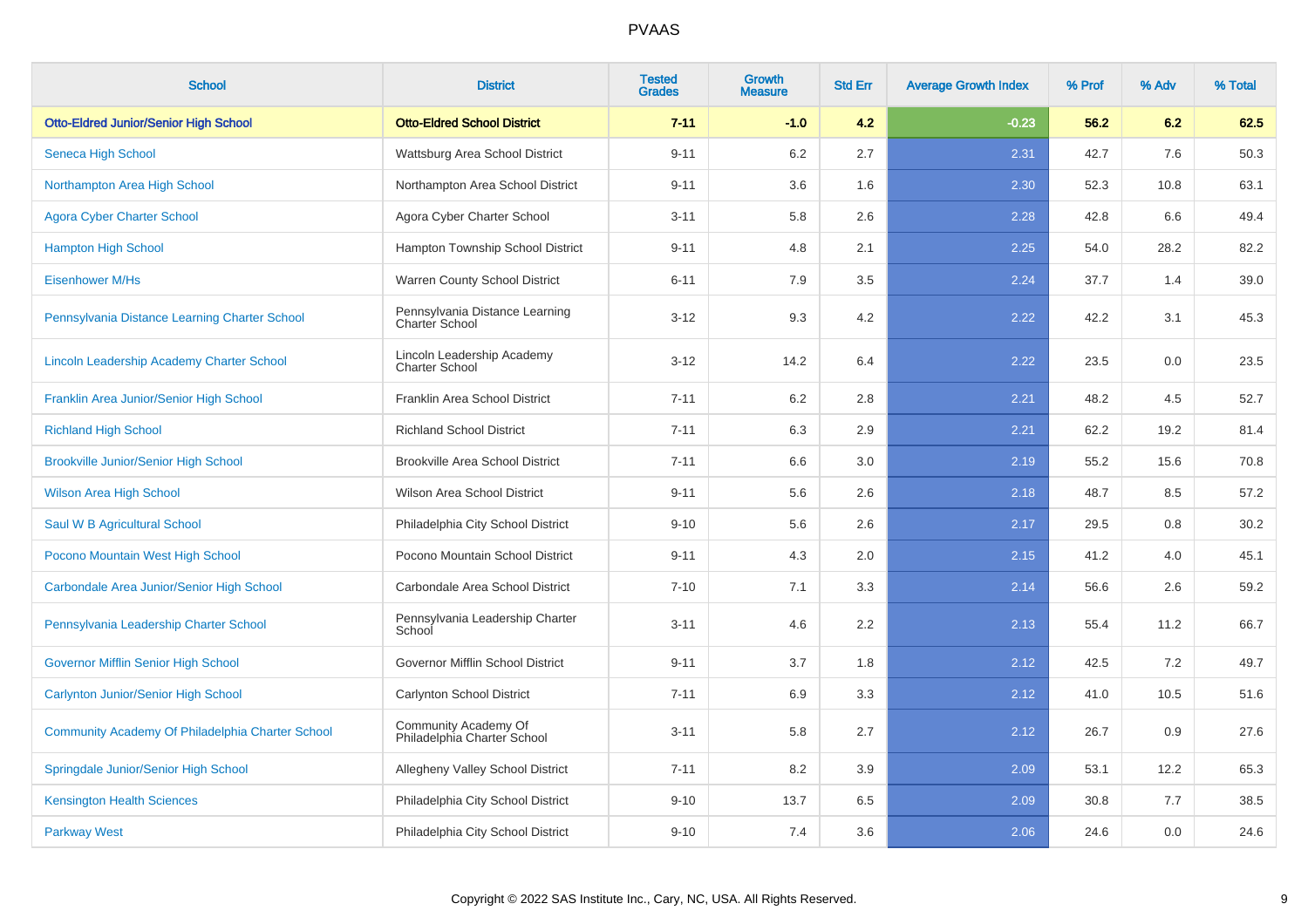# PVAAS

| School | District | Tested Grades | Growth Measure | Std Err | Average Growth Index | % Prof | % Adv | % Total |
|---|---|---|---|---|---|---|---|---|
| **Otto-Eldred Junior/Senior High School** | **Otto-Eldred School District** | **7-11** | **-1.0** | **4.2** | **-0.23** | **56.2** | **6.2** | **62.5** |
| Seneca High School | Wattsburg Area School District | 9-11 | 6.2 | 2.7 | 2.31 | 42.7 | 7.6 | 50.3 |
| Northampton Area High School | Northampton Area School District | 9-11 | 3.6 | 1.6 | 2.30 | 52.3 | 10.8 | 63.1 |
| Agora Cyber Charter School | Agora Cyber Charter School | 3-11 | 5.8 | 2.6 | 2.28 | 42.8 | 6.6 | 49.4 |
| Hampton High School | Hampton Township School District | 9-11 | 4.8 | 2.1 | 2.25 | 54.0 | 28.2 | 82.2 |
| Eisenhower M/Hs | Warren County School District | 6-11 | 7.9 | 3.5 | 2.24 | 37.7 | 1.4 | 39.0 |
| Pennsylvania Distance Learning Charter School | Pennsylvania Distance Learning Charter School | 3-12 | 9.3 | 4.2 | 2.22 | 42.2 | 3.1 | 45.3 |
| Lincoln Leadership Academy Charter School | Lincoln Leadership Academy Charter School | 3-12 | 14.2 | 6.4 | 2.22 | 23.5 | 0.0 | 23.5 |
| Franklin Area Junior/Senior High School | Franklin Area School District | 7-11 | 6.2 | 2.8 | 2.21 | 48.2 | 4.5 | 52.7 |
| Richland High School | Richland School District | 7-11 | 6.3 | 2.9 | 2.21 | 62.2 | 19.2 | 81.4 |
| Brookville Junior/Senior High School | Brookville Area School District | 7-11 | 6.6 | 3.0 | 2.19 | 55.2 | 15.6 | 70.8 |
| Wilson Area High School | Wilson Area School District | 9-11 | 5.6 | 2.6 | 2.18 | 48.7 | 8.5 | 57.2 |
| Saul W B Agricultural School | Philadelphia City School District | 9-10 | 5.6 | 2.6 | 2.17 | 29.5 | 0.8 | 30.2 |
| Pocono Mountain West High School | Pocono Mountain School District | 9-11 | 4.3 | 2.0 | 2.15 | 41.2 | 4.0 | 45.1 |
| Carbondale Area Junior/Senior High School | Carbondale Area School District | 7-10 | 7.1 | 3.3 | 2.14 | 56.6 | 2.6 | 59.2 |
| Pennsylvania Leadership Charter School | Pennsylvania Leadership Charter School | 3-11 | 4.6 | 2.2 | 2.13 | 55.4 | 11.2 | 66.7 |
| Governor Mifflin Senior High School | Governor Mifflin School District | 9-11 | 3.7 | 1.8 | 2.12 | 42.5 | 7.2 | 49.7 |
| Carlynton Junior/Senior High School | Carlynton School District | 7-11 | 6.9 | 3.3 | 2.12 | 41.0 | 10.5 | 51.6 |
| Community Academy Of Philadelphia Charter School | Community Academy Of Philadelphia Charter School | 3-11 | 5.8 | 2.7 | 2.12 | 26.7 | 0.9 | 27.6 |
| Springdale Junior/Senior High School | Allegheny Valley School District | 7-11 | 8.2 | 3.9 | 2.09 | 53.1 | 12.2 | 65.3 |
| Kensington Health Sciences | Philadelphia City School District | 9-10 | 13.7 | 6.5 | 2.09 | 30.8 | 7.7 | 38.5 |
| Parkway West | Philadelphia City School District | 9-10 | 7.4 | 3.6 | 2.06 | 24.6 | 0.0 | 24.6 |

Copyright © 2022 SAS Institute Inc., Cary, NC, USA. All Rights Reserved.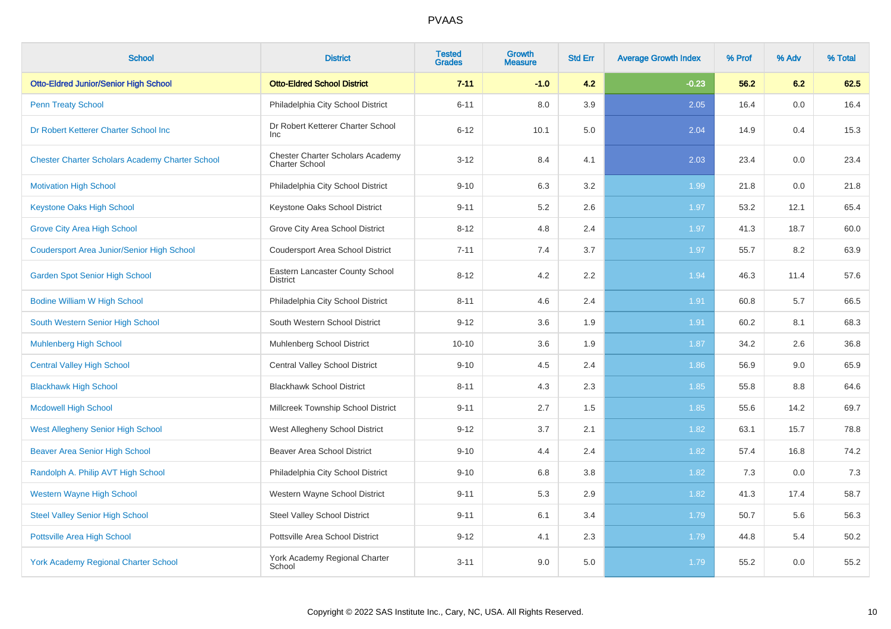# PVAAS

| School | District | Tested Grades | Growth Measure | Std Err | Average Growth Index | % Prof | % Adv | % Total |
|---|---|---|---|---|---|---|---|---|
| **Otto-Eldred Junior/Senior High School** | **Otto-Eldred School District** | **7-11** | **-1.0** | **4.2** | **-0.23** | **56.2** | **6.2** | **62.5** |
| Penn Treaty School | Philadelphia City School District | 6-11 | 8.0 | 3.9 | 2.05 | 16.4 | 0.0 | 16.4 |
| Dr Robert Ketterer Charter School Inc | Dr Robert Ketterer Charter School Inc | 6-12 | 10.1 | 5.0 | 2.04 | 14.9 | 0.4 | 15.3 |
| Chester Charter Scholars Academy Charter School | Chester Charter Scholars Academy Charter School | 3-12 | 8.4 | 4.1 | 2.03 | 23.4 | 0.0 | 23.4 |
| Motivation High School | Philadelphia City School District | 9-10 | 6.3 | 3.2 | 1.99 | 21.8 | 0.0 | 21.8 |
| Keystone Oaks High School | Keystone Oaks School District | 9-11 | 5.2 | 2.6 | 1.97 | 53.2 | 12.1 | 65.4 |
| Grove City Area High School | Grove City Area School District | 8-12 | 4.8 | 2.4 | 1.97 | 41.3 | 18.7 | 60.0 |
| Coudersport Area Junior/Senior High School | Coudersport Area School District | 7-11 | 7.4 | 3.7 | 1.97 | 55.7 | 8.2 | 63.9 |
| Garden Spot Senior High School | Eastern Lancaster County School District | 8-12 | 4.2 | 2.2 | 1.94 | 46.3 | 11.4 | 57.6 |
| Bodine William W High School | Philadelphia City School District | 8-11 | 4.6 | 2.4 | 1.91 | 60.8 | 5.7 | 66.5 |
| South Western Senior High School | South Western School District | 9-12 | 3.6 | 1.9 | 1.91 | 60.2 | 8.1 | 68.3 |
| Muhlenberg High School | Muhlenberg School District | 10-10 | 3.6 | 1.9 | 1.87 | 34.2 | 2.6 | 36.8 |
| Central Valley High School | Central Valley School District | 9-10 | 4.5 | 2.4 | 1.86 | 56.9 | 9.0 | 65.9 |
| Blackhawk High School | Blackhawk School District | 8-11 | 4.3 | 2.3 | 1.85 | 55.8 | 8.8 | 64.6 |
| Mcdowell High School | Millcreek Township School District | 9-11 | 2.7 | 1.5 | 1.85 | 55.6 | 14.2 | 69.7 |
| West Allegheny Senior High School | West Allegheny School District | 9-12 | 3.7 | 2.1 | 1.82 | 63.1 | 15.7 | 78.8 |
| Beaver Area Senior High School | Beaver Area School District | 9-10 | 4.4 | 2.4 | 1.82 | 57.4 | 16.8 | 74.2 |
| Randolph A. Philip AVT High School | Philadelphia City School District | 9-10 | 6.8 | 3.8 | 1.82 | 7.3 | 0.0 | 7.3 |
| Western Wayne High School | Western Wayne School District | 9-11 | 5.3 | 2.9 | 1.82 | 41.3 | 17.4 | 58.7 |
| Steel Valley Senior High School | Steel Valley School District | 9-11 | 6.1 | 3.4 | 1.79 | 50.7 | 5.6 | 56.3 |
| Pottsville Area High School | Pottsville Area School District | 9-12 | 4.1 | 2.3 | 1.79 | 44.8 | 5.4 | 50.2 |
| York Academy Regional Charter School | York Academy Regional Charter School | 3-11 | 9.0 | 5.0 | 1.79 | 55.2 | 0.0 | 55.2 |

Copyright © 2022 SAS Institute Inc., Cary, NC, USA. All Rights Reserved.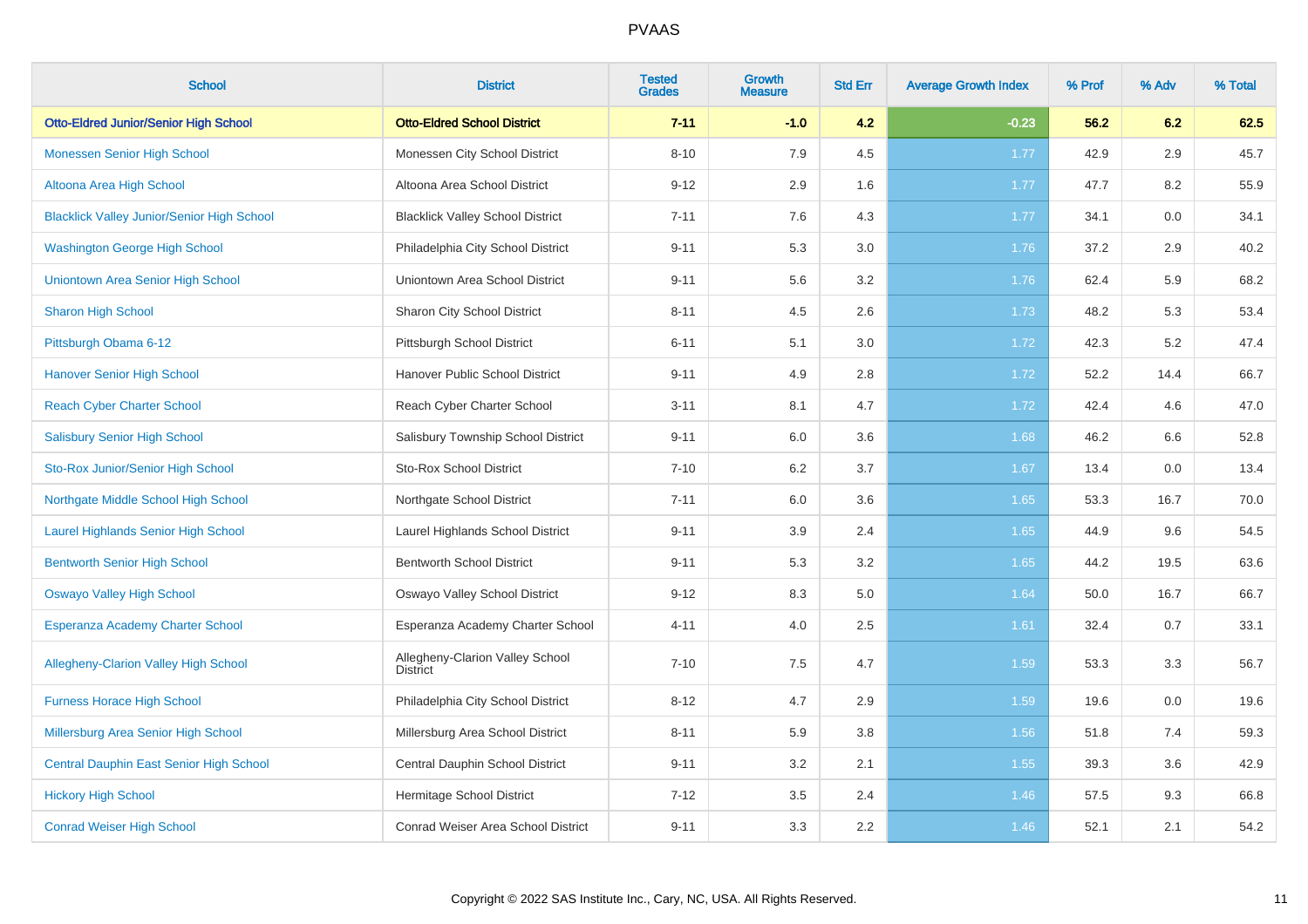# PVAAS

| School | District | Tested Grades | Growth Measure | Std Err | Average Growth Index | % Prof | % Adv | % Total |
|---|---|---|---|---|---|---|---|---|
| **Otto-Eldred Junior/Senior High School** | **Otto-Eldred School District** | **7-11** | **-1.0** | **4.2** | **-0.23** | **56.2** | **6.2** | **62.5** |
| Monessen Senior High School | Monessen City School District | 8-10 | 7.9 | 4.5 | 1.77 | 42.9 | 2.9 | 45.7 |
| Altoona Area High School | Altoona Area School District | 9-12 | 2.9 | 1.6 | 1.77 | 47.7 | 8.2 | 55.9 |
| Blacklick Valley Junior/Senior High School | Blacklick Valley School District | 7-11 | 7.6 | 4.3 | 1.77 | 34.1 | 0.0 | 34.1 |
| Washington George High School | Philadelphia City School District | 9-11 | 5.3 | 3.0 | 1.76 | 37.2 | 2.9 | 40.2 |
| Uniontown Area Senior High School | Uniontown Area School District | 9-11 | 5.6 | 3.2 | 1.76 | 62.4 | 5.9 | 68.2 |
| Sharon High School | Sharon City School District | 8-11 | 4.5 | 2.6 | 1.73 | 48.2 | 5.3 | 53.4 |
| Pittsburgh Obama 6-12 | Pittsburgh School District | 6-11 | 5.1 | 3.0 | 1.72 | 42.3 | 5.2 | 47.4 |
| Hanover Senior High School | Hanover Public School District | 9-11 | 4.9 | 2.8 | 1.72 | 52.2 | 14.4 | 66.7 |
| Reach Cyber Charter School | Reach Cyber Charter School | 3-11 | 8.1 | 4.7 | 1.72 | 42.4 | 4.6 | 47.0 |
| Salisbury Senior High School | Salisbury Township School District | 9-11 | 6.0 | 3.6 | 1.68 | 46.2 | 6.6 | 52.8 |
| Sto-Rox Junior/Senior High School | Sto-Rox School District | 7-10 | 6.2 | 3.7 | 1.67 | 13.4 | 0.0 | 13.4 |
| Northgate Middle School High School | Northgate School District | 7-11 | 6.0 | 3.6 | 1.65 | 53.3 | 16.7 | 70.0 |
| Laurel Highlands Senior High School | Laurel Highlands School District | 9-11 | 3.9 | 2.4 | 1.65 | 44.9 | 9.6 | 54.5 |
| Bentworth Senior High School | Bentworth School District | 9-11 | 5.3 | 3.2 | 1.65 | 44.2 | 19.5 | 63.6 |
| Oswayo Valley High School | Oswayo Valley School District | 9-12 | 8.3 | 5.0 | 1.64 | 50.0 | 16.7 | 66.7 |
| Esperanza Academy Charter School | Esperanza Academy Charter School | 4-11 | 4.0 | 2.5 | 1.61 | 32.4 | 0.7 | 33.1 |
| Allegheny-Clarion Valley High School | Allegheny-Clarion Valley School District | 7-10 | 7.5 | 4.7 | 1.59 | 53.3 | 3.3 | 56.7 |
| Furness Horace High School | Philadelphia City School District | 8-12 | 4.7 | 2.9 | 1.59 | 19.6 | 0.0 | 19.6 |
| Millersburg Area Senior High School | Millersburg Area School District | 8-11 | 5.9 | 3.8 | 1.56 | 51.8 | 7.4 | 59.3 |
| Central Dauphin East Senior High School | Central Dauphin School District | 9-11 | 3.2 | 2.1 | 1.55 | 39.3 | 3.6 | 42.9 |
| Hickory High School | Hermitage School District | 7-12 | 3.5 | 2.4 | 1.46 | 57.5 | 9.3 | 66.8 |
| Conrad Weiser High School | Conrad Weiser Area School District | 9-11 | 3.3 | 2.2 | 1.46 | 52.1 | 2.1 | 54.2 |

Copyright © 2022 SAS Institute Inc., Cary, NC, USA. All Rights Reserved.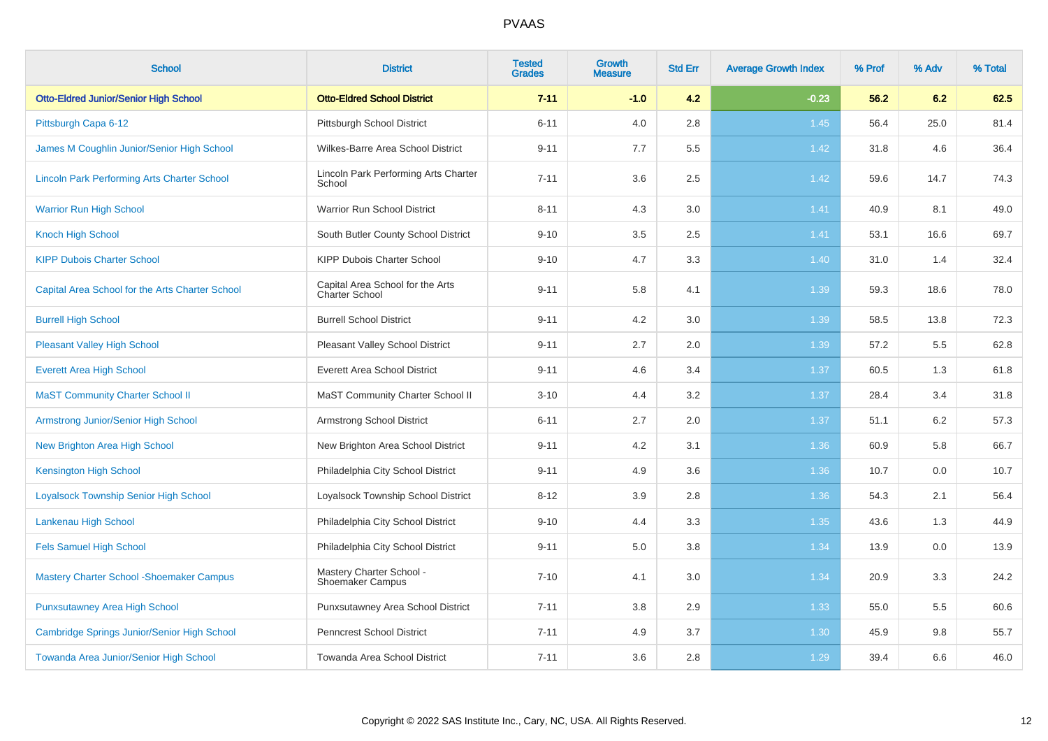| School | District | Tested Grades | Growth Measure | Std Err | Average Growth Index | % Prof | % Adv | % Total |
|---|---|---|---|---|---|---|---|---|
| **Otto-Eldred Junior/Senior High School** | **Otto-Eldred School District** | **7-11** | **-1.0** | **4.2** | **-0.23** | **56.2** | **6.2** | **62.5** |
| Pittsburgh Capa 6-12 | Pittsburgh School District | 6-11 | 4.0 | 2.8 | 1.45 | 56.4 | 25.0 | 81.4 |
| James M Coughlin Junior/Senior High School | Wilkes-Barre Area School District | 9-11 | 7.7 | 5.5 | 1.42 | 31.8 | 4.6 | 36.4 |
| Lincoln Park Performing Arts Charter School | Lincoln Park Performing Arts Charter School | 7-11 | 3.6 | 2.5 | 1.42 | 59.6 | 14.7 | 74.3 |
| Warrior Run High School | Warrior Run School District | 8-11 | 4.3 | 3.0 | 1.41 | 40.9 | 8.1 | 49.0 |
| Knoch High School | South Butler County School District | 9-10 | 3.5 | 2.5 | 1.41 | 53.1 | 16.6 | 69.7 |
| KIPP Dubois Charter School | KIPP Dubois Charter School | 9-10 | 4.7 | 3.3 | 1.40 | 31.0 | 1.4 | 32.4 |
| Capital Area School for the Arts Charter School | Capital Area School for the Arts Charter School | 9-11 | 5.8 | 4.1 | 1.39 | 59.3 | 18.6 | 78.0 |
| Burrell High School | Burrell School District | 9-11 | 4.2 | 3.0 | 1.39 | 58.5 | 13.8 | 72.3 |
| Pleasant Valley High School | Pleasant Valley School District | 9-11 | 2.7 | 2.0 | 1.39 | 57.2 | 5.5 | 62.8 |
| Everett Area High School | Everett Area School District | 9-11 | 4.6 | 3.4 | 1.37 | 60.5 | 1.3 | 61.8 |
| MaST Community Charter School II | MaST Community Charter School II | 3-10 | 4.4 | 3.2 | 1.37 | 28.4 | 3.4 | 31.8 |
| Armstrong Junior/Senior High School | Armstrong School District | 6-11 | 2.7 | 2.0 | 1.37 | 51.1 | 6.2 | 57.3 |
| New Brighton Area High School | New Brighton Area School District | 9-11 | 4.2 | 3.1 | 1.36 | 60.9 | 5.8 | 66.7 |
| Kensington High School | Philadelphia City School District | 9-11 | 4.9 | 3.6 | 1.36 | 10.7 | 0.0 | 10.7 |
| Loyalsock Township Senior High School | Loyalsock Township School District | 8-12 | 3.9 | 2.8 | 1.36 | 54.3 | 2.1 | 56.4 |
| Lankenau High School | Philadelphia City School District | 9-10 | 4.4 | 3.3 | 1.35 | 43.6 | 1.3 | 44.9 |
| Fels Samuel High School | Philadelphia City School District | 9-11 | 5.0 | 3.8 | 1.34 | 13.9 | 0.0 | 13.9 |
| Mastery Charter School -Shoemaker Campus | Mastery Charter School - Shoemaker Campus | 7-10 | 4.1 | 3.0 | 1.34 | 20.9 | 3.3 | 24.2 |
| Punxsutawney Area High School | Punxsutawney Area School District | 7-11 | 3.8 | 2.9 | 1.33 | 55.0 | 5.5 | 60.6 |
| Cambridge Springs Junior/Senior High School | Penncrest School District | 7-11 | 4.9 | 3.7 | 1.30 | 45.9 | 9.8 | 55.7 |
| Towanda Area Junior/Senior High School | Towanda Area School District | 7-11 | 3.6 | 2.8 | 1.29 | 39.4 | 6.6 | 46.0 |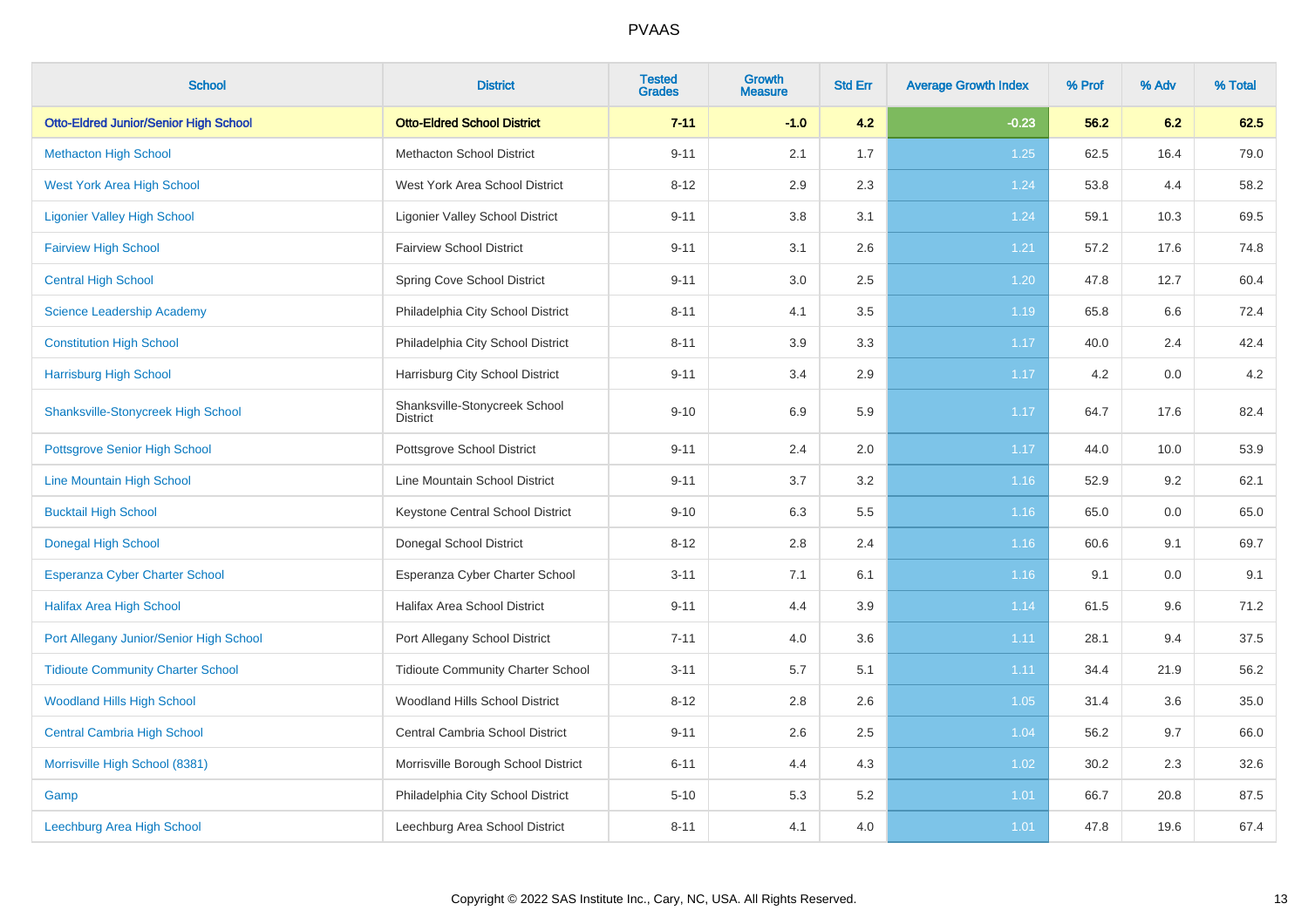# PVAAS

| School | District | Tested Grades | Growth Measure | Std Err | Average Growth Index | % Prof | % Adv | % Total |
|---|---|---|---|---|---|---|---|---|
| **Otto-Eldred Junior/Senior High School** | **Otto-Eldred School District** | **7-11** | **-1.0** | **4.2** | **-0.23** | **56.2** | **6.2** | **62.5** |
| Methacton High School | Methacton School District | 9-11 | 2.1 | 1.7 | 1.25 | 62.5 | 16.4 | 79.0 |
| West York Area High School | West York Area School District | 8-12 | 2.9 | 2.3 | 1.24 | 53.8 | 4.4 | 58.2 |
| Ligonier Valley High School | Ligonier Valley School District | 9-11 | 3.8 | 3.1 | 1.24 | 59.1 | 10.3 | 69.5 |
| Fairview High School | Fairview School District | 9-11 | 3.1 | 2.6 | 1.21 | 57.2 | 17.6 | 74.8 |
| Central High School | Spring Cove School District | 9-11 | 3.0 | 2.5 | 1.20 | 47.8 | 12.7 | 60.4 |
| Science Leadership Academy | Philadelphia City School District | 8-11 | 4.1 | 3.5 | 1.19 | 65.8 | 6.6 | 72.4 |
| Constitution High School | Philadelphia City School District | 8-11 | 3.9 | 3.3 | 1.17 | 40.0 | 2.4 | 42.4 |
| Harrisburg High School | Harrisburg City School District | 9-11 | 3.4 | 2.9 | 1.17 | 4.2 | 0.0 | 4.2 |
| Shanksville-Stonycreek High School | Shanksville-Stonycreek School District | 9-10 | 6.9 | 5.9 | 1.17 | 64.7 | 17.6 | 82.4 |
| Pottsgrove Senior High School | Pottsgrove School District | 9-11 | 2.4 | 2.0 | 1.17 | 44.0 | 10.0 | 53.9 |
| Line Mountain High School | Line Mountain School District | 9-11 | 3.7 | 3.2 | 1.16 | 52.9 | 9.2 | 62.1 |
| Bucktail High School | Keystone Central School District | 9-10 | 6.3 | 5.5 | 1.16 | 65.0 | 0.0 | 65.0 |
| Donegal High School | Donegal School District | 8-12 | 2.8 | 2.4 | 1.16 | 60.6 | 9.1 | 69.7 |
| Esperanza Cyber Charter School | Esperanza Cyber Charter School | 3-11 | 7.1 | 6.1 | 1.16 | 9.1 | 0.0 | 9.1 |
| Halifax Area High School | Halifax Area School District | 9-11 | 4.4 | 3.9 | 1.14 | 61.5 | 9.6 | 71.2 |
| Port Allegany Junior/Senior High School | Port Allegany School District | 7-11 | 4.0 | 3.6 | 1.11 | 28.1 | 9.4 | 37.5 |
| Tidioute Community Charter School | Tidioute Community Charter School | 3-11 | 5.7 | 5.1 | 1.11 | 34.4 | 21.9 | 56.2 |
| Woodland Hills High School | Woodland Hills School District | 8-12 | 2.8 | 2.6 | 1.05 | 31.4 | 3.6 | 35.0 |
| Central Cambria High School | Central Cambria School District | 9-11 | 2.6 | 2.5 | 1.04 | 56.2 | 9.7 | 66.0 |
| Morrisville High School (8381) | Morrisville Borough School District | 6-11 | 4.4 | 4.3 | 1.02 | 30.2 | 2.3 | 32.6 |
| Gamp | Philadelphia City School District | 5-10 | 5.3 | 5.2 | 1.01 | 66.7 | 20.8 | 87.5 |
| Leechburg Area High School | Leechburg Area School District | 8-11 | 4.1 | 4.0 | 1.01 | 47.8 | 19.6 | 67.4 |

Copyright © 2022 SAS Institute Inc., Cary, NC, USA. All Rights Reserved.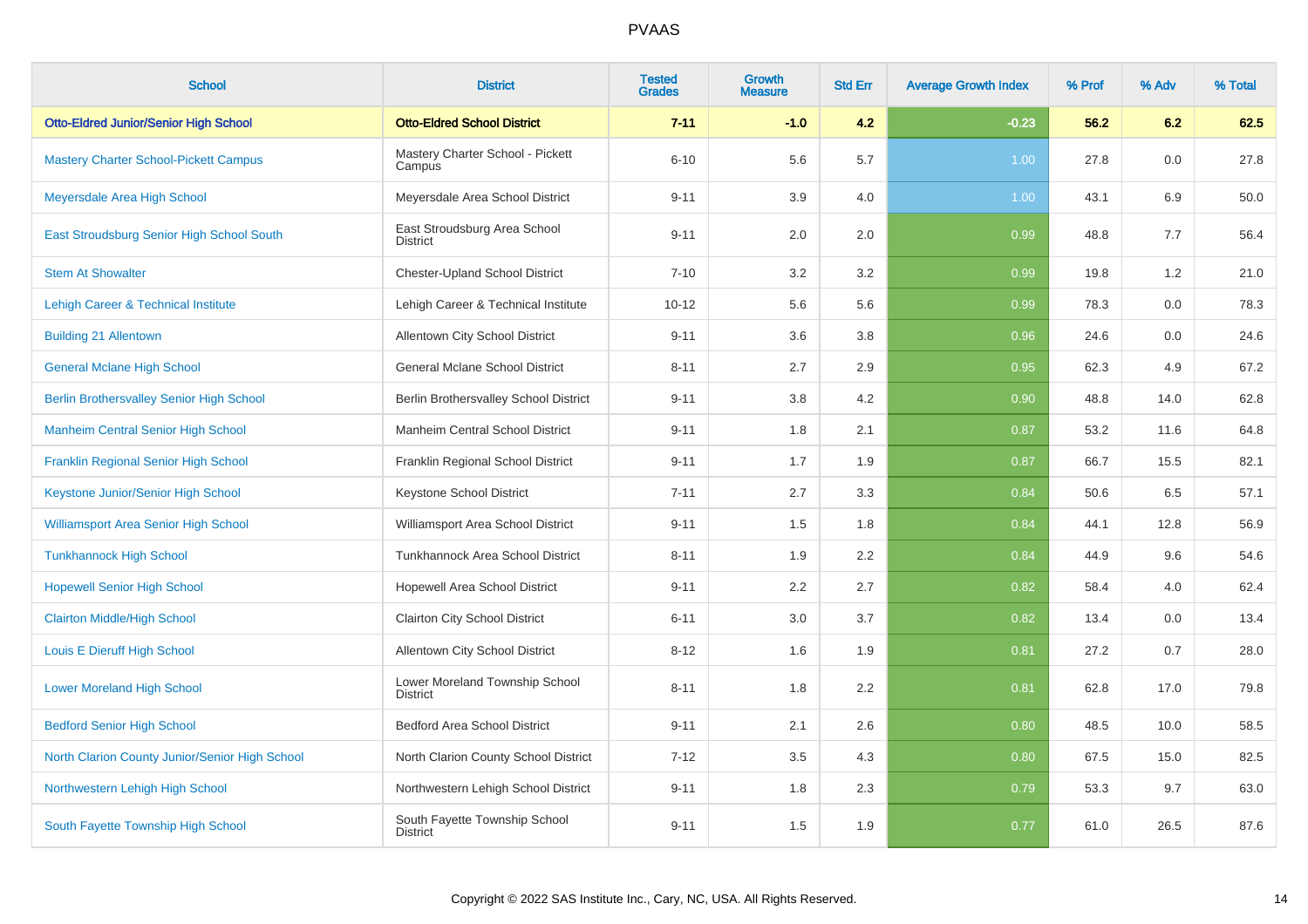| School | District | Tested Grades | Growth Measure | Std Err | Average Growth Index | % Prof | % Adv | % Total |
|---|---|---|---|---|---|---|---|---|
| **Otto-Eldred Junior/Senior High School** | **Otto-Eldred School District** | **7-11** | **-1.0** | **4.2** | **-0.23** | **56.2** | **6.2** | **62.5** |
| Mastery Charter School-Pickett Campus | Mastery Charter School - Pickett Campus | 6-10 | 5.6 | 5.7 | 1.00 | 27.8 | 0.0 | 27.8 |
| Meyersdale Area High School | Meyersdale Area School District | 9-11 | 3.9 | 4.0 | 1.00 | 43.1 | 6.9 | 50.0 |
| East Stroudsburg Senior High School South | East Stroudsburg Area School District | 9-11 | 2.0 | 2.0 | 0.99 | 48.8 | 7.7 | 56.4 |
| Stem At Showalter | Chester-Upland School District | 7-10 | 3.2 | 3.2 | 0.99 | 19.8 | 1.2 | 21.0 |
| Lehigh Career & Technical Institute | Lehigh Career & Technical Institute | 10-12 | 5.6 | 5.6 | 0.99 | 78.3 | 0.0 | 78.3 |
| Building 21 Allentown | Allentown City School District | 9-11 | 3.6 | 3.8 | 0.96 | 24.6 | 0.0 | 24.6 |
| General Mclane High School | General Mclane School District | 8-11 | 2.7 | 2.9 | 0.95 | 62.3 | 4.9 | 67.2 |
| Berlin Brothersvalley Senior High School | Berlin Brothersvalley School District | 9-11 | 3.8 | 4.2 | 0.90 | 48.8 | 14.0 | 62.8 |
| Manheim Central Senior High School | Manheim Central School District | 9-11 | 1.8 | 2.1 | 0.87 | 53.2 | 11.6 | 64.8 |
| Franklin Regional Senior High School | Franklin Regional School District | 9-11 | 1.7 | 1.9 | 0.87 | 66.7 | 15.5 | 82.1 |
| Keystone Junior/Senior High School | Keystone School District | 7-11 | 2.7 | 3.3 | 0.84 | 50.6 | 6.5 | 57.1 |
| Williamsport Area Senior High School | Williamsport Area School District | 9-11 | 1.5 | 1.8 | 0.84 | 44.1 | 12.8 | 56.9 |
| Tunkhannock High School | Tunkhannock Area School District | 8-11 | 1.9 | 2.2 | 0.84 | 44.9 | 9.6 | 54.6 |
| Hopewell Senior High School | Hopewell Area School District | 9-11 | 2.2 | 2.7 | 0.82 | 58.4 | 4.0 | 62.4 |
| Clairton Middle/High School | Clairton City School District | 6-11 | 3.0 | 3.7 | 0.82 | 13.4 | 0.0 | 13.4 |
| Louis E Dieruff High School | Allentown City School District | 8-12 | 1.6 | 1.9 | 0.81 | 27.2 | 0.7 | 28.0 |
| Lower Moreland High School | Lower Moreland Township School District | 8-11 | 1.8 | 2.2 | 0.81 | 62.8 | 17.0 | 79.8 |
| Bedford Senior High School | Bedford Area School District | 9-11 | 2.1 | 2.6 | 0.80 | 48.5 | 10.0 | 58.5 |
| North Clarion County Junior/Senior High School | North Clarion County School District | 7-12 | 3.5 | 4.3 | 0.80 | 67.5 | 15.0 | 82.5 |
| Northwestern Lehigh High School | Northwestern Lehigh School District | 9-11 | 1.8 | 2.3 | 0.79 | 53.3 | 9.7 | 63.0 |
| South Fayette Township High School | South Fayette Township School District | 9-11 | 1.5 | 1.9 | 0.77 | 61.0 | 26.5 | 87.6 |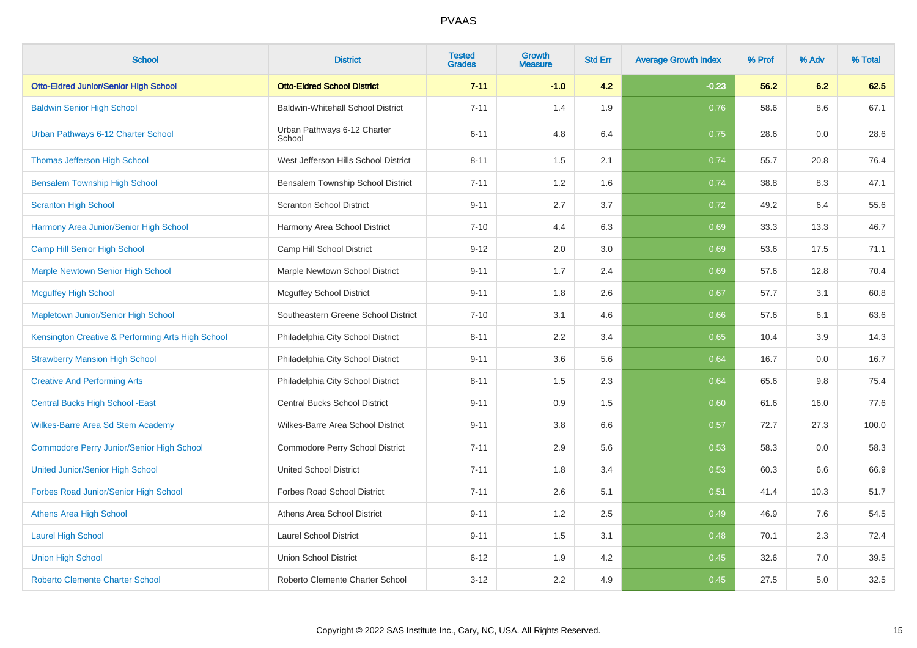# PVAAS

| School | District | Tested Grades | Growth Measure | Std Err | Average Growth Index | % Prof | % Adv | % Total |
|---|---|---|---|---|---|---|---|---|
| **Otto-Eldred Junior/Senior High School** | **Otto-Eldred School District** | **7-11** | **-1.0** | **4.2** | **-0.23** | **56.2** | **6.2** | **62.5** |
| Baldwin Senior High School | Baldwin-Whitehall School District | 7-11 | 1.4 | 1.9 | 0.76 | 58.6 | 8.6 | 67.1 |
| Urban Pathways 6-12 Charter School | Urban Pathways 6-12 Charter School | 6-11 | 4.8 | 6.4 | 0.75 | 28.6 | 0.0 | 28.6 |
| Thomas Jefferson High School | West Jefferson Hills School District | 8-11 | 1.5 | 2.1 | 0.74 | 55.7 | 20.8 | 76.4 |
| Bensalem Township High School | Bensalem Township School District | 7-11 | 1.2 | 1.6 | 0.74 | 38.8 | 8.3 | 47.1 |
| Scranton High School | Scranton School District | 9-11 | 2.7 | 3.7 | 0.72 | 49.2 | 6.4 | 55.6 |
| Harmony Area Junior/Senior High School | Harmony Area School District | 7-10 | 4.4 | 6.3 | 0.69 | 33.3 | 13.3 | 46.7 |
| Camp Hill Senior High School | Camp Hill School District | 9-12 | 2.0 | 3.0 | 0.69 | 53.6 | 17.5 | 71.1 |
| Marple Newtown Senior High School | Marple Newtown School District | 9-11 | 1.7 | 2.4 | 0.69 | 57.6 | 12.8 | 70.4 |
| Mcguffey High School | Mcguffey School District | 9-11 | 1.8 | 2.6 | 0.67 | 57.7 | 3.1 | 60.8 |
| Mapletown Junior/Senior High School | Southeastern Greene School District | 7-10 | 3.1 | 4.6 | 0.66 | 57.6 | 6.1 | 63.6 |
| Kensington Creative & Performing Arts High School | Philadelphia City School District | 8-11 | 2.2 | 3.4 | 0.65 | 10.4 | 3.9 | 14.3 |
| Strawberry Mansion High School | Philadelphia City School District | 9-11 | 3.6 | 5.6 | 0.64 | 16.7 | 0.0 | 16.7 |
| Creative And Performing Arts | Philadelphia City School District | 8-11 | 1.5 | 2.3 | 0.64 | 65.6 | 9.8 | 75.4 |
| Central Bucks High School -East | Central Bucks School District | 9-11 | 0.9 | 1.5 | 0.60 | 61.6 | 16.0 | 77.6 |
| Wilkes-Barre Area Sd Stem Academy | Wilkes-Barre Area School District | 9-11 | 3.8 | 6.6 | 0.57 | 72.7 | 27.3 | 100.0 |
| Commodore Perry Junior/Senior High School | Commodore Perry School District | 7-11 | 2.9 | 5.6 | 0.53 | 58.3 | 0.0 | 58.3 |
| United Junior/Senior High School | United School District | 7-11 | 1.8 | 3.4 | 0.53 | 60.3 | 6.6 | 66.9 |
| Forbes Road Junior/Senior High School | Forbes Road School District | 7-11 | 2.6 | 5.1 | 0.51 | 41.4 | 10.3 | 51.7 |
| Athens Area High School | Athens Area School District | 9-11 | 1.2 | 2.5 | 0.49 | 46.9 | 7.6 | 54.5 |
| Laurel High School | Laurel School District | 9-11 | 1.5 | 3.1 | 0.48 | 70.1 | 2.3 | 72.4 |
| Union High School | Union School District | 6-12 | 1.9 | 4.2 | 0.45 | 32.6 | 7.0 | 39.5 |
| Roberto Clemente Charter School | Roberto Clemente Charter School | 3-12 | 2.2 | 4.9 | 0.45 | 27.5 | 5.0 | 32.5 |

Copyright © 2022 SAS Institute Inc., Cary, NC, USA. All Rights Reserved.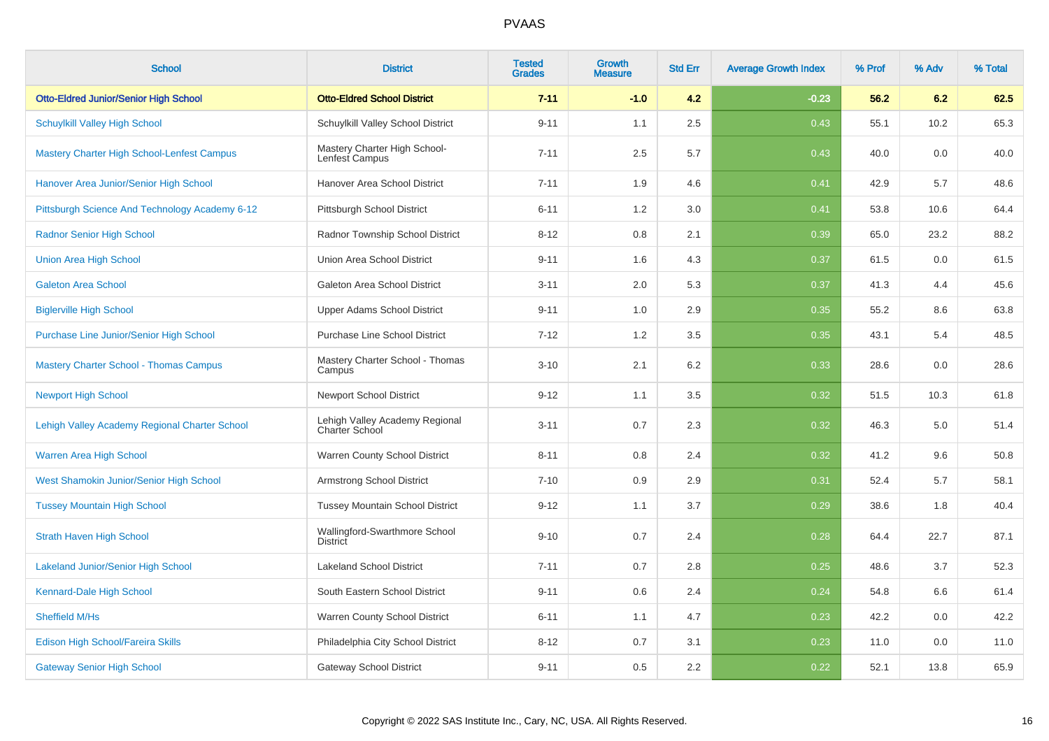| School | District | Tested Grades | Growth Measure | Std Err | Average Growth Index | % Prof | % Adv | % Total |
|---|---|---|---|---|---|---|---|---|
| **Otto-Eldred Junior/Senior High School** | **Otto-Eldred School District** | **7-11** | **-1.0** | **4.2** | **-0.23** | **56.2** | **6.2** | **62.5** |
| Schuylkill Valley High School | Schuylkill Valley School District | 9-11 | 1.1 | 2.5 | 0.43 | 55.1 | 10.2 | 65.3 |
| Mastery Charter High School-Lenfest Campus | Mastery Charter High School-Lenfest Campus | 7-11 | 2.5 | 5.7 | 0.43 | 40.0 | 0.0 | 40.0 |
| Hanover Area Junior/Senior High School | Hanover Area School District | 7-11 | 1.9 | 4.6 | 0.41 | 42.9 | 5.7 | 48.6 |
| Pittsburgh Science And Technology Academy 6-12 | Pittsburgh School District | 6-11 | 1.2 | 3.0 | 0.41 | 53.8 | 10.6 | 64.4 |
| Radnor Senior High School | Radnor Township School District | 8-12 | 0.8 | 2.1 | 0.39 | 65.0 | 23.2 | 88.2 |
| Union Area High School | Union Area School District | 9-11 | 1.6 | 4.3 | 0.37 | 61.5 | 0.0 | 61.5 |
| Galeton Area School | Galeton Area School District | 3-11 | 2.0 | 5.3 | 0.37 | 41.3 | 4.4 | 45.6 |
| Biglerville High School | Upper Adams School District | 9-11 | 1.0 | 2.9 | 0.35 | 55.2 | 8.6 | 63.8 |
| Purchase Line Junior/Senior High School | Purchase Line School District | 7-12 | 1.2 | 3.5 | 0.35 | 43.1 | 5.4 | 48.5 |
| Mastery Charter School - Thomas Campus | Mastery Charter School - Thomas Campus | 3-10 | 2.1 | 6.2 | 0.33 | 28.6 | 0.0 | 28.6 |
| Newport High School | Newport School District | 9-12 | 1.1 | 3.5 | 0.32 | 51.5 | 10.3 | 61.8 |
| Lehigh Valley Academy Regional Charter School | Lehigh Valley Academy Regional Charter School | 3-11 | 0.7 | 2.3 | 0.32 | 46.3 | 5.0 | 51.4 |
| Warren Area High School | Warren County School District | 8-11 | 0.8 | 2.4 | 0.32 | 41.2 | 9.6 | 50.8 |
| West Shamokin Junior/Senior High School | Armstrong School District | 7-10 | 0.9 | 2.9 | 0.31 | 52.4 | 5.7 | 58.1 |
| Tussey Mountain High School | Tussey Mountain School District | 9-12 | 1.1 | 3.7 | 0.29 | 38.6 | 1.8 | 40.4 |
| Strath Haven High School | Wallingford-Swarthmore School District | 9-10 | 0.7 | 2.4 | 0.28 | 64.4 | 22.7 | 87.1 |
| Lakeland Junior/Senior High School | Lakeland School District | 7-11 | 0.7 | 2.8 | 0.25 | 48.6 | 3.7 | 52.3 |
| Kennard-Dale High School | South Eastern School District | 9-11 | 0.6 | 2.4 | 0.24 | 54.8 | 6.6 | 61.4 |
| Sheffield M/Hs | Warren County School District | 6-11 | 1.1 | 4.7 | 0.23 | 42.2 | 0.0 | 42.2 |
| Edison High School/Fareira Skills | Philadelphia City School District | 8-12 | 0.7 | 3.1 | 0.23 | 11.0 | 0.0 | 11.0 |
| Gateway Senior High School | Gateway School District | 9-11 | 0.5 | 2.2 | 0.22 | 52.1 | 13.8 | 65.9 |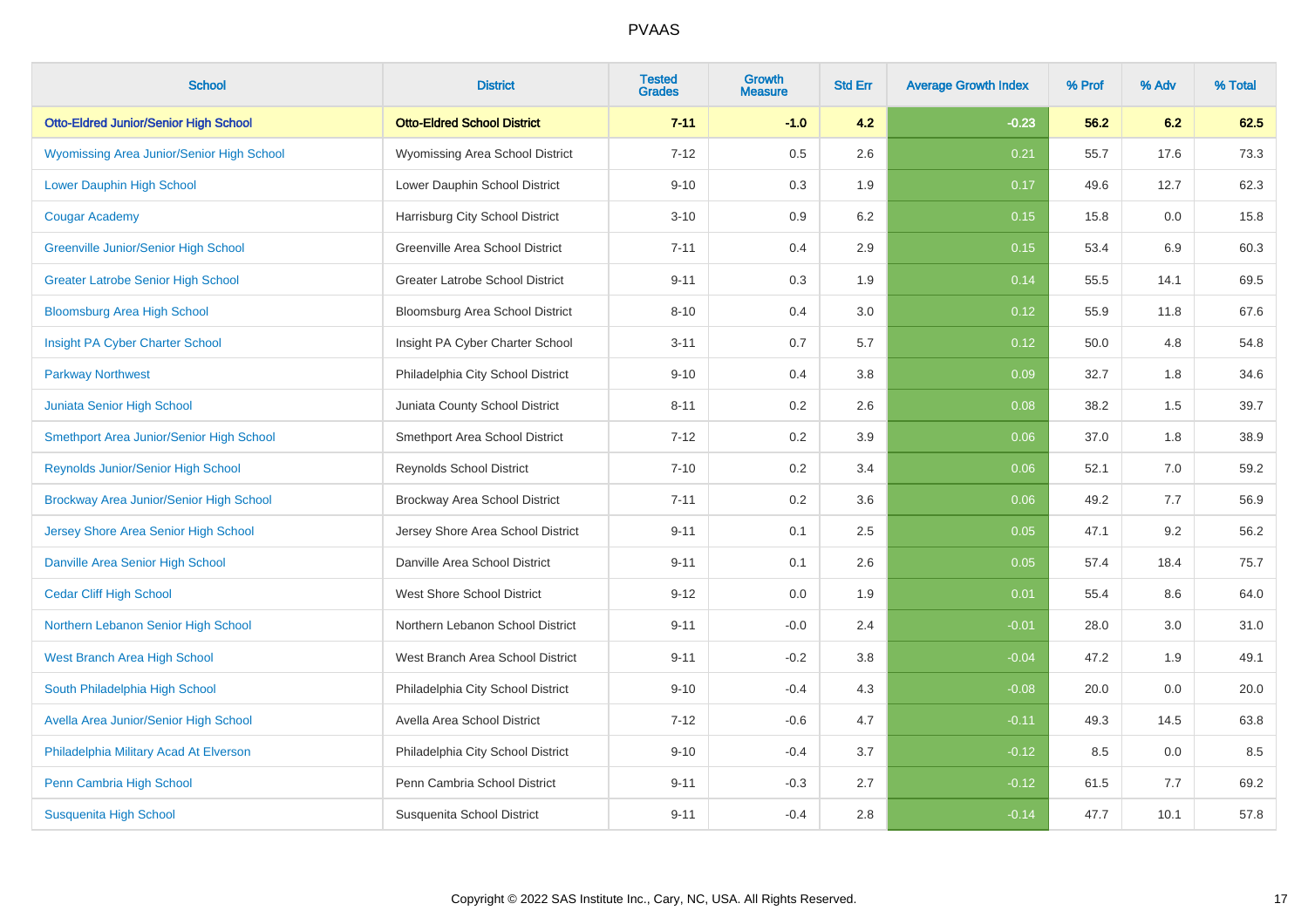| School | District | Tested Grades | Growth Measure | Std Err | Average Growth Index | % Prof | % Adv | % Total |
|---|---|---|---|---|---|---|---|---|
| **Otto-Eldred Junior/Senior High School** | **Otto-Eldred School District** | **7-11** | **-1.0** | **4.2** | **-0.23** | **56.2** | **6.2** | **62.5** |
| Wyomissing Area Junior/Senior High School | Wyomissing Area School District | 7-12 | 0.5 | 2.6 | 0.21 | 55.7 | 17.6 | 73.3 |
| Lower Dauphin High School | Lower Dauphin School District | 9-10 | 0.3 | 1.9 | 0.17 | 49.6 | 12.7 | 62.3 |
| Cougar Academy | Harrisburg City School District | 3-10 | 0.9 | 6.2 | 0.15 | 15.8 | 0.0 | 15.8 |
| Greenville Junior/Senior High School | Greenville Area School District | 7-11 | 0.4 | 2.9 | 0.15 | 53.4 | 6.9 | 60.3 |
| Greater Latrobe Senior High School | Greater Latrobe School District | 9-11 | 0.3 | 1.9 | 0.14 | 55.5 | 14.1 | 69.5 |
| Bloomsburg Area High School | Bloomsburg Area School District | 8-10 | 0.4 | 3.0 | 0.12 | 55.9 | 11.8 | 67.6 |
| Insight PA Cyber Charter School | Insight PA Cyber Charter School | 3-11 | 0.7 | 5.7 | 0.12 | 50.0 | 4.8 | 54.8 |
| Parkway Northwest | Philadelphia City School District | 9-10 | 0.4 | 3.8 | 0.09 | 32.7 | 1.8 | 34.6 |
| Juniata Senior High School | Juniata County School District | 8-11 | 0.2 | 2.6 | 0.08 | 38.2 | 1.5 | 39.7 |
| Smethport Area Junior/Senior High School | Smethport Area School District | 7-12 | 0.2 | 3.9 | 0.06 | 37.0 | 1.8 | 38.9 |
| Reynolds Junior/Senior High School | Reynolds School District | 7-10 | 0.2 | 3.4 | 0.06 | 52.1 | 7.0 | 59.2 |
| Brockway Area Junior/Senior High School | Brockway Area School District | 7-11 | 0.2 | 3.6 | 0.06 | 49.2 | 7.7 | 56.9 |
| Jersey Shore Area Senior High School | Jersey Shore Area School District | 9-11 | 0.1 | 2.5 | 0.05 | 47.1 | 9.2 | 56.2 |
| Danville Area Senior High School | Danville Area School District | 9-11 | 0.1 | 2.6 | 0.05 | 57.4 | 18.4 | 75.7 |
| Cedar Cliff High School | West Shore School District | 9-12 | 0.0 | 1.9 | 0.01 | 55.4 | 8.6 | 64.0 |
| Northern Lebanon Senior High School | Northern Lebanon School District | 9-11 | -0.0 | 2.4 | -0.01 | 28.0 | 3.0 | 31.0 |
| West Branch Area High School | West Branch Area School District | 9-11 | -0.2 | 3.8 | -0.04 | 47.2 | 1.9 | 49.1 |
| South Philadelphia High School | Philadelphia City School District | 9-10 | -0.4 | 4.3 | -0.08 | 20.0 | 0.0 | 20.0 |
| Avella Area Junior/Senior High School | Avella Area School District | 7-12 | -0.6 | 4.7 | -0.11 | 49.3 | 14.5 | 63.8 |
| Philadelphia Military Acad At Elverson | Philadelphia City School District | 9-10 | -0.4 | 3.7 | -0.12 | 8.5 | 0.0 | 8.5 |
| Penn Cambria High School | Penn Cambria School District | 9-11 | -0.3 | 2.7 | -0.12 | 61.5 | 7.7 | 69.2 |
| Susquenita High School | Susquenita School District | 9-11 | -0.4 | 2.8 | -0.14 | 47.7 | 10.1 | 57.8 |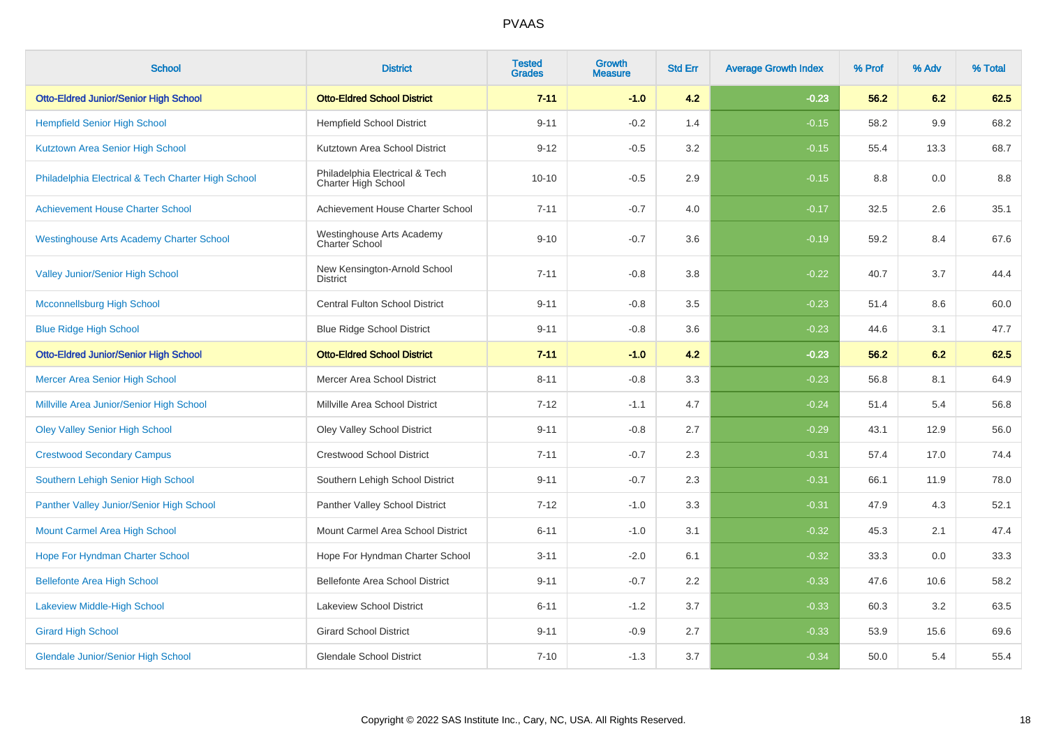| School | District | Tested Grades | Growth Measure | Std Err | Average Growth Index | % Prof | % Adv | % Total |
|---|---|---|---|---|---|---|---|---|
| **Otto-Eldred Junior/Senior High School** | **Otto-Eldred School District** | **7-11** | **-1.0** | **4.2** | **-0.23** | **56.2** | **6.2** | **62.5** |
| Hempfield Senior High School | Hempfield School District | 9-11 | -0.2 | 1.4 | -0.15 | 58.2 | 9.9 | 68.2 |
| Kutztown Area Senior High School | Kutztown Area School District | 9-12 | -0.5 | 3.2 | -0.15 | 55.4 | 13.3 | 68.7 |
| Philadelphia Electrical & Tech Charter High School | Philadelphia Electrical & Tech Charter High School | 10-10 | -0.5 | 2.9 | -0.15 | 8.8 | 0.0 | 8.8 |
| Achievement House Charter School | Achievement House Charter School | 7-11 | -0.7 | 4.0 | -0.17 | 32.5 | 2.6 | 35.1 |
| Westinghouse Arts Academy Charter School | Westinghouse Arts Academy Charter School | 9-10 | -0.7 | 3.6 | -0.19 | 59.2 | 8.4 | 67.6 |
| Valley Junior/Senior High School | New Kensington-Arnold School District | 7-11 | -0.8 | 3.8 | -0.22 | 40.7 | 3.7 | 44.4 |
| Mcconnellsburg High School | Central Fulton School District | 9-11 | -0.8 | 3.5 | -0.23 | 51.4 | 8.6 | 60.0 |
| Blue Ridge High School | Blue Ridge School District | 9-11 | -0.8 | 3.6 | -0.23 | 44.6 | 3.1 | 47.7 |
| **Otto-Eldred Junior/Senior High School** | **Otto-Eldred School District** | **7-11** | **-1.0** | **4.2** | **-0.23** | **56.2** | **6.2** | **62.5** |
| Mercer Area Senior High School | Mercer Area School District | 8-11 | -0.8 | 3.3 | -0.23 | 56.8 | 8.1 | 64.9 |
| Millville Area Junior/Senior High School | Millville Area School District | 7-12 | -1.1 | 4.7 | -0.24 | 51.4 | 5.4 | 56.8 |
| Oley Valley Senior High School | Oley Valley School District | 9-11 | -0.8 | 2.7 | -0.29 | 43.1 | 12.9 | 56.0 |
| Crestwood Secondary Campus | Crestwood School District | 7-11 | -0.7 | 2.3 | -0.31 | 57.4 | 17.0 | 74.4 |
| Southern Lehigh Senior High School | Southern Lehigh School District | 9-11 | -0.7 | 2.3 | -0.31 | 66.1 | 11.9 | 78.0 |
| Panther Valley Junior/Senior High School | Panther Valley School District | 7-12 | -1.0 | 3.3 | -0.31 | 47.9 | 4.3 | 52.1 |
| Mount Carmel Area High School | Mount Carmel Area School District | 6-11 | -1.0 | 3.1 | -0.32 | 45.3 | 2.1 | 47.4 |
| Hope For Hyndman Charter School | Hope For Hyndman Charter School | 3-11 | -2.0 | 6.1 | -0.32 | 33.3 | 0.0 | 33.3 |
| Bellefonte Area High School | Bellefonte Area School District | 9-11 | -0.7 | 2.2 | -0.33 | 47.6 | 10.6 | 58.2 |
| Lakeview Middle-High School | Lakeview School District | 6-11 | -1.2 | 3.7 | -0.33 | 60.3 | 3.2 | 63.5 |
| Girard High School | Girard School District | 9-11 | -0.9 | 2.7 | -0.33 | 53.9 | 15.6 | 69.6 |
| Glendale Junior/Senior High School | Glendale School District | 7-10 | -1.3 | 3.7 | -0.34 | 50.0 | 5.4 | 55.4 |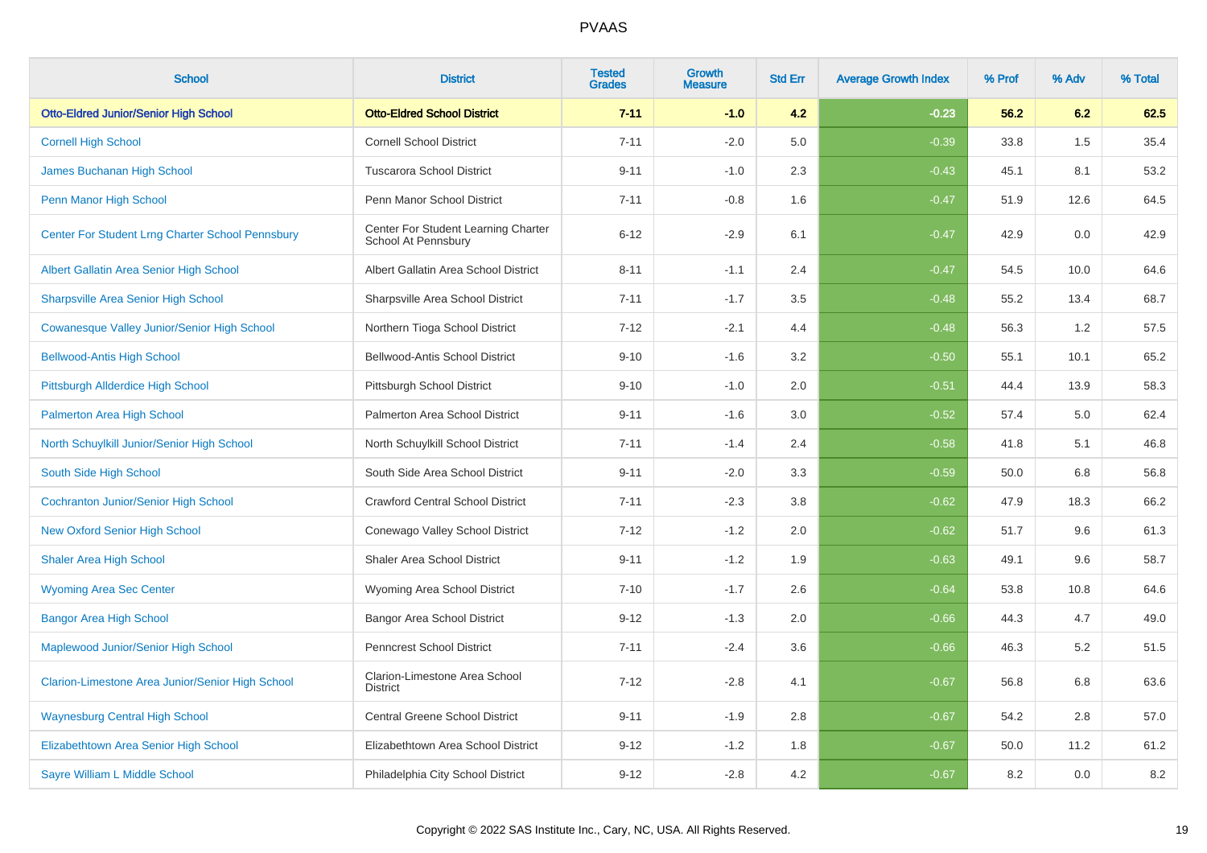# PVAAS

| School | District | Tested Grades | Growth Measure | Std Err | Average Growth Index | % Prof | % Adv | % Total |
|---|---|---|---|---|---|---|---|---|
| **Otto-Eldred Junior/Senior High School** | **Otto-Eldred School District** | **7-11** | **-1.0** | **4.2** | **-0.23** | **56.2** | **6.2** | **62.5** |
| Cornell High School | Cornell School District | 7-11 | -2.0 | 5.0 | -0.39 | 33.8 | 1.5 | 35.4 |
| James Buchanan High School | Tuscarora School District | 9-11 | -1.0 | 2.3 | -0.43 | 45.1 | 8.1 | 53.2 |
| Penn Manor High School | Penn Manor School District | 7-11 | -0.8 | 1.6 | -0.47 | 51.9 | 12.6 | 64.5 |
| Center For Student Lrng Charter School Pennsbury | Center For Student Learning Charter School At Pennsbury | 6-12 | -2.9 | 6.1 | -0.47 | 42.9 | 0.0 | 42.9 |
| Albert Gallatin Area Senior High School | Albert Gallatin Area School District | 8-11 | -1.1 | 2.4 | -0.47 | 54.5 | 10.0 | 64.6 |
| Sharpsville Area Senior High School | Sharpsville Area School District | 7-11 | -1.7 | 3.5 | -0.48 | 55.2 | 13.4 | 68.7 |
| Cowanesque Valley Junior/Senior High School | Northern Tioga School District | 7-12 | -2.1 | 4.4 | -0.48 | 56.3 | 1.2 | 57.5 |
| Bellwood-Antis High School | Bellwood-Antis School District | 9-10 | -1.6 | 3.2 | -0.50 | 55.1 | 10.1 | 65.2 |
| Pittsburgh Allderdice High School | Pittsburgh School District | 9-10 | -1.0 | 2.0 | -0.51 | 44.4 | 13.9 | 58.3 |
| Palmerton Area High School | Palmerton Area School District | 9-11 | -1.6 | 3.0 | -0.52 | 57.4 | 5.0 | 62.4 |
| North Schuylkill Junior/Senior High School | North Schuylkill School District | 7-11 | -1.4 | 2.4 | -0.58 | 41.8 | 5.1 | 46.8 |
| South Side High School | South Side Area School District | 9-11 | -2.0 | 3.3 | -0.59 | 50.0 | 6.8 | 56.8 |
| Cochranton Junior/Senior High School | Crawford Central School District | 7-11 | -2.3 | 3.8 | -0.62 | 47.9 | 18.3 | 66.2 |
| New Oxford Senior High School | Conewago Valley School District | 7-12 | -1.2 | 2.0 | -0.62 | 51.7 | 9.6 | 61.3 |
| Shaler Area High School | Shaler Area School District | 9-11 | -1.2 | 1.9 | -0.63 | 49.1 | 9.6 | 58.7 |
| Wyoming Area Sec Center | Wyoming Area School District | 7-10 | -1.7 | 2.6 | -0.64 | 53.8 | 10.8 | 64.6 |
| Bangor Area High School | Bangor Area School District | 9-12 | -1.3 | 2.0 | -0.66 | 44.3 | 4.7 | 49.0 |
| Maplewood Junior/Senior High School | Penncrest School District | 7-11 | -2.4 | 3.6 | -0.66 | 46.3 | 5.2 | 51.5 |
| Clarion-Limestone Area Junior/Senior High School | Clarion-Limestone Area School District | 7-12 | -2.8 | 4.1 | -0.67 | 56.8 | 6.8 | 63.6 |
| Waynesburg Central High School | Central Greene School District | 9-11 | -1.9 | 2.8 | -0.67 | 54.2 | 2.8 | 57.0 |
| Elizabethtown Area Senior High School | Elizabethtown Area School District | 9-12 | -1.2 | 1.8 | -0.67 | 50.0 | 11.2 | 61.2 |
| Sayre William L Middle School | Philadelphia City School District | 9-12 | -2.8 | 4.2 | -0.67 | 8.2 | 0.0 | 8.2 |

Copyright © 2022 SAS Institute Inc., Cary, NC, USA. All Rights Reserved.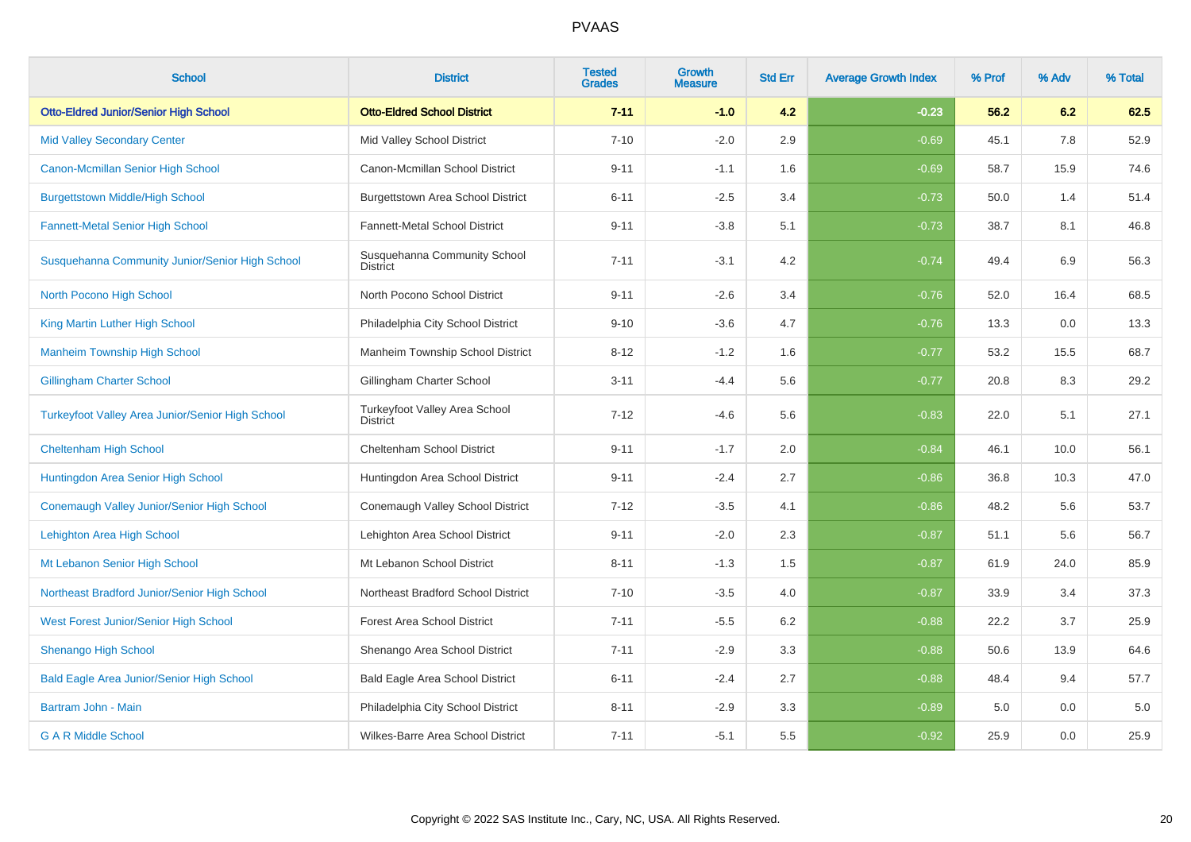# PVAAS

| School | District | Tested Grades | Growth Measure | Std Err | Average Growth Index | % Prof | % Adv | % Total |
|---|---|---|---|---|---|---|---|---|
| **Otto-Eldred Junior/Senior High School** | **Otto-Eldred School District** | **7-11** | **-1.0** | **4.2** | **-0.23** | **56.2** | **6.2** | **62.5** |
| Mid Valley Secondary Center | Mid Valley School District | 7-10 | -2.0 | 2.9 | -0.69 | 45.1 | 7.8 | 52.9 |
| Canon-Mcmillan Senior High School | Canon-Mcmillan School District | 9-11 | -1.1 | 1.6 | -0.69 | 58.7 | 15.9 | 74.6 |
| Burgettstown Middle/High School | Burgettstown Area School District | 6-11 | -2.5 | 3.4 | -0.73 | 50.0 | 1.4 | 51.4 |
| Fannett-Metal Senior High School | Fannett-Metal School District | 9-11 | -3.8 | 5.1 | -0.73 | 38.7 | 8.1 | 46.8 |
| Susquehanna Community Junior/Senior High School | Susquehanna Community School District | 7-11 | -3.1 | 4.2 | -0.74 | 49.4 | 6.9 | 56.3 |
| North Pocono High School | North Pocono School District | 9-11 | -2.6 | 3.4 | -0.76 | 52.0 | 16.4 | 68.5 |
| King Martin Luther High School | Philadelphia City School District | 9-10 | -3.6 | 4.7 | -0.76 | 13.3 | 0.0 | 13.3 |
| Manheim Township High School | Manheim Township School District | 8-12 | -1.2 | 1.6 | -0.77 | 53.2 | 15.5 | 68.7 |
| Gillingham Charter School | Gillingham Charter School | 3-11 | -4.4 | 5.6 | -0.77 | 20.8 | 8.3 | 29.2 |
| Turkeyfoot Valley Area Junior/Senior High School | Turkeyfoot Valley Area School District | 7-12 | -4.6 | 5.6 | -0.83 | 22.0 | 5.1 | 27.1 |
| Cheltenham High School | Cheltenham School District | 9-11 | -1.7 | 2.0 | -0.84 | 46.1 | 10.0 | 56.1 |
| Huntingdon Area Senior High School | Huntingdon Area School District | 9-11 | -2.4 | 2.7 | -0.86 | 36.8 | 10.3 | 47.0 |
| Conemaugh Valley Junior/Senior High School | Conemaugh Valley School District | 7-12 | -3.5 | 4.1 | -0.86 | 48.2 | 5.6 | 53.7 |
| Lehighton Area High School | Lehighton Area School District | 9-11 | -2.0 | 2.3 | -0.87 | 51.1 | 5.6 | 56.7 |
| Mt Lebanon Senior High School | Mt Lebanon School District | 8-11 | -1.3 | 1.5 | -0.87 | 61.9 | 24.0 | 85.9 |
| Northeast Bradford Junior/Senior High School | Northeast Bradford School District | 7-10 | -3.5 | 4.0 | -0.87 | 33.9 | 3.4 | 37.3 |
| West Forest Junior/Senior High School | Forest Area School District | 7-11 | -5.5 | 6.2 | -0.88 | 22.2 | 3.7 | 25.9 |
| Shenango High School | Shenango Area School District | 7-11 | -2.9 | 3.3 | -0.88 | 50.6 | 13.9 | 64.6 |
| Bald Eagle Area Junior/Senior High School | Bald Eagle Area School District | 6-11 | -2.4 | 2.7 | -0.88 | 48.4 | 9.4 | 57.7 |
| Bartram John - Main | Philadelphia City School District | 8-11 | -2.9 | 3.3 | -0.89 | 5.0 | 0.0 | 5.0 |
| G A R Middle School | Wilkes-Barre Area School District | 7-11 | -5.1 | 5.5 | -0.92 | 25.9 | 0.0 | 25.9 |

Copyright © 2022 SAS Institute Inc., Cary, NC, USA. All Rights Reserved.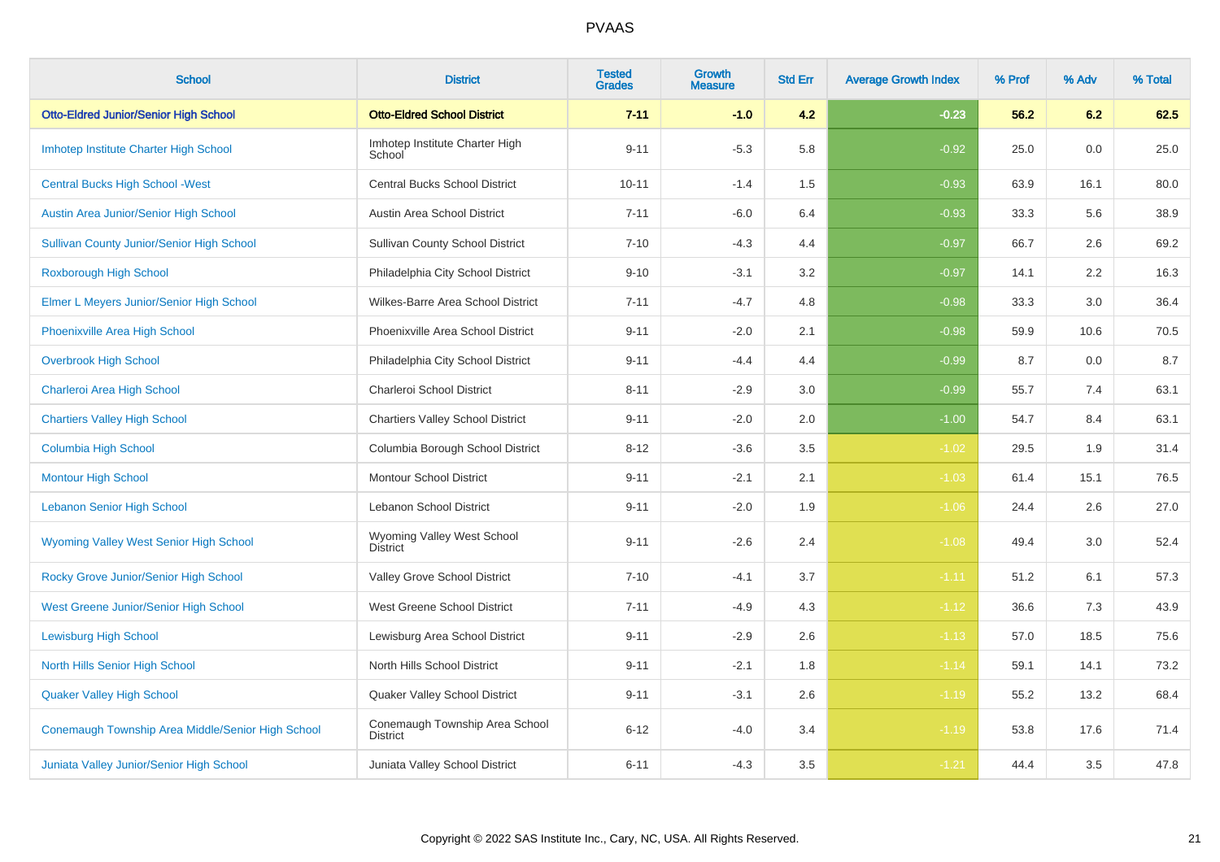# PVAAS

| School | District | Tested Grades | Growth Measure | Std Err | Average Growth Index | % Prof | % Adv | % Total |
|---|---|---|---|---|---|---|---|---|
| **Otto-Eldred Junior/Senior High School** | **Otto-Eldred School District** | **7-11** | **-1.0** | **4.2** | **-0.23** | **56.2** | **6.2** | **62.5** |
| Imhotep Institute Charter High School | Imhotep Institute Charter High School | 9-11 | -5.3 | 5.8 | -0.92 | 25.0 | 0.0 | 25.0 |
| Central Bucks High School -West | Central Bucks School District | 10-11 | -1.4 | 1.5 | -0.93 | 63.9 | 16.1 | 80.0 |
| Austin Area Junior/Senior High School | Austin Area School District | 7-11 | -6.0 | 6.4 | -0.93 | 33.3 | 5.6 | 38.9 |
| Sullivan County Junior/Senior High School | Sullivan County School District | 7-10 | -4.3 | 4.4 | -0.97 | 66.7 | 2.6 | 69.2 |
| Roxborough High School | Philadelphia City School District | 9-10 | -3.1 | 3.2 | -0.97 | 14.1 | 2.2 | 16.3 |
| Elmer L Meyers Junior/Senior High School | Wilkes-Barre Area School District | 7-11 | -4.7 | 4.8 | -0.98 | 33.3 | 3.0 | 36.4 |
| Phoenixville Area High School | Phoenixville Area School District | 9-11 | -2.0 | 2.1 | -0.98 | 59.9 | 10.6 | 70.5 |
| Overbrook High School | Philadelphia City School District | 9-11 | -4.4 | 4.4 | -0.99 | 8.7 | 0.0 | 8.7 |
| Charleroi Area High School | Charleroi School District | 8-11 | -2.9 | 3.0 | -0.99 | 55.7 | 7.4 | 63.1 |
| Chartiers Valley High School | Chartiers Valley School District | 9-11 | -2.0 | 2.0 | -1.00 | 54.7 | 8.4 | 63.1 |
| Columbia High School | Columbia Borough School District | 8-12 | -3.6 | 3.5 | -1.02 | 29.5 | 1.9 | 31.4 |
| Montour High School | Montour School District | 9-11 | -2.1 | 2.1 | -1.03 | 61.4 | 15.1 | 76.5 |
| Lebanon Senior High School | Lebanon School District | 9-11 | -2.0 | 1.9 | -1.06 | 24.4 | 2.6 | 27.0 |
| Wyoming Valley West Senior High School | Wyoming Valley West School District | 9-11 | -2.6 | 2.4 | -1.08 | 49.4 | 3.0 | 52.4 |
| Rocky Grove Junior/Senior High School | Valley Grove School District | 7-10 | -4.1 | 3.7 | -1.11 | 51.2 | 6.1 | 57.3 |
| West Greene Junior/Senior High School | West Greene School District | 7-11 | -4.9 | 4.3 | -1.12 | 36.6 | 7.3 | 43.9 |
| Lewisburg High School | Lewisburg Area School District | 9-11 | -2.9 | 2.6 | -1.13 | 57.0 | 18.5 | 75.6 |
| North Hills Senior High School | North Hills School District | 9-11 | -2.1 | 1.8 | -1.14 | 59.1 | 14.1 | 73.2 |
| Quaker Valley High School | Quaker Valley School District | 9-11 | -3.1 | 2.6 | -1.19 | 55.2 | 13.2 | 68.4 |
| Conemaugh Township Area Middle/Senior High School | Conemaugh Township Area School District | 6-12 | -4.0 | 3.4 | -1.19 | 53.8 | 17.6 | 71.4 |
| Juniata Valley Junior/Senior High School | Juniata Valley School District | 6-11 | -4.3 | 3.5 | -1.21 | 44.4 | 3.5 | 47.8 |

Copyright © 2022 SAS Institute Inc., Cary, NC, USA. All Rights Reserved.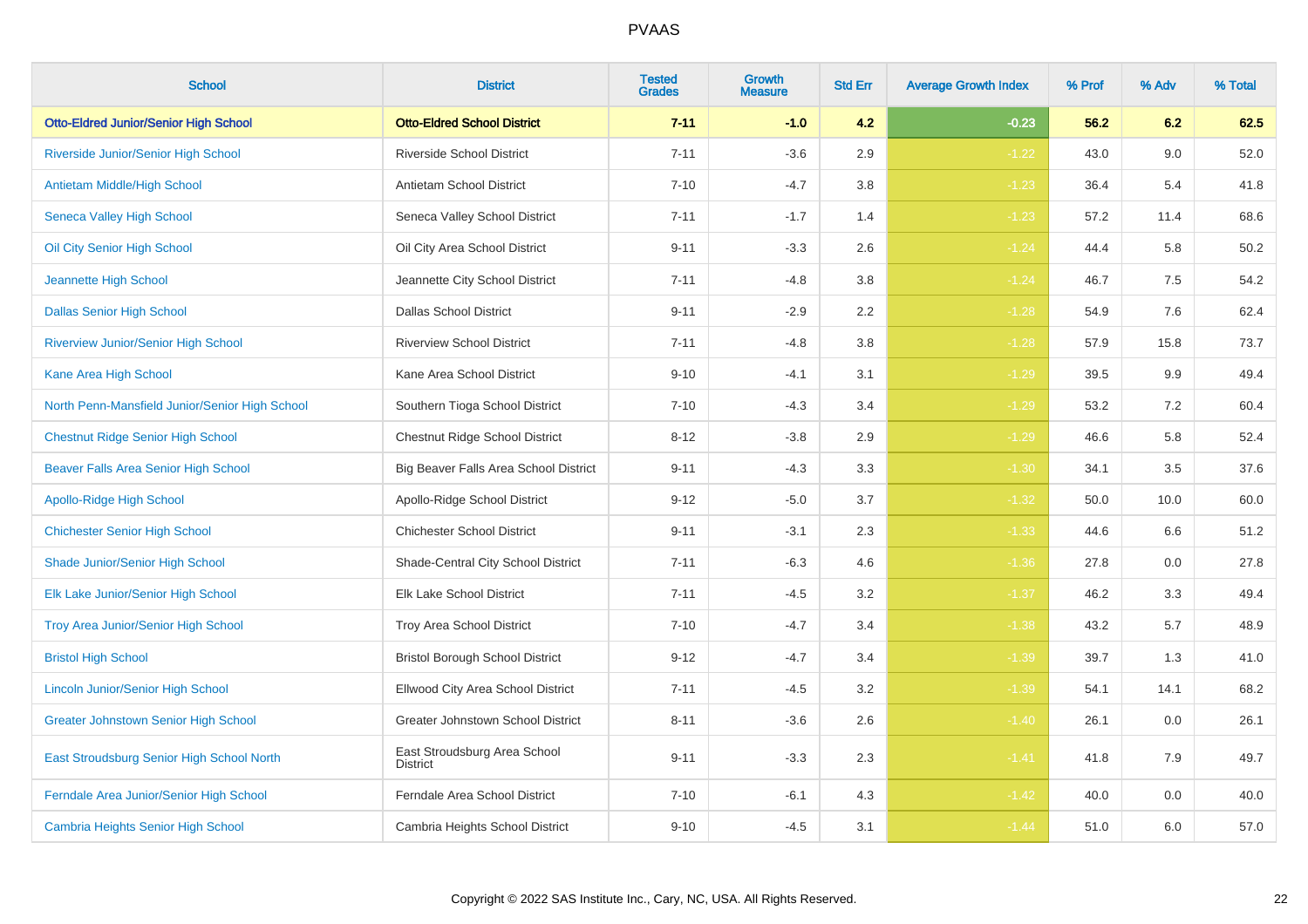PVAAS

| School | District | Tested Grades | Growth Measure | Std Err | Average Growth Index | % Prof | % Adv | % Total |
|---|---|---|---|---|---|---|---|---|
| **Otto-Eldred Junior/Senior High School** | **Otto-Eldred School District** | **7-11** | **-1.0** | **4.2** | **-0.23** | **56.2** | **6.2** | **62.5** |
| Riverside Junior/Senior High School | Riverside School District | 7-11 | -3.6 | 2.9 | -1.22 | 43.0 | 9.0 | 52.0 |
| Antietam Middle/High School | Antietam School District | 7-10 | -4.7 | 3.8 | -1.23 | 36.4 | 5.4 | 41.8 |
| Seneca Valley High School | Seneca Valley School District | 7-11 | -1.7 | 1.4 | -1.23 | 57.2 | 11.4 | 68.6 |
| Oil City Senior High School | Oil City Area School District | 9-11 | -3.3 | 2.6 | -1.24 | 44.4 | 5.8 | 50.2 |
| Jeannette High School | Jeannette City School District | 7-11 | -4.8 | 3.8 | -1.24 | 46.7 | 7.5 | 54.2 |
| Dallas Senior High School | Dallas School District | 9-11 | -2.9 | 2.2 | -1.28 | 54.9 | 7.6 | 62.4 |
| Riverview Junior/Senior High School | Riverview School District | 7-11 | -4.8 | 3.8 | -1.28 | 57.9 | 15.8 | 73.7 |
| Kane Area High School | Kane Area School District | 9-10 | -4.1 | 3.1 | -1.29 | 39.5 | 9.9 | 49.4 |
| North Penn-Mansfield Junior/Senior High School | Southern Tioga School District | 7-10 | -4.3 | 3.4 | -1.29 | 53.2 | 7.2 | 60.4 |
| Chestnut Ridge Senior High School | Chestnut Ridge School District | 8-12 | -3.8 | 2.9 | -1.29 | 46.6 | 5.8 | 52.4 |
| Beaver Falls Area Senior High School | Big Beaver Falls Area School District | 9-11 | -4.3 | 3.3 | -1.30 | 34.1 | 3.5 | 37.6 |
| Apollo-Ridge High School | Apollo-Ridge School District | 9-12 | -5.0 | 3.7 | -1.32 | 50.0 | 10.0 | 60.0 |
| Chichester Senior High School | Chichester School District | 9-11 | -3.1 | 2.3 | -1.33 | 44.6 | 6.6 | 51.2 |
| Shade Junior/Senior High School | Shade-Central City School District | 7-11 | -6.3 | 4.6 | -1.36 | 27.8 | 0.0 | 27.8 |
| Elk Lake Junior/Senior High School | Elk Lake School District | 7-11 | -4.5 | 3.2 | -1.37 | 46.2 | 3.3 | 49.4 |
| Troy Area Junior/Senior High School | Troy Area School District | 7-10 | -4.7 | 3.4 | -1.38 | 43.2 | 5.7 | 48.9 |
| Bristol High School | Bristol Borough School District | 9-12 | -4.7 | 3.4 | -1.39 | 39.7 | 1.3 | 41.0 |
| Lincoln Junior/Senior High School | Ellwood City Area School District | 7-11 | -4.5 | 3.2 | -1.39 | 54.1 | 14.1 | 68.2 |
| Greater Johnstown Senior High School | Greater Johnstown School District | 8-11 | -3.6 | 2.6 | -1.40 | 26.1 | 0.0 | 26.1 |
| East Stroudsburg Senior High School North | East Stroudsburg Area School District | 9-11 | -3.3 | 2.3 | -1.41 | 41.8 | 7.9 | 49.7 |
| Ferndale Area Junior/Senior High School | Ferndale Area School District | 7-10 | -6.1 | 4.3 | -1.42 | 40.0 | 0.0 | 40.0 |
| Cambria Heights Senior High School | Cambria Heights School District | 9-10 | -4.5 | 3.1 | -1.44 | 51.0 | 6.0 | 57.0 |

Copyright © 2022 SAS Institute Inc., Cary, NC, USA. All Rights Reserved.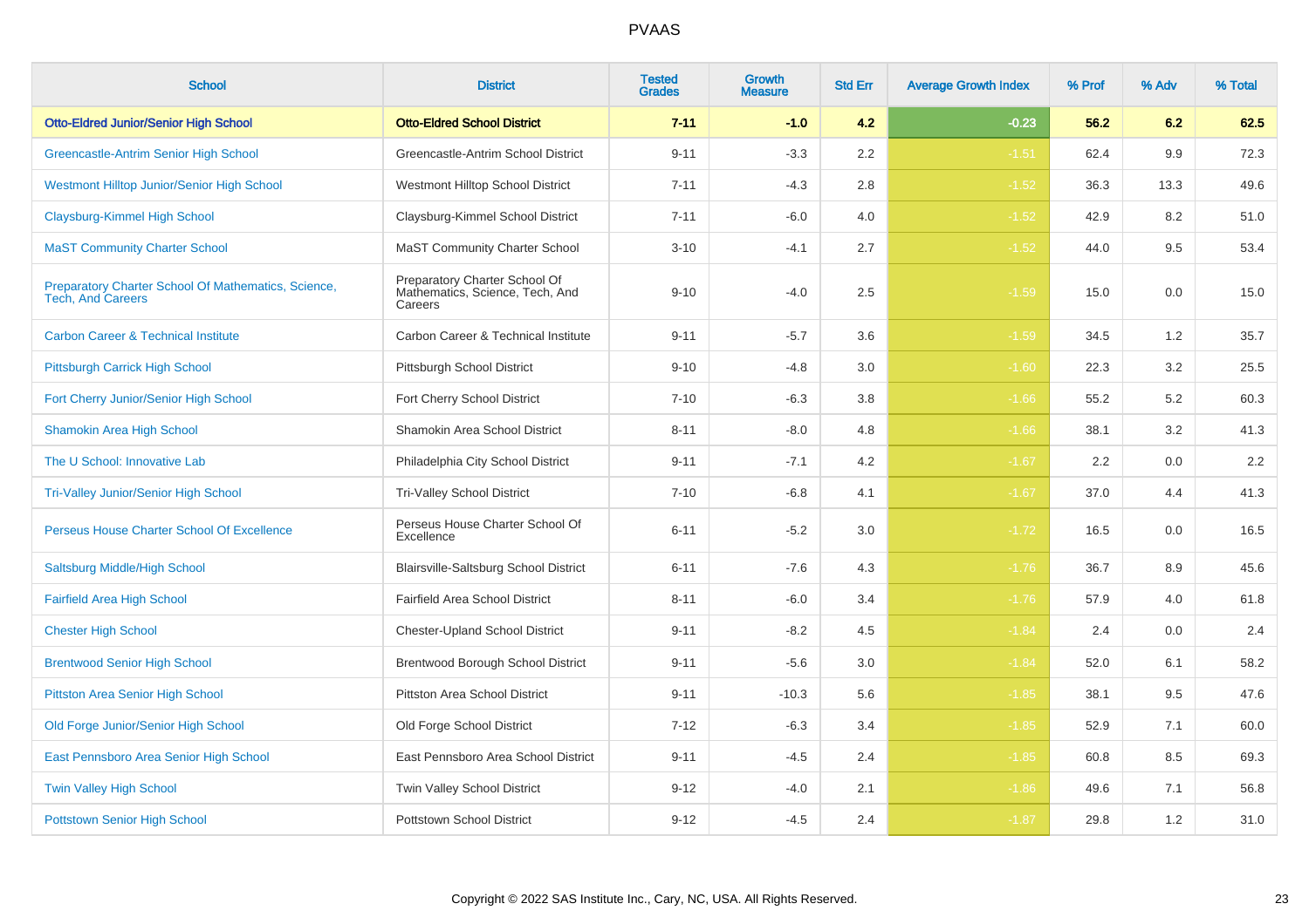PVAAS

| School | District | Tested Grades | Growth Measure | Std Err | Average Growth Index | % Prof | % Adv | % Total |
|---|---|---|---|---|---|---|---|---|
| **Otto-Eldred Junior/Senior High School** | **Otto-Eldred School District** | **7-11** | **-1.0** | **4.2** | **-0.23** | **56.2** | **6.2** | **62.5** |
| Greencastle-Antrim Senior High School | Greencastle-Antrim School District | 9-11 | -3.3 | 2.2 | -1.51 | 62.4 | 9.9 | 72.3 |
| Westmont Hilltop Junior/Senior High School | Westmont Hilltop School District | 7-11 | -4.3 | 2.8 | -1.52 | 36.3 | 13.3 | 49.6 |
| Claysburg-Kimmel High School | Claysburg-Kimmel School District | 7-11 | -6.0 | 4.0 | -1.52 | 42.9 | 8.2 | 51.0 |
| MaST Community Charter School | MaST Community Charter School | 3-10 | -4.1 | 2.7 | -1.52 | 44.0 | 9.5 | 53.4 |
| Preparatory Charter School Of Mathematics, Science, Tech, And Careers | Preparatory Charter School Of Mathematics, Science, Tech, And Careers | 9-10 | -4.0 | 2.5 | -1.59 | 15.0 | 0.0 | 15.0 |
| Carbon Career & Technical Institute | Carbon Career & Technical Institute | 9-11 | -5.7 | 3.6 | -1.59 | 34.5 | 1.2 | 35.7 |
| Pittsburgh Carrick High School | Pittsburgh School District | 9-10 | -4.8 | 3.0 | -1.60 | 22.3 | 3.2 | 25.5 |
| Fort Cherry Junior/Senior High School | Fort Cherry School District | 7-10 | -6.3 | 3.8 | -1.66 | 55.2 | 5.2 | 60.3 |
| Shamokin Area High School | Shamokin Area School District | 8-11 | -8.0 | 4.8 | -1.66 | 38.1 | 3.2 | 41.3 |
| The U School: Innovative Lab | Philadelphia City School District | 9-11 | -7.1 | 4.2 | -1.67 | 2.2 | 0.0 | 2.2 |
| Tri-Valley Junior/Senior High School | Tri-Valley School District | 7-10 | -6.8 | 4.1 | -1.67 | 37.0 | 4.4 | 41.3 |
| Perseus House Charter School Of Excellence | Perseus House Charter School Of Excellence | 6-11 | -5.2 | 3.0 | -1.72 | 16.5 | 0.0 | 16.5 |
| Saltsburg Middle/High School | Blairsville-Saltsburg School District | 6-11 | -7.6 | 4.3 | -1.76 | 36.7 | 8.9 | 45.6 |
| Fairfield Area High School | Fairfield Area School District | 8-11 | -6.0 | 3.4 | -1.76 | 57.9 | 4.0 | 61.8 |
| Chester High School | Chester-Upland School District | 9-11 | -8.2 | 4.5 | -1.84 | 2.4 | 0.0 | 2.4 |
| Brentwood Senior High School | Brentwood Borough School District | 9-11 | -5.6 | 3.0 | -1.84 | 52.0 | 6.1 | 58.2 |
| Pittston Area Senior High School | Pittston Area School District | 9-11 | -10.3 | 5.6 | -1.85 | 38.1 | 9.5 | 47.6 |
| Old Forge Junior/Senior High School | Old Forge School District | 7-12 | -6.3 | 3.4 | -1.85 | 52.9 | 7.1 | 60.0 |
| East Pennsboro Area Senior High School | East Pennsboro Area School District | 9-11 | -4.5 | 2.4 | -1.85 | 60.8 | 8.5 | 69.3 |
| Twin Valley High School | Twin Valley School District | 9-12 | -4.0 | 2.1 | -1.86 | 49.6 | 7.1 | 56.8 |
| Pottstown Senior High School | Pottstown School District | 9-12 | -4.5 | 2.4 | -1.87 | 29.8 | 1.2 | 31.0 |

Copyright © 2022 SAS Institute Inc., Cary, NC, USA. All Rights Reserved.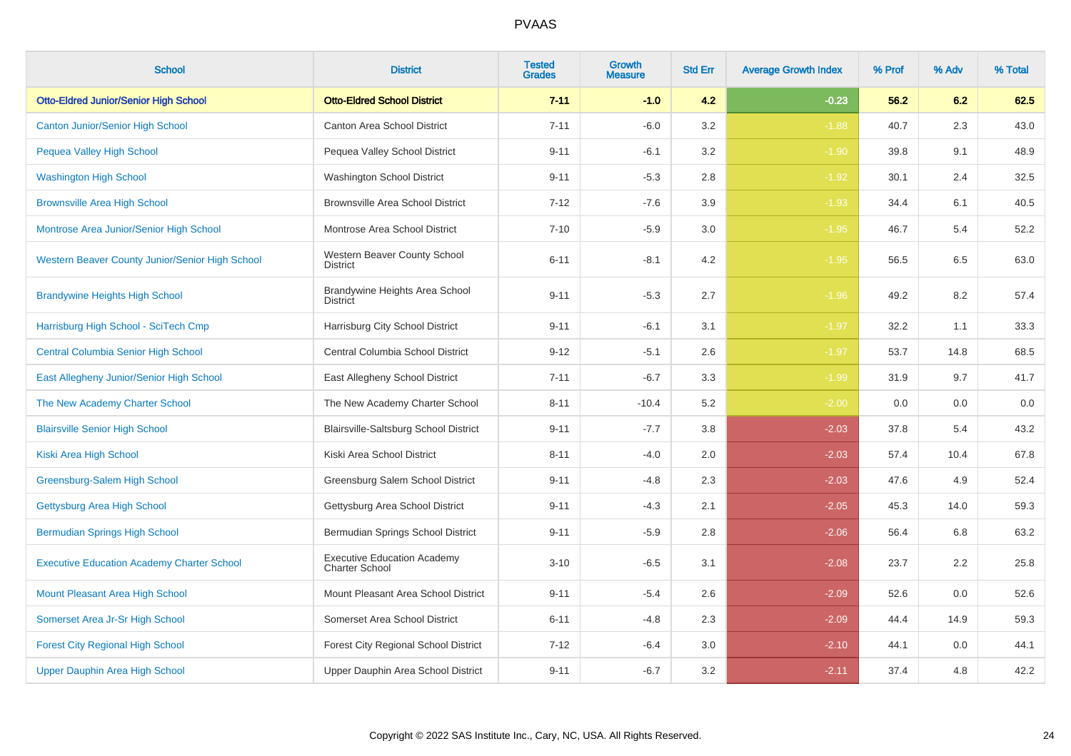# PVAAS

| School | District | Tested Grades | Growth Measure | Std Err | Average Growth Index | % Prof | % Adv | % Total |
|---|---|---|---|---|---|---|---|---|
| **Otto-Eldred Junior/Senior High School** | **Otto-Eldred School District** | **7-11** | **-1.0** | **4.2** | **-0.23** | **56.2** | **6.2** | **62.5** |
| Canton Junior/Senior High School | Canton Area School District | 7-11 | -6.0 | 3.2 | -1.88 | 40.7 | 2.3 | 43.0 |
| Pequea Valley High School | Pequea Valley School District | 9-11 | -6.1 | 3.2 | -1.90 | 39.8 | 9.1 | 48.9 |
| Washington High School | Washington School District | 9-11 | -5.3 | 2.8 | -1.92 | 30.1 | 2.4 | 32.5 |
| Brownsville Area High School | Brownsville Area School District | 7-12 | -7.6 | 3.9 | -1.93 | 34.4 | 6.1 | 40.5 |
| Montrose Area Junior/Senior High School | Montrose Area School District | 7-10 | -5.9 | 3.0 | -1.95 | 46.7 | 5.4 | 52.2 |
| Western Beaver County Junior/Senior High School | Western Beaver County School District | 6-11 | -8.1 | 4.2 | -1.95 | 56.5 | 6.5 | 63.0 |
| Brandywine Heights High School | Brandywine Heights Area School District | 9-11 | -5.3 | 2.7 | -1.96 | 49.2 | 8.2 | 57.4 |
| Harrisburg High School - SciTech Cmp | Harrisburg City School District | 9-11 | -6.1 | 3.1 | -1.97 | 32.2 | 1.1 | 33.3 |
| Central Columbia Senior High School | Central Columbia School District | 9-12 | -5.1 | 2.6 | -1.97 | 53.7 | 14.8 | 68.5 |
| East Allegheny Junior/Senior High School | East Allegheny School District | 7-11 | -6.7 | 3.3 | -1.99 | 31.9 | 9.7 | 41.7 |
| The New Academy Charter School | The New Academy Charter School | 8-11 | -10.4 | 5.2 | -2.00 | 0.0 | 0.0 | 0.0 |
| Blairsville Senior High School | Blairsville-Saltsburg School District | 9-11 | -7.7 | 3.8 | -2.03 | 37.8 | 5.4 | 43.2 |
| Kiski Area High School | Kiski Area School District | 8-11 | -4.0 | 2.0 | -2.03 | 57.4 | 10.4 | 67.8 |
| Greensburg-Salem High School | Greensburg Salem School District | 9-11 | -4.8 | 2.3 | -2.03 | 47.6 | 4.9 | 52.4 |
| Gettysburg Area High School | Gettysburg Area School District | 9-11 | -4.3 | 2.1 | -2.05 | 45.3 | 14.0 | 59.3 |
| Bermudian Springs High School | Bermudian Springs School District | 9-11 | -5.9 | 2.8 | -2.06 | 56.4 | 6.8 | 63.2 |
| Executive Education Academy Charter School | Executive Education Academy Charter School | 3-10 | -6.5 | 3.1 | -2.08 | 23.7 | 2.2 | 25.8 |
| Mount Pleasant Area High School | Mount Pleasant Area School District | 9-11 | -5.4 | 2.6 | -2.09 | 52.6 | 0.0 | 52.6 |
| Somerset Area Jr-Sr High School | Somerset Area School District | 6-11 | -4.8 | 2.3 | -2.09 | 44.4 | 14.9 | 59.3 |
| Forest City Regional High School | Forest City Regional School District | 7-12 | -6.4 | 3.0 | -2.10 | 44.1 | 0.0 | 44.1 |
| Upper Dauphin Area High School | Upper Dauphin Area School District | 9-11 | -6.7 | 3.2 | -2.11 | 37.4 | 4.8 | 42.2 |

Copyright © 2022 SAS Institute Inc., Cary, NC, USA. All Rights Reserved.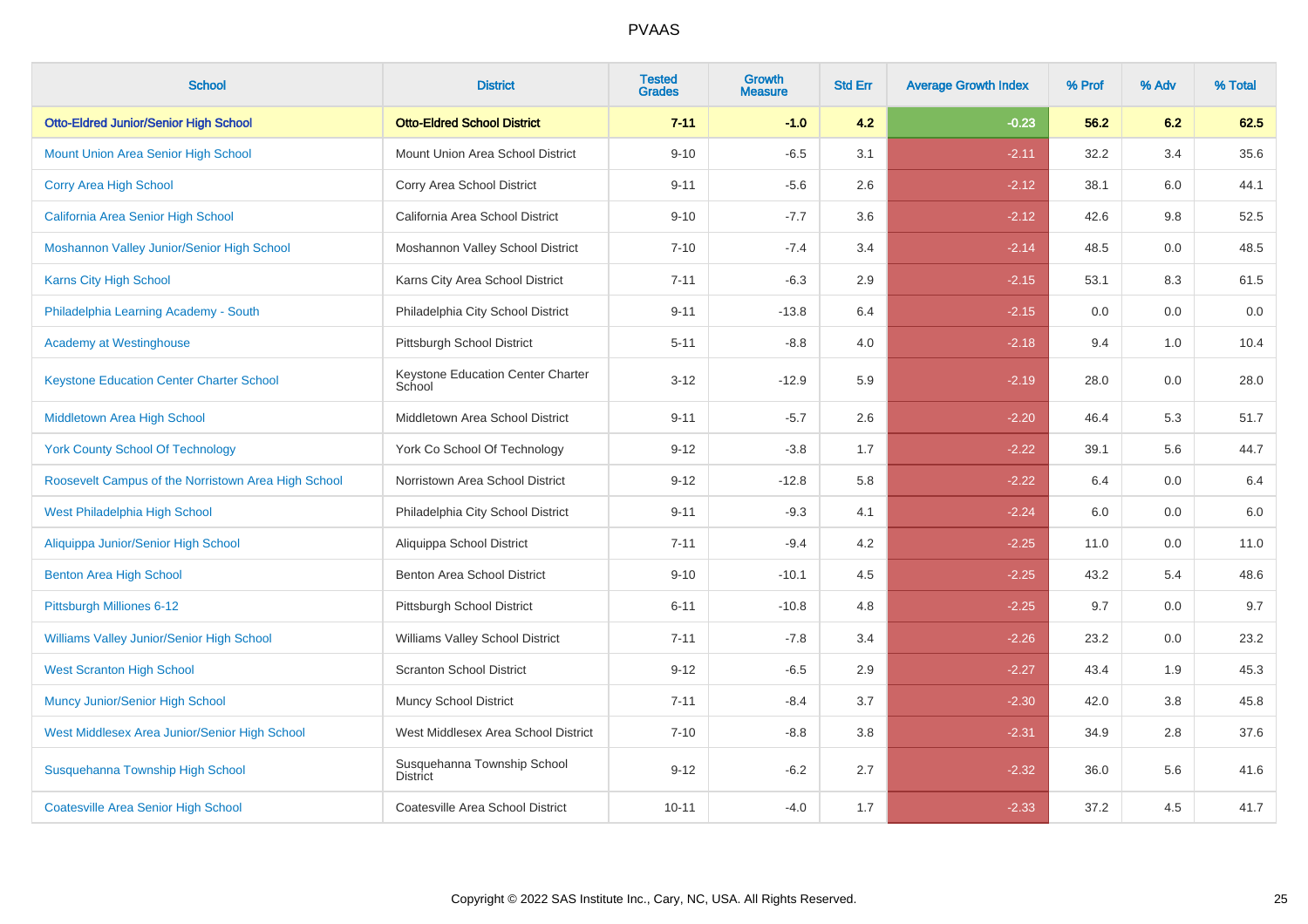# PVAAS

| School | District | Tested Grades | Growth Measure | Std Err | Average Growth Index | % Prof | % Adv | % Total |
|---|---|---|---|---|---|---|---|---|
| **Otto-Eldred Junior/Senior High School** | **Otto-Eldred School District** | **7-11** | **-1.0** | **4.2** | **-0.23** | **56.2** | **6.2** | **62.5** |
| Mount Union Area Senior High School | Mount Union Area School District | 9-10 | -6.5 | 3.1 | -2.11 | 32.2 | 3.4 | 35.6 |
| Corry Area High School | Corry Area School District | 9-11 | -5.6 | 2.6 | -2.12 | 38.1 | 6.0 | 44.1 |
| California Area Senior High School | California Area School District | 9-10 | -7.7 | 3.6 | -2.12 | 42.6 | 9.8 | 52.5 |
| Moshannon Valley Junior/Senior High School | Moshannon Valley School District | 7-10 | -7.4 | 3.4 | -2.14 | 48.5 | 0.0 | 48.5 |
| Karns City High School | Karns City Area School District | 7-11 | -6.3 | 2.9 | -2.15 | 53.1 | 8.3 | 61.5 |
| Philadelphia Learning Academy - South | Philadelphia City School District | 9-11 | -13.8 | 6.4 | -2.15 | 0.0 | 0.0 | 0.0 |
| Academy at Westinghouse | Pittsburgh School District | 5-11 | -8.8 | 4.0 | -2.18 | 9.4 | 1.0 | 10.4 |
| Keystone Education Center Charter School | Keystone Education Center Charter School | 3-12 | -12.9 | 5.9 | -2.19 | 28.0 | 0.0 | 28.0 |
| Middletown Area High School | Middletown Area School District | 9-11 | -5.7 | 2.6 | -2.20 | 46.4 | 5.3 | 51.7 |
| York County School Of Technology | York Co School Of Technology | 9-12 | -3.8 | 1.7 | -2.22 | 39.1 | 5.6 | 44.7 |
| Roosevelt Campus of the Norristown Area High School | Norristown Area School District | 9-12 | -12.8 | 5.8 | -2.22 | 6.4 | 0.0 | 6.4 |
| West Philadelphia High School | Philadelphia City School District | 9-11 | -9.3 | 4.1 | -2.24 | 6.0 | 0.0 | 6.0 |
| Aliquippa Junior/Senior High School | Aliquippa School District | 7-11 | -9.4 | 4.2 | -2.25 | 11.0 | 0.0 | 11.0 |
| Benton Area High School | Benton Area School District | 9-10 | -10.1 | 4.5 | -2.25 | 43.2 | 5.4 | 48.6 |
| Pittsburgh Milliones 6-12 | Pittsburgh School District | 6-11 | -10.8 | 4.8 | -2.25 | 9.7 | 0.0 | 9.7 |
| Williams Valley Junior/Senior High School | Williams Valley School District | 7-11 | -7.8 | 3.4 | -2.26 | 23.2 | 0.0 | 23.2 |
| West Scranton High School | Scranton School District | 9-12 | -6.5 | 2.9 | -2.27 | 43.4 | 1.9 | 45.3 |
| Muncy Junior/Senior High School | Muncy School District | 7-11 | -8.4 | 3.7 | -2.30 | 42.0 | 3.8 | 45.8 |
| West Middlesex Area Junior/Senior High School | West Middlesex Area School District | 7-10 | -8.8 | 3.8 | -2.31 | 34.9 | 2.8 | 37.6 |
| Susquehanna Township High School | Susquehanna Township School District | 9-12 | -6.2 | 2.7 | -2.32 | 36.0 | 5.6 | 41.6 |
| Coatesville Area Senior High School | Coatesville Area School District | 10-11 | -4.0 | 1.7 | -2.33 | 37.2 | 4.5 | 41.7 |

Copyright © 2022 SAS Institute Inc., Cary, NC, USA. All Rights Reserved.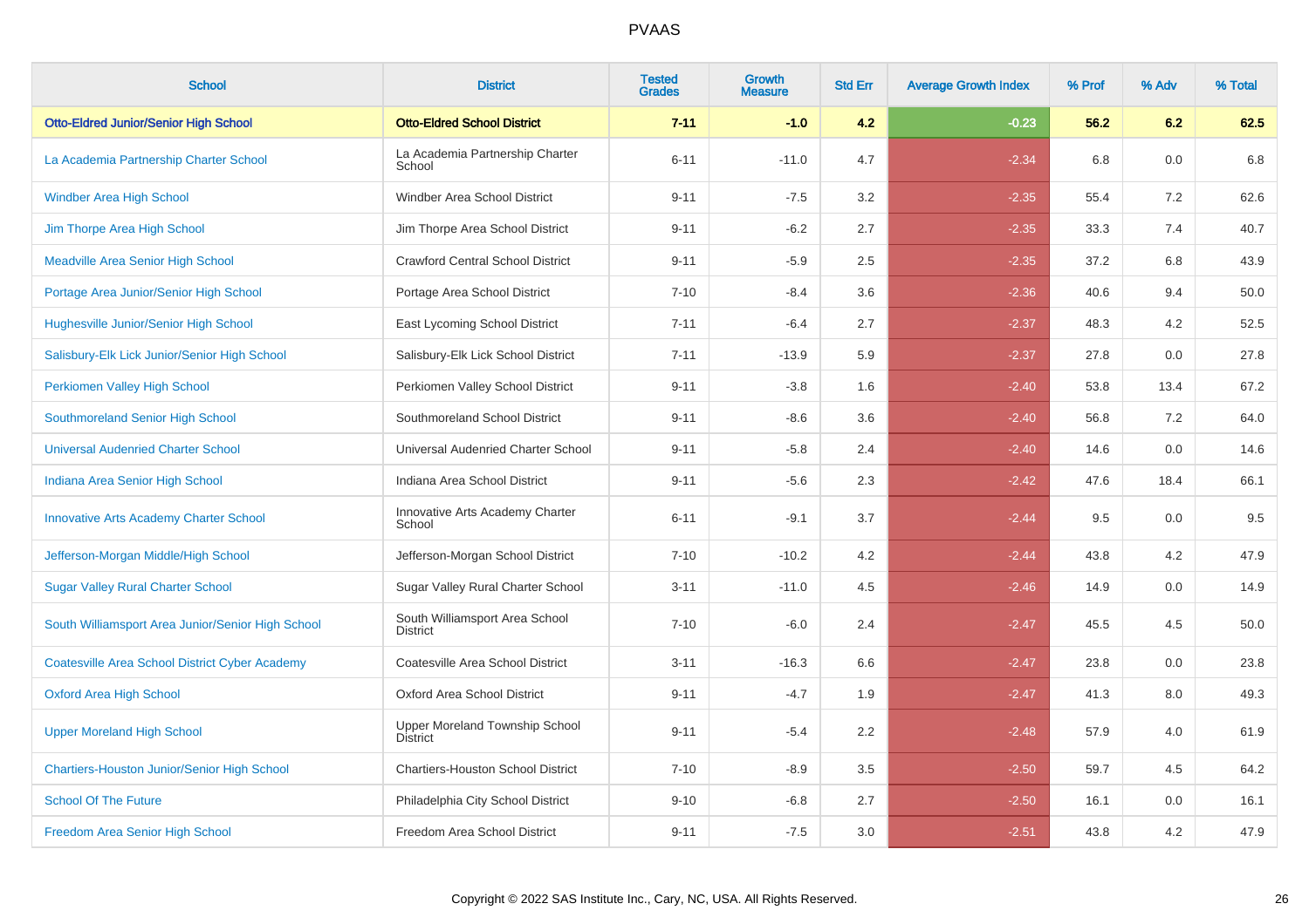| School | District | Tested Grades | Growth Measure | Std Err | Average Growth Index | % Prof | % Adv | % Total |
|---|---|---|---|---|---|---|---|---|
| **Otto-Eldred Junior/Senior High School** | **Otto-Eldred School District** | **7-11** | **-1.0** | **4.2** | **-0.23** | **56.2** | **6.2** | **62.5** |
| La Academia Partnership Charter School | La Academia Partnership Charter School | 6-11 | -11.0 | 4.7 | -2.34 | 6.8 | 0.0 | 6.8 |
| Windber Area High School | Windber Area School District | 9-11 | -7.5 | 3.2 | -2.35 | 55.4 | 7.2 | 62.6 |
| Jim Thorpe Area High School | Jim Thorpe Area School District | 9-11 | -6.2 | 2.7 | -2.35 | 33.3 | 7.4 | 40.7 |
| Meadville Area Senior High School | Crawford Central School District | 9-11 | -5.9 | 2.5 | -2.35 | 37.2 | 6.8 | 43.9 |
| Portage Area Junior/Senior High School | Portage Area School District | 7-10 | -8.4 | 3.6 | -2.36 | 40.6 | 9.4 | 50.0 |
| Hughesville Junior/Senior High School | East Lycoming School District | 7-11 | -6.4 | 2.7 | -2.37 | 48.3 | 4.2 | 52.5 |
| Salisbury-Elk Lick Junior/Senior High School | Salisbury-Elk Lick School District | 7-11 | -13.9 | 5.9 | -2.37 | 27.8 | 0.0 | 27.8 |
| Perkiomen Valley High School | Perkiomen Valley School District | 9-11 | -3.8 | 1.6 | -2.40 | 53.8 | 13.4 | 67.2 |
| Southmoreland Senior High School | Southmoreland School District | 9-11 | -8.6 | 3.6 | -2.40 | 56.8 | 7.2 | 64.0 |
| Universal Audenried Charter School | Universal Audenried Charter School | 9-11 | -5.8 | 2.4 | -2.40 | 14.6 | 0.0 | 14.6 |
| Indiana Area Senior High School | Indiana Area School District | 9-11 | -5.6 | 2.3 | -2.42 | 47.6 | 18.4 | 66.1 |
| Innovative Arts Academy Charter School | Innovative Arts Academy Charter School | 6-11 | -9.1 | 3.7 | -2.44 | 9.5 | 0.0 | 9.5 |
| Jefferson-Morgan Middle/High School | Jefferson-Morgan School District | 7-10 | -10.2 | 4.2 | -2.44 | 43.8 | 4.2 | 47.9 |
| Sugar Valley Rural Charter School | Sugar Valley Rural Charter School | 3-11 | -11.0 | 4.5 | -2.46 | 14.9 | 0.0 | 14.9 |
| South Williamsport Area Junior/Senior High School | South Williamsport Area School District | 7-10 | -6.0 | 2.4 | -2.47 | 45.5 | 4.5 | 50.0 |
| Coatesville Area School District Cyber Academy | Coatesville Area School District | 3-11 | -16.3 | 6.6 | -2.47 | 23.8 | 0.0 | 23.8 |
| Oxford Area High School | Oxford Area School District | 9-11 | -4.7 | 1.9 | -2.47 | 41.3 | 8.0 | 49.3 |
| Upper Moreland High School | Upper Moreland Township School District | 9-11 | -5.4 | 2.2 | -2.48 | 57.9 | 4.0 | 61.9 |
| Chartiers-Houston Junior/Senior High School | Chartiers-Houston School District | 7-10 | -8.9 | 3.5 | -2.50 | 59.7 | 4.5 | 64.2 |
| School Of The Future | Philadelphia City School District | 9-10 | -6.8 | 2.7 | -2.50 | 16.1 | 0.0 | 16.1 |
| Freedom Area Senior High School | Freedom Area School District | 9-11 | -7.5 | 3.0 | -2.51 | 43.8 | 4.2 | 47.9 |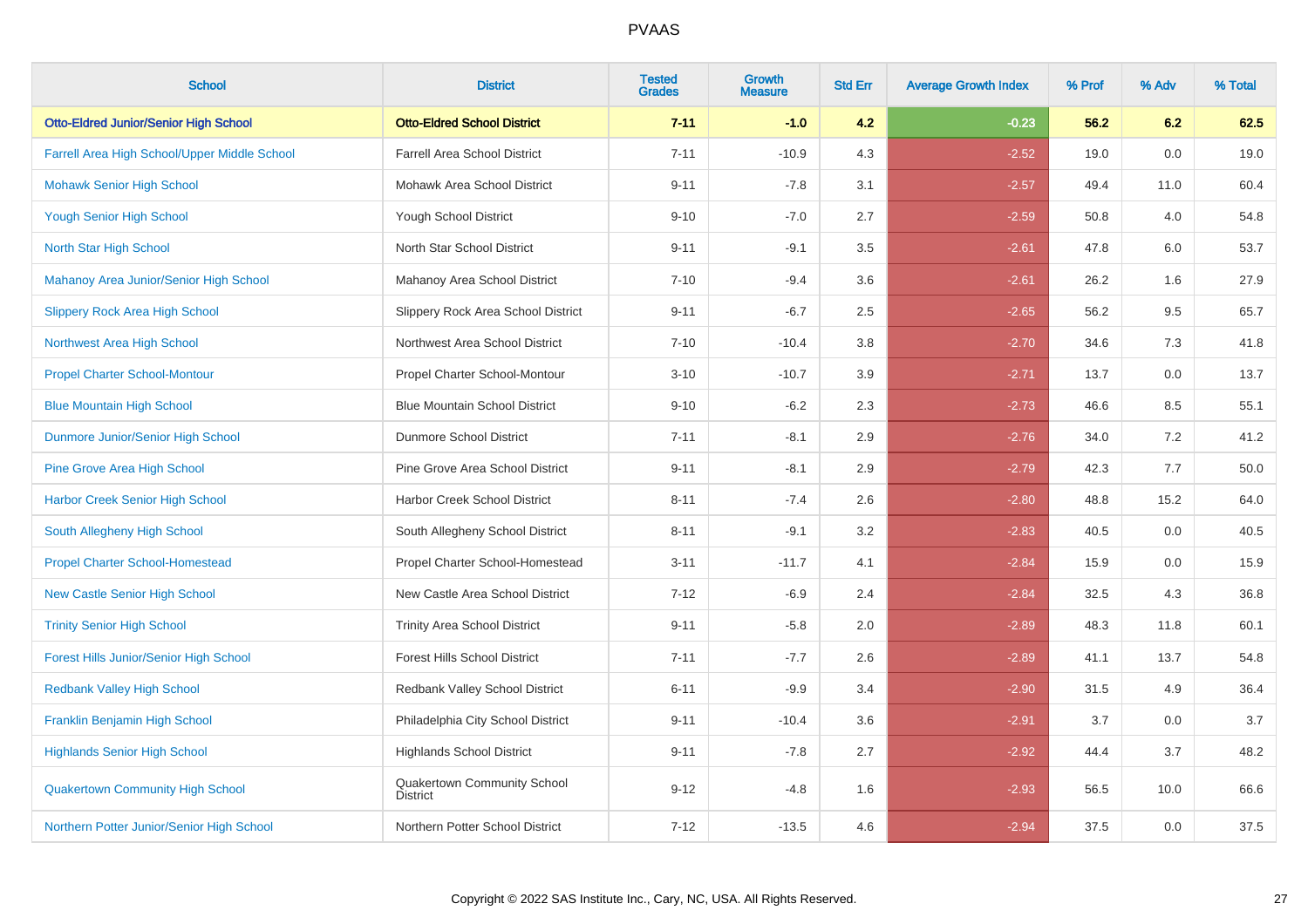# PVAAS

| School | District | Tested Grades | Growth Measure | Std Err | Average Growth Index | % Prof | % Adv | % Total |
|---|---|---|---|---|---|---|---|---|
| **Otto-Eldred Junior/Senior High School** | **Otto-Eldred School District** | **7-11** | **-1.0** | **4.2** | **-0.23** | **56.2** | **6.2** | **62.5** |
| Farrell Area High School/Upper Middle School | Farrell Area School District | 7-11 | -10.9 | 4.3 | -2.52 | 19.0 | 0.0 | 19.0 |
| Mohawk Senior High School | Mohawk Area School District | 9-11 | -7.8 | 3.1 | -2.57 | 49.4 | 11.0 | 60.4 |
| Yough Senior High School | Yough School District | 9-10 | -7.0 | 2.7 | -2.59 | 50.8 | 4.0 | 54.8 |
| North Star High School | North Star School District | 9-11 | -9.1 | 3.5 | -2.61 | 47.8 | 6.0 | 53.7 |
| Mahanoy Area Junior/Senior High School | Mahanoy Area School District | 7-10 | -9.4 | 3.6 | -2.61 | 26.2 | 1.6 | 27.9 |
| Slippery Rock Area High School | Slippery Rock Area School District | 9-11 | -6.7 | 2.5 | -2.65 | 56.2 | 9.5 | 65.7 |
| Northwest Area High School | Northwest Area School District | 7-10 | -10.4 | 3.8 | -2.70 | 34.6 | 7.3 | 41.8 |
| Propel Charter School-Montour | Propel Charter School-Montour | 3-10 | -10.7 | 3.9 | -2.71 | 13.7 | 0.0 | 13.7 |
| Blue Mountain High School | Blue Mountain School District | 9-10 | -6.2 | 2.3 | -2.73 | 46.6 | 8.5 | 55.1 |
| Dunmore Junior/Senior High School | Dunmore School District | 7-11 | -8.1 | 2.9 | -2.76 | 34.0 | 7.2 | 41.2 |
| Pine Grove Area High School | Pine Grove Area School District | 9-11 | -8.1 | 2.9 | -2.79 | 42.3 | 7.7 | 50.0 |
| Harbor Creek Senior High School | Harbor Creek School District | 8-11 | -7.4 | 2.6 | -2.80 | 48.8 | 15.2 | 64.0 |
| South Allegheny High School | South Allegheny School District | 8-11 | -9.1 | 3.2 | -2.83 | 40.5 | 0.0 | 40.5 |
| Propel Charter School-Homestead | Propel Charter School-Homestead | 3-11 | -11.7 | 4.1 | -2.84 | 15.9 | 0.0 | 15.9 |
| New Castle Senior High School | New Castle Area School District | 7-12 | -6.9 | 2.4 | -2.84 | 32.5 | 4.3 | 36.8 |
| Trinity Senior High School | Trinity Area School District | 9-11 | -5.8 | 2.0 | -2.89 | 48.3 | 11.8 | 60.1 |
| Forest Hills Junior/Senior High School | Forest Hills School District | 7-11 | -7.7 | 2.6 | -2.89 | 41.1 | 13.7 | 54.8 |
| Redbank Valley High School | Redbank Valley School District | 6-11 | -9.9 | 3.4 | -2.90 | 31.5 | 4.9 | 36.4 |
| Franklin Benjamin High School | Philadelphia City School District | 9-11 | -10.4 | 3.6 | -2.91 | 3.7 | 0.0 | 3.7 |
| Highlands Senior High School | Highlands School District | 9-11 | -7.8 | 2.7 | -2.92 | 44.4 | 3.7 | 48.2 |
| Quakertown Community High School | Quakertown Community School District | 9-12 | -4.8 | 1.6 | -2.93 | 56.5 | 10.0 | 66.6 |
| Northern Potter Junior/Senior High School | Northern Potter School District | 7-12 | -13.5 | 4.6 | -2.94 | 37.5 | 0.0 | 37.5 |

Copyright © 2022 SAS Institute Inc., Cary, NC, USA. All Rights Reserved.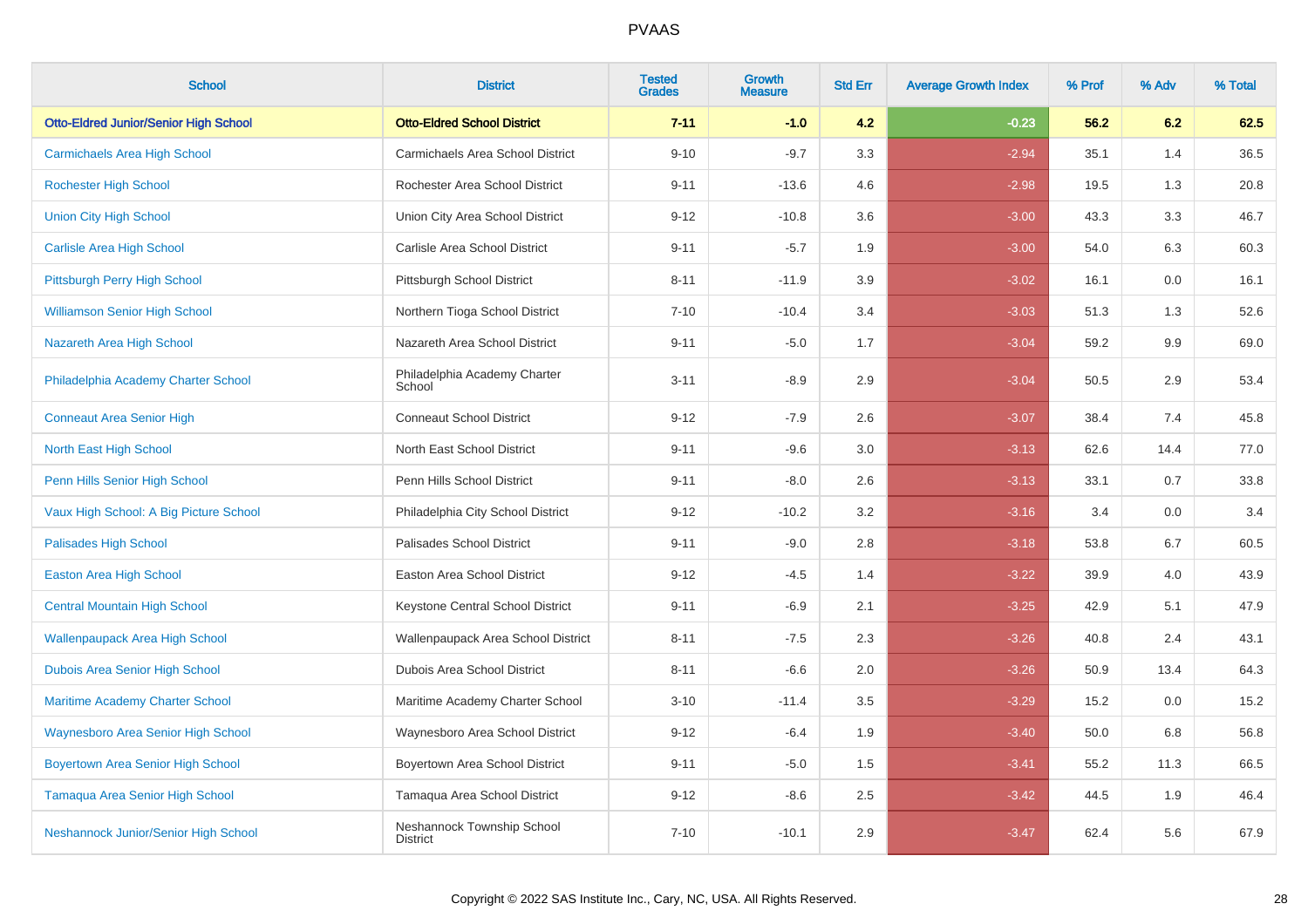# PVAAS

| School | District | Tested Grades | Growth Measure | Std Err | Average Growth Index | % Prof | % Adv | % Total |
|---|---|---|---|---|---|---|---|---|
| **Otto-Eldred Junior/Senior High School** | **Otto-Eldred School District** | **7-11** | **-1.0** | **4.2** | **-0.23** | **56.2** | **6.2** | **62.5** |
| Carmichaels Area High School | Carmichaels Area School District | 9-10 | -9.7 | 3.3 | -2.94 | 35.1 | 1.4 | 36.5 |
| Rochester High School | Rochester Area School District | 9-11 | -13.6 | 4.6 | -2.98 | 19.5 | 1.3 | 20.8 |
| Union City High School | Union City Area School District | 9-12 | -10.8 | 3.6 | -3.00 | 43.3 | 3.3 | 46.7 |
| Carlisle Area High School | Carlisle Area School District | 9-11 | -5.7 | 1.9 | -3.00 | 54.0 | 6.3 | 60.3 |
| Pittsburgh Perry High School | Pittsburgh School District | 8-11 | -11.9 | 3.9 | -3.02 | 16.1 | 0.0 | 16.1 |
| Williamson Senior High School | Northern Tioga School District | 7-10 | -10.4 | 3.4 | -3.03 | 51.3 | 1.3 | 52.6 |
| Nazareth Area High School | Nazareth Area School District | 9-11 | -5.0 | 1.7 | -3.04 | 59.2 | 9.9 | 69.0 |
| Philadelphia Academy Charter School | Philadelphia Academy Charter School | 3-11 | -8.9 | 2.9 | -3.04 | 50.5 | 2.9 | 53.4 |
| Conneaut Area Senior High | Conneaut School District | 9-12 | -7.9 | 2.6 | -3.07 | 38.4 | 7.4 | 45.8 |
| North East High School | North East School District | 9-11 | -9.6 | 3.0 | -3.13 | 62.6 | 14.4 | 77.0 |
| Penn Hills Senior High School | Penn Hills School District | 9-11 | -8.0 | 2.6 | -3.13 | 33.1 | 0.7 | 33.8 |
| Vaux High School: A Big Picture School | Philadelphia City School District | 9-12 | -10.2 | 3.2 | -3.16 | 3.4 | 0.0 | 3.4 |
| Palisades High School | Palisades School District | 9-11 | -9.0 | 2.8 | -3.18 | 53.8 | 6.7 | 60.5 |
| Easton Area High School | Easton Area School District | 9-12 | -4.5 | 1.4 | -3.22 | 39.9 | 4.0 | 43.9 |
| Central Mountain High School | Keystone Central School District | 9-11 | -6.9 | 2.1 | -3.25 | 42.9 | 5.1 | 47.9 |
| Wallenpaupack Area High School | Wallenpaupack Area School District | 8-11 | -7.5 | 2.3 | -3.26 | 40.8 | 2.4 | 43.1 |
| Dubois Area Senior High School | Dubois Area School District | 8-11 | -6.6 | 2.0 | -3.26 | 50.9 | 13.4 | 64.3 |
| Maritime Academy Charter School | Maritime Academy Charter School | 3-10 | -11.4 | 3.5 | -3.29 | 15.2 | 0.0 | 15.2 |
| Waynesboro Area Senior High School | Waynesboro Area School District | 9-12 | -6.4 | 1.9 | -3.40 | 50.0 | 6.8 | 56.8 |
| Boyertown Area Senior High School | Boyertown Area School District | 9-11 | -5.0 | 1.5 | -3.41 | 55.2 | 11.3 | 66.5 |
| Tamaqua Area Senior High School | Tamaqua Area School District | 9-12 | -8.6 | 2.5 | -3.42 | 44.5 | 1.9 | 46.4 |
| Neshannock Junior/Senior High School | Neshannock Township School District | 7-10 | -10.1 | 2.9 | -3.47 | 62.4 | 5.6 | 67.9 |

Copyright © 2022 SAS Institute Inc., Cary, NC, USA. All Rights Reserved.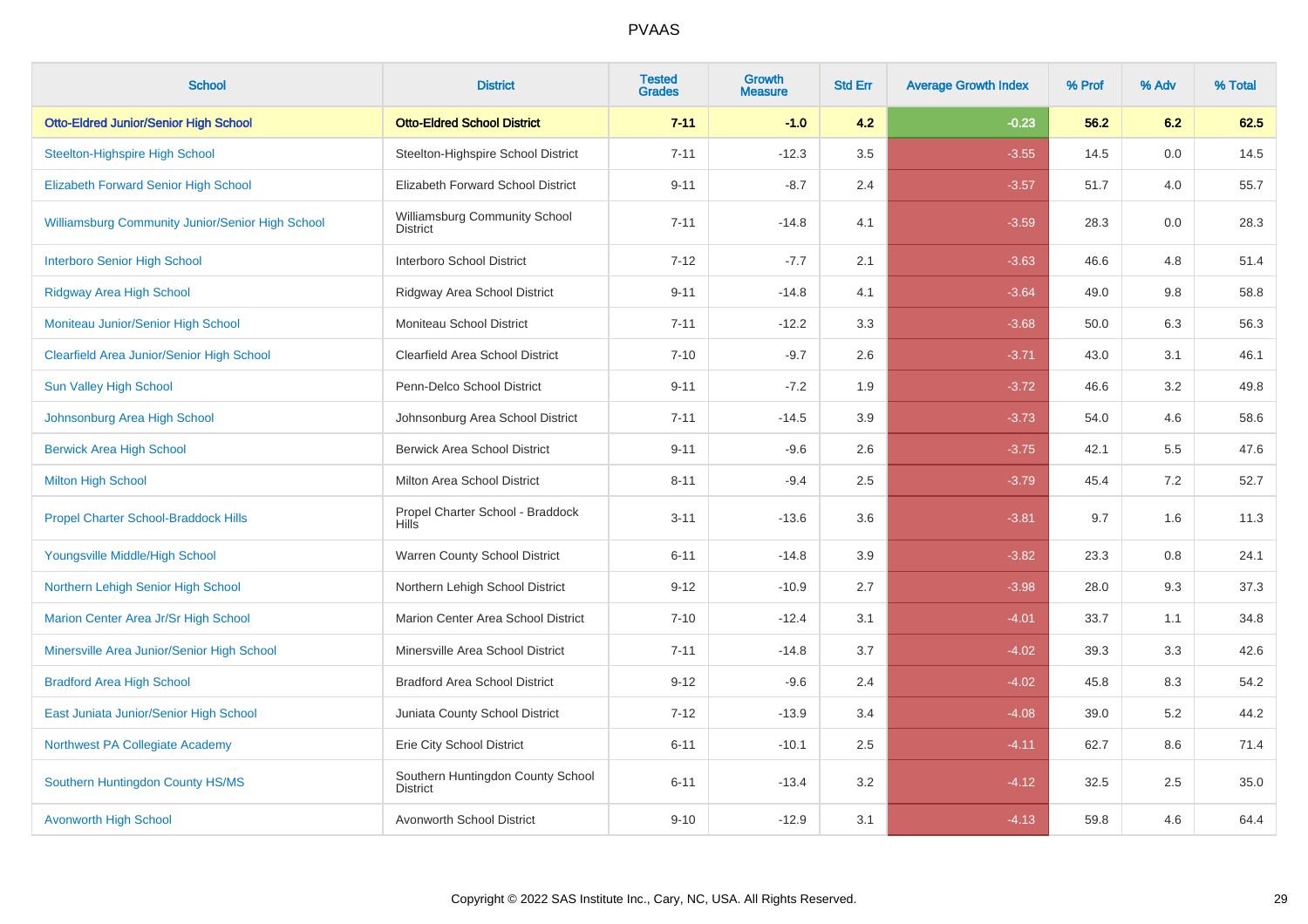# PVAAS

| School | District | Tested Grades | Growth Measure | Std Err | Average Growth Index | % Prof | % Adv | % Total |
|---|---|---|---|---|---|---|---|---|
| **Otto-Eldred Junior/Senior High School** | **Otto-Eldred School District** | **7-11** | **-1.0** | **4.2** | **-0.23** | **56.2** | **6.2** | **62.5** |
| Steelton-Highspire High School | Steelton-Highspire School District | 7-11 | -12.3 | 3.5 | -3.55 | 14.5 | 0.0 | 14.5 |
| Elizabeth Forward Senior High School | Elizabeth Forward School District | 9-11 | -8.7 | 2.4 | -3.57 | 51.7 | 4.0 | 55.7 |
| Williamsburg Community Junior/Senior High School | Williamsburg Community School District | 7-11 | -14.8 | 4.1 | -3.59 | 28.3 | 0.0 | 28.3 |
| Interboro Senior High School | Interboro School District | 7-12 | -7.7 | 2.1 | -3.63 | 46.6 | 4.8 | 51.4 |
| Ridgway Area High School | Ridgway Area School District | 9-11 | -14.8 | 4.1 | -3.64 | 49.0 | 9.8 | 58.8 |
| Moniteau Junior/Senior High School | Moniteau School District | 7-11 | -12.2 | 3.3 | -3.68 | 50.0 | 6.3 | 56.3 |
| Clearfield Area Junior/Senior High School | Clearfield Area School District | 7-10 | -9.7 | 2.6 | -3.71 | 43.0 | 3.1 | 46.1 |
| Sun Valley High School | Penn-Delco School District | 9-11 | -7.2 | 1.9 | -3.72 | 46.6 | 3.2 | 49.8 |
| Johnsonburg Area High School | Johnsonburg Area School District | 7-11 | -14.5 | 3.9 | -3.73 | 54.0 | 4.6 | 58.6 |
| Berwick Area High School | Berwick Area School District | 9-11 | -9.6 | 2.6 | -3.75 | 42.1 | 5.5 | 47.6 |
| Milton High School | Milton Area School District | 8-11 | -9.4 | 2.5 | -3.79 | 45.4 | 7.2 | 52.7 |
| Propel Charter School-Braddock Hills | Propel Charter School - Braddock Hills | 3-11 | -13.6 | 3.6 | -3.81 | 9.7 | 1.6 | 11.3 |
| Youngsville Middle/High School | Warren County School District | 6-11 | -14.8 | 3.9 | -3.82 | 23.3 | 0.8 | 24.1 |
| Northern Lehigh Senior High School | Northern Lehigh School District | 9-12 | -10.9 | 2.7 | -3.98 | 28.0 | 9.3 | 37.3 |
| Marion Center Area Jr/Sr High School | Marion Center Area School District | 7-10 | -12.4 | 3.1 | -4.01 | 33.7 | 1.1 | 34.8 |
| Minersville Area Junior/Senior High School | Minersville Area School District | 7-11 | -14.8 | 3.7 | -4.02 | 39.3 | 3.3 | 42.6 |
| Bradford Area High School | Bradford Area School District | 9-12 | -9.6 | 2.4 | -4.02 | 45.8 | 8.3 | 54.2 |
| East Juniata Junior/Senior High School | Juniata County School District | 7-12 | -13.9 | 3.4 | -4.08 | 39.0 | 5.2 | 44.2 |
| Northwest PA Collegiate Academy | Erie City School District | 6-11 | -10.1 | 2.5 | -4.11 | 62.7 | 8.6 | 71.4 |
| Southern Huntingdon County HS/MS | Southern Huntingdon County School District | 6-11 | -13.4 | 3.2 | -4.12 | 32.5 | 2.5 | 35.0 |
| Avonworth High School | Avonworth School District | 9-10 | -12.9 | 3.1 | -4.13 | 59.8 | 4.6 | 64.4 |

Copyright © 2022 SAS Institute Inc., Cary, NC, USA. All Rights Reserved.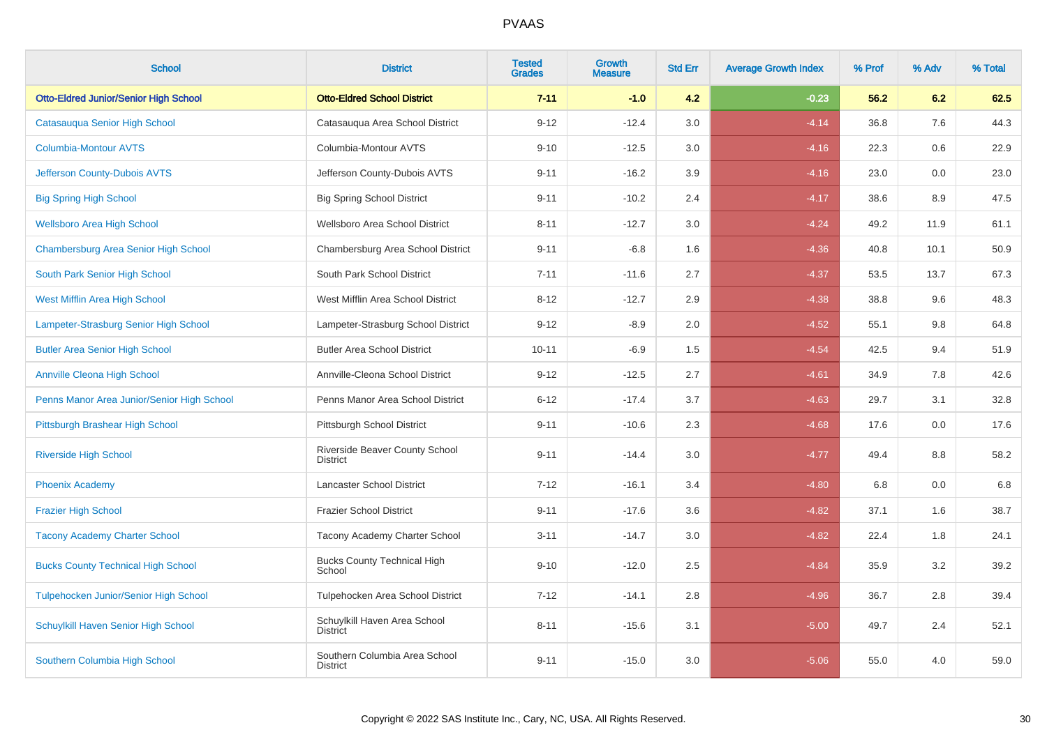PVAAS

| School | District | Tested Grades | Growth Measure | Std Err | Average Growth Index | % Prof | % Adv | % Total |
|---|---|---|---|---|---|---|---|---|
| **Otto-Eldred Junior/Senior High School** | **Otto-Eldred School District** | **7-11** | **-1.0** | **4.2** | **-0.23** | **56.2** | **6.2** | **62.5** |
| Catasauqua Senior High School | Catasauqua Area School District | 9-12 | -12.4 | 3.0 | -4.14 | 36.8 | 7.6 | 44.3 |
| Columbia-Montour AVTS | Columbia-Montour AVTS | 9-10 | -12.5 | 3.0 | -4.16 | 22.3 | 0.6 | 22.9 |
| Jefferson County-Dubois AVTS | Jefferson County-Dubois AVTS | 9-11 | -16.2 | 3.9 | -4.16 | 23.0 | 0.0 | 23.0 |
| Big Spring High School | Big Spring School District | 9-11 | -10.2 | 2.4 | -4.17 | 38.6 | 8.9 | 47.5 |
| Wellsboro Area High School | Wellsboro Area School District | 8-11 | -12.7 | 3.0 | -4.24 | 49.2 | 11.9 | 61.1 |
| Chambersburg Area Senior High School | Chambersburg Area School District | 9-11 | -6.8 | 1.6 | -4.36 | 40.8 | 10.1 | 50.9 |
| South Park Senior High School | South Park School District | 7-11 | -11.6 | 2.7 | -4.37 | 53.5 | 13.7 | 67.3 |
| West Mifflin Area High School | West Mifflin Area School District | 8-12 | -12.7 | 2.9 | -4.38 | 38.8 | 9.6 | 48.3 |
| Lampeter-Strasburg Senior High School | Lampeter-Strasburg School District | 9-12 | -8.9 | 2.0 | -4.52 | 55.1 | 9.8 | 64.8 |
| Butler Area Senior High School | Butler Area School District | 10-11 | -6.9 | 1.5 | -4.54 | 42.5 | 9.4 | 51.9 |
| Annville Cleona High School | Annville-Cleona School District | 9-12 | -12.5 | 2.7 | -4.61 | 34.9 | 7.8 | 42.6 |
| Penns Manor Area Junior/Senior High School | Penns Manor Area School District | 6-12 | -17.4 | 3.7 | -4.63 | 29.7 | 3.1 | 32.8 |
| Pittsburgh Brashear High School | Pittsburgh School District | 9-11 | -10.6 | 2.3 | -4.68 | 17.6 | 0.0 | 17.6 |
| Riverside High School | Riverside Beaver County School District | 9-11 | -14.4 | 3.0 | -4.77 | 49.4 | 8.8 | 58.2 |
| Phoenix Academy | Lancaster School District | 7-12 | -16.1 | 3.4 | -4.80 | 6.8 | 0.0 | 6.8 |
| Frazier High School | Frazier School District | 9-11 | -17.6 | 3.6 | -4.82 | 37.1 | 1.6 | 38.7 |
| Tacony Academy Charter School | Tacony Academy Charter School | 3-11 | -14.7 | 3.0 | -4.82 | 22.4 | 1.8 | 24.1 |
| Bucks County Technical High School | Bucks County Technical High School | 9-10 | -12.0 | 2.5 | -4.84 | 35.9 | 3.2 | 39.2 |
| Tulpehocken Junior/Senior High School | Tulpehocken Area School District | 7-12 | -14.1 | 2.8 | -4.96 | 36.7 | 2.8 | 39.4 |
| Schuylkill Haven Senior High School | Schuylkill Haven Area School District | 8-11 | -15.6 | 3.1 | -5.00 | 49.7 | 2.4 | 52.1 |
| Southern Columbia High School | Southern Columbia Area School District | 9-11 | -15.0 | 3.0 | -5.06 | 55.0 | 4.0 | 59.0 |

Copyright © 2022 SAS Institute Inc., Cary, NC, USA. All Rights Reserved.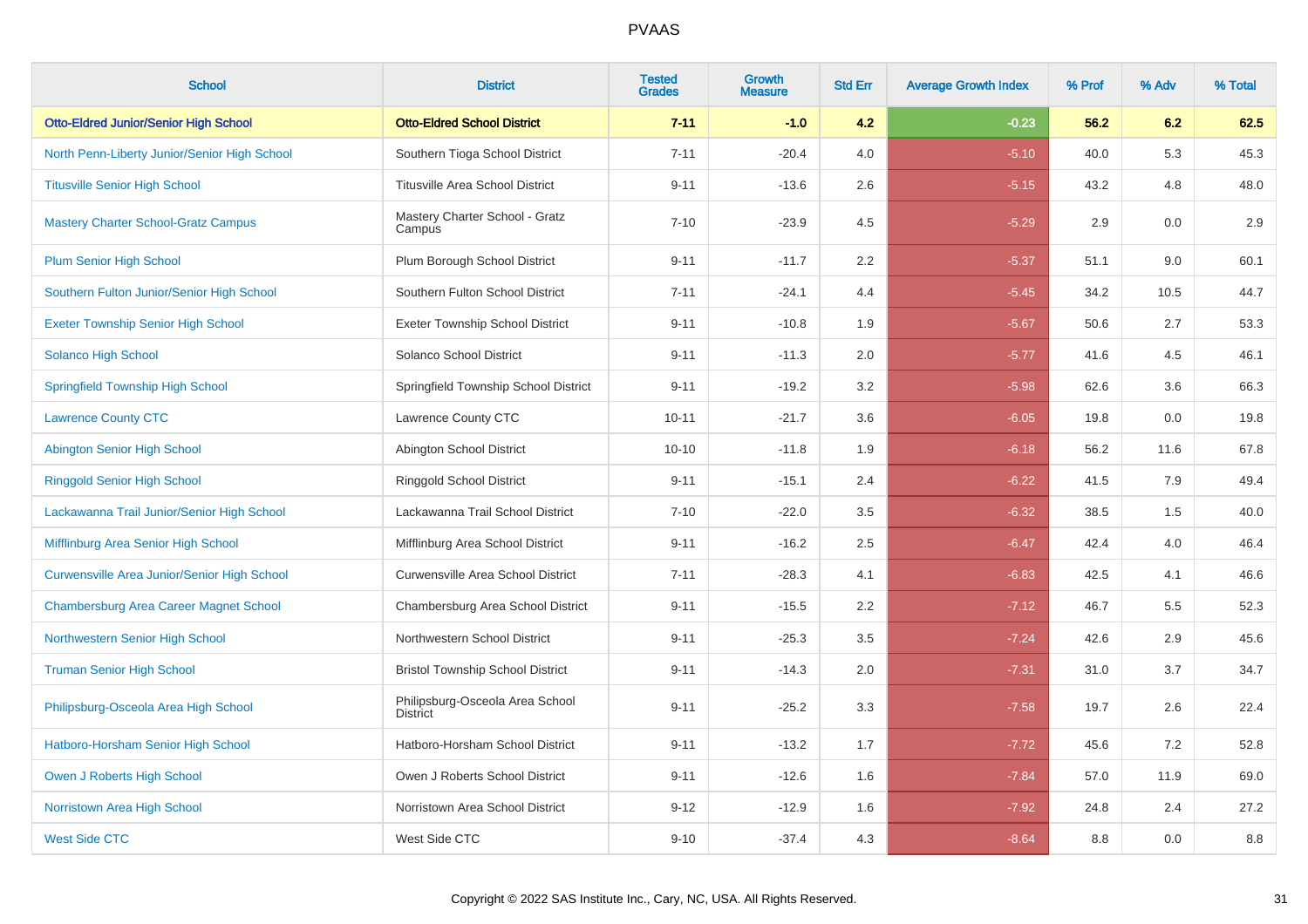# PVAAS

| School | District | Tested Grades | Growth Measure | Std Err | Average Growth Index | % Prof | % Adv | % Total |
|---|---|---|---|---|---|---|---|---|
| **Otto-Eldred Junior/Senior High School** | **Otto-Eldred School District** | **7-11** | **-1.0** | **4.2** | **-0.23** | **56.2** | **6.2** | **62.5** |
| North Penn-Liberty Junior/Senior High School | Southern Tioga School District | 7-11 | -20.4 | 4.0 | -5.10 | 40.0 | 5.3 | 45.3 |
| Titusville Senior High School | Titusville Area School District | 9-11 | -13.6 | 2.6 | -5.15 | 43.2 | 4.8 | 48.0 |
| Mastery Charter School-Gratz Campus | Mastery Charter School - Gratz Campus | 7-10 | -23.9 | 4.5 | -5.29 | 2.9 | 0.0 | 2.9 |
| Plum Senior High School | Plum Borough School District | 9-11 | -11.7 | 2.2 | -5.37 | 51.1 | 9.0 | 60.1 |
| Southern Fulton Junior/Senior High School | Southern Fulton School District | 7-11 | -24.1 | 4.4 | -5.45 | 34.2 | 10.5 | 44.7 |
| Exeter Township Senior High School | Exeter Township School District | 9-11 | -10.8 | 1.9 | -5.67 | 50.6 | 2.7 | 53.3 |
| Solanco High School | Solanco School District | 9-11 | -11.3 | 2.0 | -5.77 | 41.6 | 4.5 | 46.1 |
| Springfield Township High School | Springfield Township School District | 9-11 | -19.2 | 3.2 | -5.98 | 62.6 | 3.6 | 66.3 |
| Lawrence County CTC | Lawrence County CTC | 10-11 | -21.7 | 3.6 | -6.05 | 19.8 | 0.0 | 19.8 |
| Abington Senior High School | Abington School District | 10-10 | -11.8 | 1.9 | -6.18 | 56.2 | 11.6 | 67.8 |
| Ringgold Senior High School | Ringgold School District | 9-11 | -15.1 | 2.4 | -6.22 | 41.5 | 7.9 | 49.4 |
| Lackawanna Trail Junior/Senior High School | Lackawanna Trail School District | 7-10 | -22.0 | 3.5 | -6.32 | 38.5 | 1.5 | 40.0 |
| Mifflinburg Area Senior High School | Mifflinburg Area School District | 9-11 | -16.2 | 2.5 | -6.47 | 42.4 | 4.0 | 46.4 |
| Curwensville Area Junior/Senior High School | Curwensville Area School District | 7-11 | -28.3 | 4.1 | -6.83 | 42.5 | 4.1 | 46.6 |
| Chambersburg Area Career Magnet School | Chambersburg Area School District | 9-11 | -15.5 | 2.2 | -7.12 | 46.7 | 5.5 | 52.3 |
| Northwestern Senior High School | Northwestern School District | 9-11 | -25.3 | 3.5 | -7.24 | 42.6 | 2.9 | 45.6 |
| Truman Senior High School | Bristol Township School District | 9-11 | -14.3 | 2.0 | -7.31 | 31.0 | 3.7 | 34.7 |
| Philipsburg-Osceola Area High School | Philipsburg-Osceola Area School District | 9-11 | -25.2 | 3.3 | -7.58 | 19.7 | 2.6 | 22.4 |
| Hatboro-Horsham Senior High School | Hatboro-Horsham School District | 9-11 | -13.2 | 1.7 | -7.72 | 45.6 | 7.2 | 52.8 |
| Owen J Roberts High School | Owen J Roberts School District | 9-11 | -12.6 | 1.6 | -7.84 | 57.0 | 11.9 | 69.0 |
| Norristown Area High School | Norristown Area School District | 9-12 | -12.9 | 1.6 | -7.92 | 24.8 | 2.4 | 27.2 |
| West Side CTC | West Side CTC | 9-10 | -37.4 | 4.3 | -8.64 | 8.8 | 0.0 | 8.8 |

Copyright © 2022 SAS Institute Inc., Cary, NC, USA. All Rights Reserved.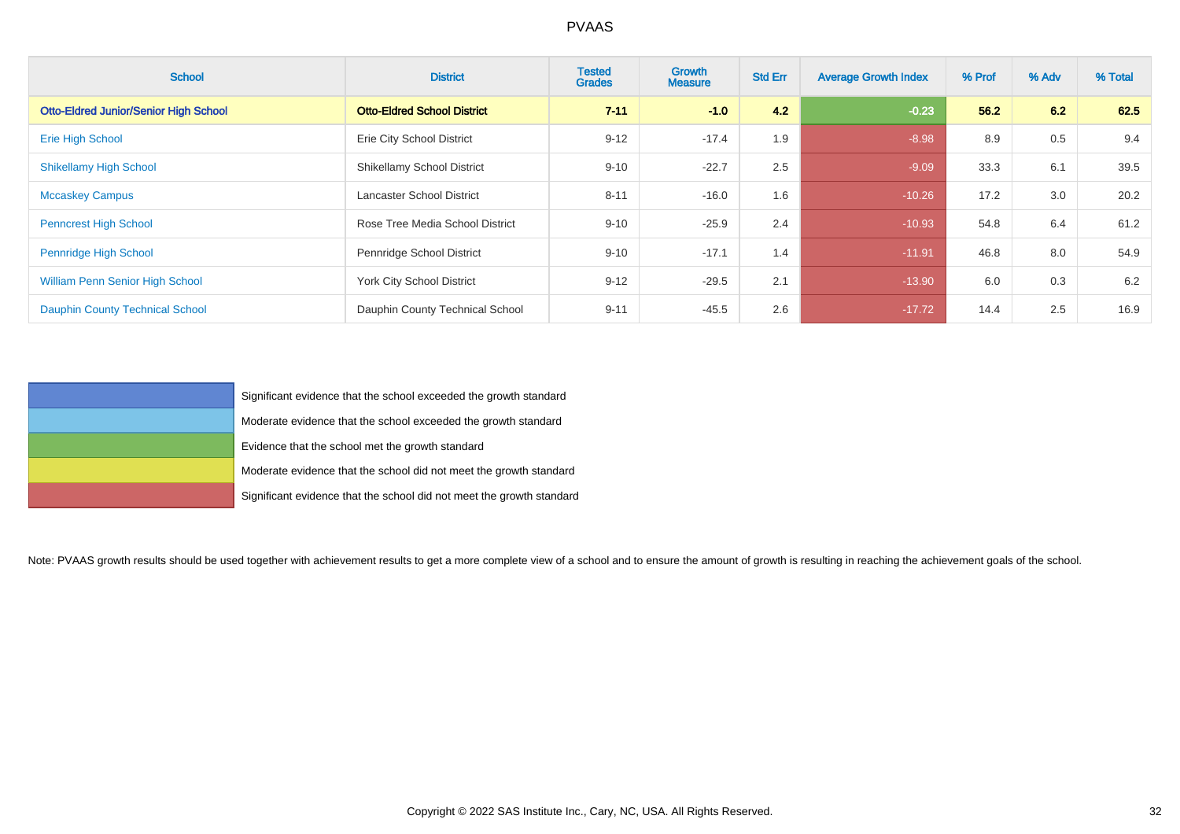# PVAAS

| School | District | Tested Grades | Growth Measure | Std Err | Average Growth Index | % Prof | % Adv | % Total |
|---|---|---|---|---|---|---|---|---|
| **Otto-Eldred Junior/Senior High School** | **Otto-Eldred School District** | **7-11** | **-1.0** | **4.2** | **-0.23** | **56.2** | **6.2** | **62.5** |
| Erie High School | Erie City School District | 9-12 | -17.4 | 1.9 | -8.98 | 8.9 | 0.5 | 9.4 |
| Shikellamy High School | Shikellamy School District | 9-10 | -22.7 | 2.5 | -9.09 | 33.3 | 6.1 | 39.5 |
| Mccaskey Campus | Lancaster School District | 8-11 | -16.0 | 1.6 | -10.26 | 17.2 | 3.0 | 20.2 |
| Penncrest High School | Rose Tree Media School District | 9-10 | -25.9 | 2.4 | -10.93 | 54.8 | 6.4 | 61.2 |
| Pennridge High School | Pennridge School District | 9-10 | -17.1 | 1.4 | -11.91 | 46.8 | 8.0 | 54.9 |
| William Penn Senior High School | York City School District | 9-12 | -29.5 | 2.1 | -13.90 | 6.0 | 0.3 | 6.2 |
| Dauphin County Technical School | Dauphin County Technical School | 9-11 | -45.5 | 2.6 | -17.72 | 14.4 | 2.5 | 16.9 |

Significant evidence that the school exceeded the growth standard

Moderate evidence that the school exceeded the growth standard

Evidence that the school met the growth standard

Moderate evidence that the school did not meet the growth standard

Significant evidence that the school did not meet the growth standard

Note: PVAAS growth results should be used together with achievement results to get a more complete view of a school and to ensure the amount of growth is resulting in reaching the achievement goals of the school.

Copyright © 2022 SAS Institute Inc., Cary, NC, USA. All Rights Reserved.